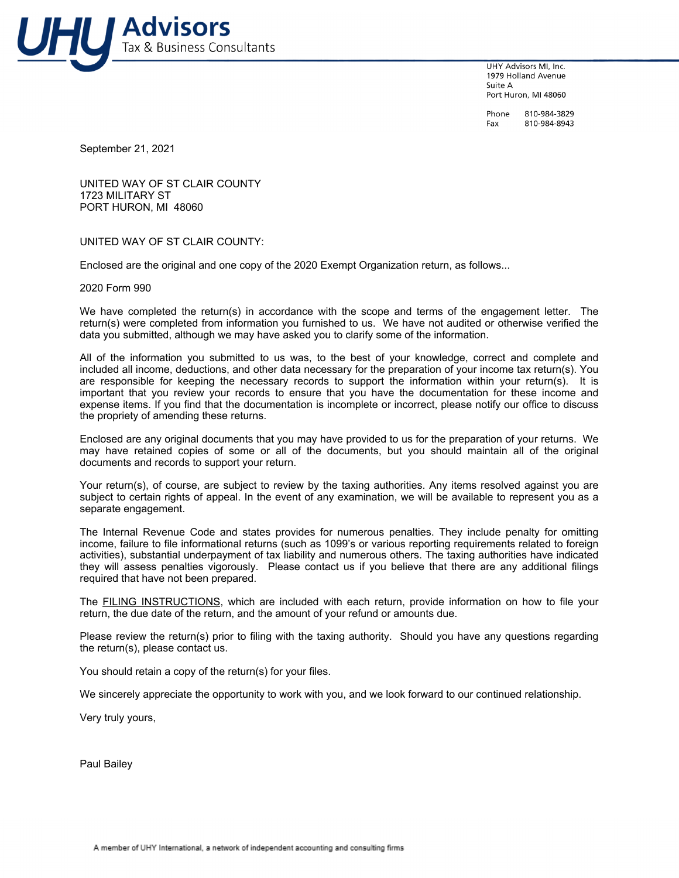# UHY Advisors
Tax & Business Consultants

UHY Advisors MI, Inc.
1979 Holland Avenue
Suite A
Port Huron, MI 48060

Phone 810-984-3829
Fax 810-984-8943

September 21, 2021

UNITED WAY OF ST CLAIR COUNTY
1723 MILITARY ST
PORT HURON, MI 48060

UNITED WAY OF ST CLAIR COUNTY:

Enclosed are the original and one copy of the 2020 Exempt Organization return, as follows...

2020 Form 990

We have completed the return(s) in accordance with the scope and terms of the engagement letter. The return(s) were completed from information you furnished to us. We have not audited or otherwise verified the data you submitted, although we may have asked you to clarify some of the information.

All of the information you submitted to us was, to the best of your knowledge, correct and complete and included all income, deductions, and other data necessary for the preparation of your income tax return(s). You are responsible for keeping the necessary records to support the information within your return(s). It is important that you review your records to ensure that you have the documentation for these income and expense items. If you find that the documentation is incomplete or incorrect, please notify our office to discuss the propriety of amending these returns.

Enclosed are any original documents that you may have provided to us for the preparation of your returns. We may have retained copies of some or all of the documents, but you should maintain all of the original documents and records to support your return.

Your return(s), of course, are subject to review by the taxing authorities. Any items resolved against you are subject to certain rights of appeal. In the event of any examination, we will be available to represent you as a separate engagement.

The Internal Revenue Code and states provides for numerous penalties. They include penalty for omitting income, failure to file informational returns (such as 1099's or various reporting requirements related to foreign activities), substantial underpayment of tax liability and numerous others. The taxing authorities have indicated they will assess penalties vigorously. Please contact us if you believe that there are any additional filings required that have not been prepared.

The FILING INSTRUCTIONS, which are included with each return, provide information on how to file your return, the due date of the return, and the amount of your refund or amounts due.

Please review the return(s) prior to filing with the taxing authority. Should you have any questions regarding the return(s), please contact us.

You should retain a copy of the return(s) for your files.

We sincerely appreciate the opportunity to work with you, and we look forward to our continued relationship.

Very truly yours,

Paul Bailey

A member of UHY International, a network of independent accounting and consulting firms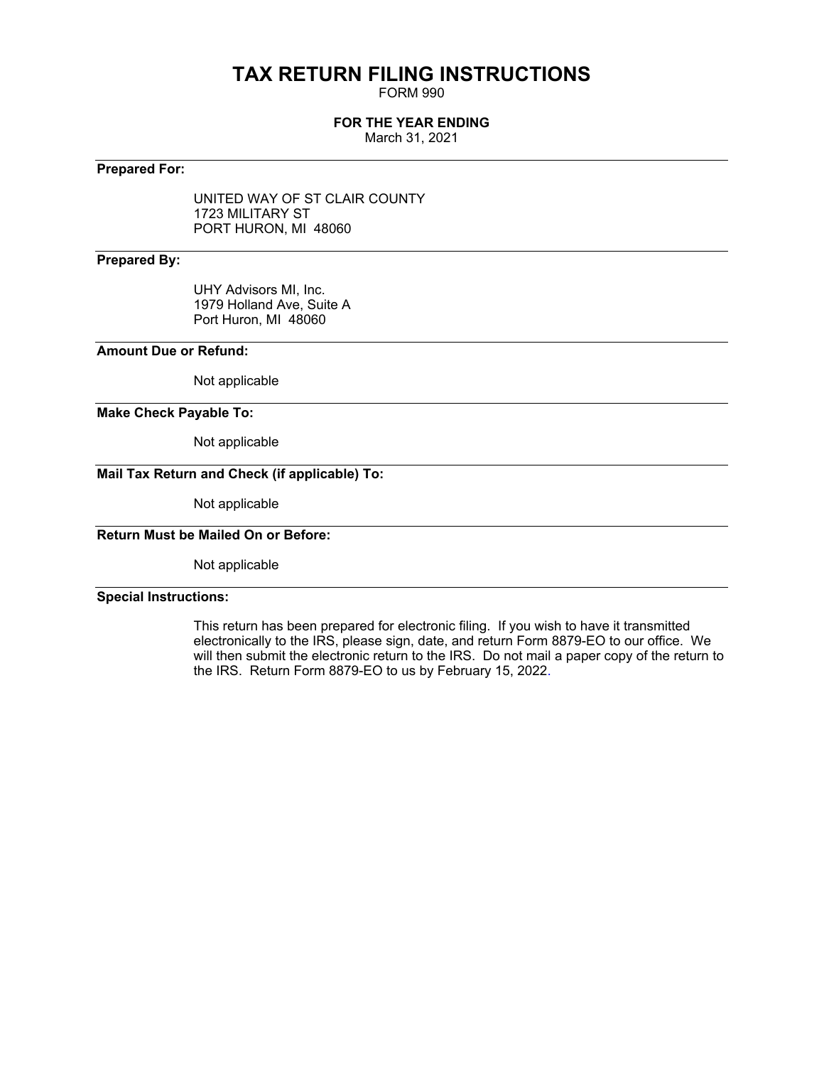# TAX RETURN FILING INSTRUCTIONS

FORM 990

**FOR THE YEAR ENDING**

March 31, 2021

---

**Prepared For:**

UNITED WAY OF ST CLAIR COUNTY
1723 MILITARY ST
PORT HURON, MI 48060

---

**Prepared By:**

UHY Advisors MI, Inc.
1979 Holland Ave, Suite A
Port Huron, MI 48060

---

**Amount Due or Refund:**

Not applicable

---

**Make Check Payable To:**

Not applicable

---

**Mail Tax Return and Check (if applicable) To:**

Not applicable

---

**Return Must be Mailed On or Before:**

Not applicable

---

**Special Instructions:**

This return has been prepared for electronic filing. If you wish to have it transmitted electronically to the IRS, please sign, date, and return Form 8879-EO to our office. We will then submit the electronic return to the IRS. Do not mail a paper copy of the return to the IRS. Return Form 8879-EO to us by February 15, 2022.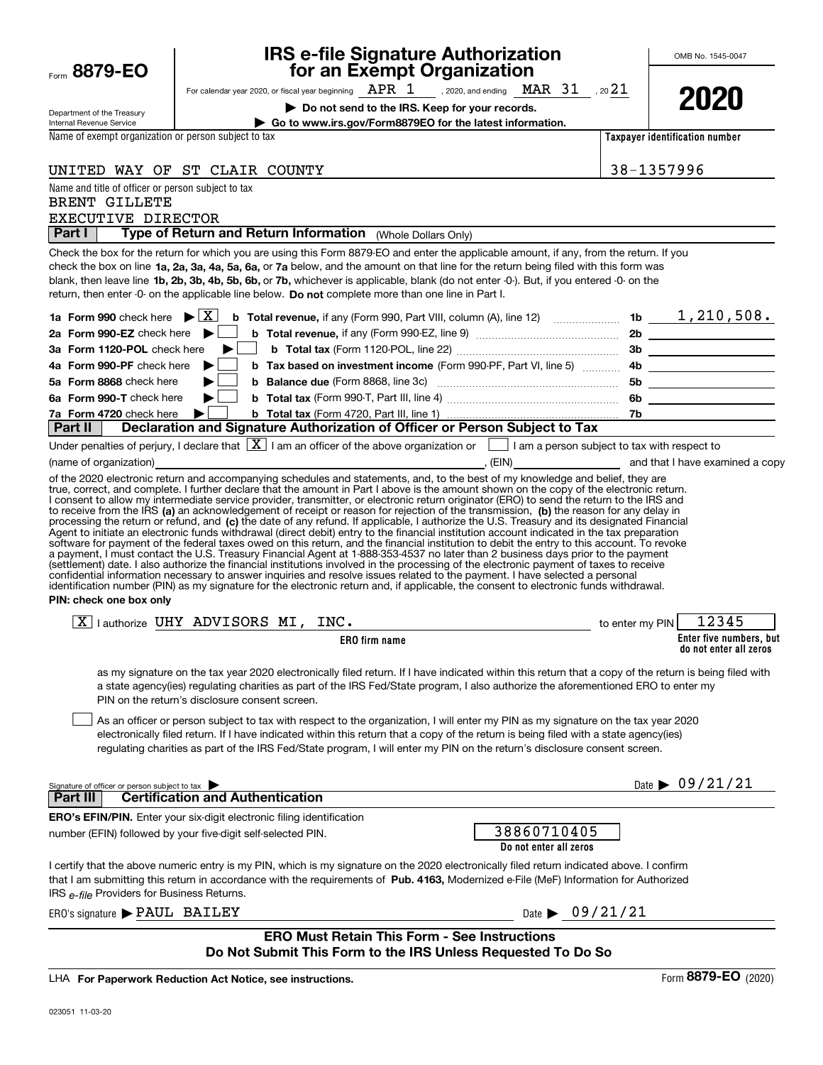Form **8879-EO**

Department of the Treasury
Internal Revenue Service

# IRS e-file Signature Authorization for an Exempt Organization

For calendar year 2020, or fiscal year beginning APR 1, 2020, and ending MAR 31, 2021

▶ **Do not send to the IRS. Keep for your records.**

▶ **Go to www.irs.gov/Form8879EO for the latest information.**

OMB No. 1545-0047

**2020**

Name of exempt organization or person subject to tax: UNITED WAY OF ST CLAIR COUNTY

**Taxpayer identification number:** 38-1357996

Name and title of officer or person subject to tax:
BRENT GILLETE
EXECUTIVE DIRECTOR

## Part I — Type of Return and Return Information (Whole Dollars Only)

Check the box for the return for which you are using this Form 8879-EO and enter the applicable amount, if any, from the return. If you check the box on line **1a, 2a, 3a, 4a, 5a, 6a,** or **7a** below, and the amount on that line for the return being filed with this form was blank, then leave line **1b, 2b, 3b, 4b, 5b, 6b,** or **7b,** whichever is applicable, blank (do not enter -0-). But, if you entered -0- on the return, then enter -0- on the applicable line below. **Do not** complete more than one line in Part I.

| | | | |
|---|---|---|---|
| **1a Form 990** check here ▶ [X] | **b Total revenue,** if any (Form 990, Part VIII, column (A), line 12) | 1b | 1,210,508. |
| **2a Form 990-EZ** check here ▶ [ ] | **b Total revenue,** if any (Form 990-EZ, line 9) | 2b | |
| **3a Form 1120-POL** check here ▶ [ ] | **b Total tax** (Form 1120-POL, line 22) | 3b | |
| **4a Form 990-PF** check here ▶ [ ] | **b Tax based on investment income** (Form 990-PF, Part VI, line 5) | 4b | |
| **5a Form 8868** check here ▶ [ ] | **b Balance due** (Form 8868, line 3c) | 5b | |
| **6a Form 990-T** check here ▶ [ ] | **b Total tax** (Form 990-T, Part III, line 4) | 6b | |
| **7a Form 4720** check here ▶ [ ] | **b Total tax** (Form 4720, Part III, line 1) | 7b | |

## Part II — Declaration and Signature Authorization of Officer or Person Subject to Tax

Under penalties of perjury, I declare that [X] I am an officer of the above organization or [ ] I am a person subject to tax with respect to (name of organization) ____________, (EIN) ____________ and that I have examined a copy of the 2020 electronic return and accompanying schedules and statements, and, to the best of my knowledge and belief, they are true, correct, and complete. I further declare that the amount in Part I above is the amount shown on the copy of the electronic return. I consent to allow my intermediate service provider, transmitter, or electronic return originator (ERO) to send the return to the IRS and to receive from the IRS **(a)** an acknowledgement of receipt or reason for rejection of the transmission, **(b)** the reason for any delay in processing the return or refund, and **(c)** the date of any refund. If applicable, I authorize the U.S. Treasury and its designated Financial Agent to initiate an electronic funds withdrawal (direct debit) entry to the financial institution account indicated in the tax preparation software for payment of the federal taxes owed on this return, and the financial institution to debit the entry to this account. To revoke a payment, I must contact the U.S. Treasury Financial Agent at 1-888-353-4537 no later than 2 business days prior to the payment (settlement) date. I also authorize the financial institutions involved in the processing of the electronic payment of taxes to receive confidential information necessary to answer inquiries and resolve issues related to the payment. I have selected a personal identification number (PIN) as my signature for the electronic return and, if applicable, the consent to electronic funds withdrawal.

**PIN: check one box only**

[X] I authorize UHY ADVISORS MI, INC. (**ERO firm name**) to enter my PIN 12345 (**Enter five numbers, but do not enter all zeros**)

as my signature on the tax year 2020 electronically filed return. If I have indicated within this return that a copy of the return is being filed with a state agency(ies) regulating charities as part of the IRS Fed/State program, I also authorize the aforementioned ERO to enter my PIN on the return's disclosure consent screen.

[ ] As an officer or person subject to tax with respect to the organization, I will enter my PIN as my signature on the tax year 2020 electronically filed return. If I have indicated within this return that a copy of the return is being filed with a state agency(ies) regulating charities as part of the IRS Fed/State program, I will enter my PIN on the return's disclosure consent screen.

Signature of officer or person subject to tax ▶ ____________ Date ▶ 09/21/21

## Part III — Certification and Authentication

**ERO's EFIN/PIN.** Enter your six-digit electronic filing identification number (EFIN) followed by your five-digit self-selected PIN. 38860710405 (**Do not enter all zeros**)

I certify that the above numeric entry is my PIN, which is my signature on the 2020 electronically filed return indicated above. I confirm that I am submitting this return in accordance with the requirements of **Pub. 4163,** Modernized e-File (MeF) Information for Authorized IRS *e-file* Providers for Business Returns.

ERO's signature ▶ PAUL BAILEY Date ▶ 09/21/21

**ERO Must Retain This Form - See Instructions**
**Do Not Submit This Form to the IRS Unless Requested To Do So**

LHA **For Paperwork Reduction Act Notice, see instructions.** Form **8879-EO** (2020)

023051 11-03-20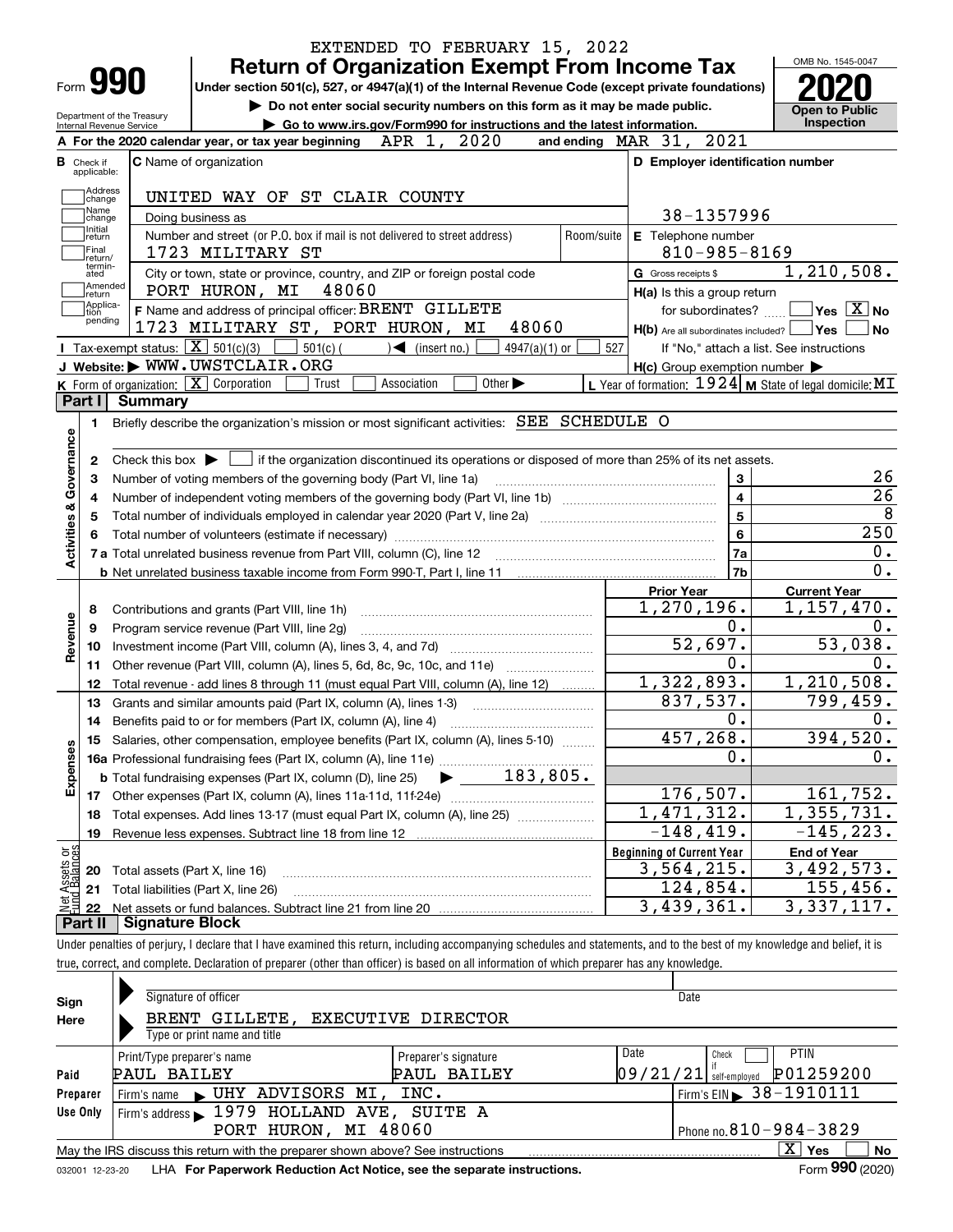EXTENDED TO FEBRUARY 15, 2022

# Form 990 — Return of Organization Exempt From Income Tax (2020)

Under section 501(c), 527, or 4947(a)(1) of the Internal Revenue Code (except private foundations)

▶ Do not enter social security numbers on this form as it may be made public.

▶ Go to www.irs.gov/Form990 for instructions and the latest information.

Department of the Treasury, Internal Revenue Service

OMB No. 1545-0047 — **Open to Public Inspection**

**A** For the 2020 calendar year, or tax year beginning APR 1, 2020 and ending MAR 31, 2021

**B** Check if applicable: Address change, Name change, Initial return, Final return/terminated, Amended return, Application pending

**C** Name of organization: UNITED WAY OF ST CLAIR COUNTY

Doing business as

Number and street (or P.O. box if mail is not delivered to street address): 1723 MILITARY ST — Room/suite

City or town, state or province, country, and ZIP or foreign postal code: PORT HURON, MI 48060

**D** Employer identification number: 38-1357996

**E** Telephone number: 810-985-8169

**G** Gross receipts $ 1,210,508.

**F** Name and address of principal officer: BRENT GILLETE, 1723 MILITARY ST, PORT HURON, MI 48060

**H(a)** Is this a group return for subordinates? ☐ Yes ☒ No

**H(b)** Are all subordinates included? ☐ Yes ☐ No — If "No," attach a list. See instructions

**H(c)** Group exemption number ▶

**I** Tax-exempt status: ☒ 501(c)(3) ☐ 501(c) ( ) ◀ (insert no.) ☐ 4947(a)(1) or ☐ 527

**J** Website: ▶ WWW.UWSTCLAIR.ORG

**K** Form of organization: ☒ Corporation ☐ Trust ☐ Association ☐ Other ▶

**L** Year of formation: 1924 **M** State of legal domicile: MI

## Part I Summary

**Activities & Governance**

1. Briefly describe the organization's mission or most significant activities: SEE SCHEDULE O
2. Check this box ▶ ☐ if the organization discontinued its operations or disposed of more than 25% of its net assets.

| | | Line | |
|---|---|---|---|
| 3 | Number of voting members of the governing body (Part VI, line 1a) | 3 | 26 |
| 4 | Number of independent voting members of the governing body (Part VI, line 1b) | 4 | 26 |
| 5 | Total number of individuals employed in calendar year 2020 (Part V, line 2a) | 5 | 8 |
| 6 | Total number of volunteers (estimate if necessary) | 6 | 250 |
| 7a | Total unrelated business revenue from Part VIII, column (C), line 12 | 7a | 0. |
| b | Net unrelated business taxable income from Form 990-T, Part I, line 11 | 7b | 0. |

| | | Prior Year | Current Year |
|---|---|---|---|
| **Revenue** | | | |
| 8 | Contributions and grants (Part VIII, line 1h) | 1,270,196. | 1,157,470. |
| 9 | Program service revenue (Part VIII, line 2g) | 0. | 0. |
| 10 | Investment income (Part VIII, column (A), lines 3, 4, and 7d) | 52,697. | 53,038. |
| 11 | Other revenue (Part VIII, column (A), lines 5, 6d, 8c, 9c, 10c, and 11e) | 0. | 0. |
| 12 | Total revenue - add lines 8 through 11 (must equal Part VIII, column (A), line 12) | 1,322,893. | 1,210,508. |
| **Expenses** | | | |
| 13 | Grants and similar amounts paid (Part IX, column (A), lines 1-3) | 837,537. | 799,459. |
| 14 | Benefits paid to or for members (Part IX, column (A), line 4) | 0. | 0. |
| 15 | Salaries, other compensation, employee benefits (Part IX, column (A), lines 5-10) | 457,268. | 394,520. |
| 16a | Professional fundraising fees (Part IX, column (A), line 11e) | 0. | 0. |
| b | Total fundraising expenses (Part IX, column (D), line 25) ▶ 183,805. | | |
| 17 | Other expenses (Part IX, column (A), lines 11a-11d, 11f-24e) | 176,507. | 161,752. |
| 18 | Total expenses. Add lines 13-17 (must equal Part IX, column (A), line 25) | 1,471,312. | 1,355,731. |
| 19 | Revenue less expenses. Subtract line 18 from line 12 | -148,419. | -145,223. |

| **Net Assets or Fund Balances** | | Beginning of Current Year | End of Year |
|---|---|---|---|
| 20 | Total assets (Part X, line 16) | 3,564,215. | 3,492,573. |
| 21 | Total liabilities (Part X, line 26) | 124,854. | 155,456. |
| 22 | Net assets or fund balances. Subtract line 21 from line 20 | 3,439,361. | 3,337,117. |

## Part II Signature Block

Under penalties of perjury, I declare that I have examined this return, including accompanying schedules and statements, and to the best of my knowledge and belief, it is true, correct, and complete. Declaration of preparer (other than officer) is based on all information of which preparer has any knowledge.

**Sign Here**

Signature of officer — Date

BRENT GILLETE, EXECUTIVE DIRECTOR

Type or print name and title

**Paid Preparer Use Only**

| Print/Type preparer's name | Preparer's signature | Date | Check if self-employed | PTIN |
|---|---|---|---|---|
| PAUL BAILEY | PAUL BAILEY | 09/21/21 | ☐ | P01259200 |

Firm's name ▶ UHY ADVISORS MI, INC. — Firm's EIN ▶ 38-1910111

Firm's address ▶ 1979 HOLLAND AVE, SUITE A, PORT HURON, MI 48060 — Phone no. 810-984-3829

May the IRS discuss this return with the preparer shown above? See instructions ☒ Yes ☐ No

032001 12-23-20 LHA For Paperwork Reduction Act Notice, see the separate instructions. Form 990 (2020)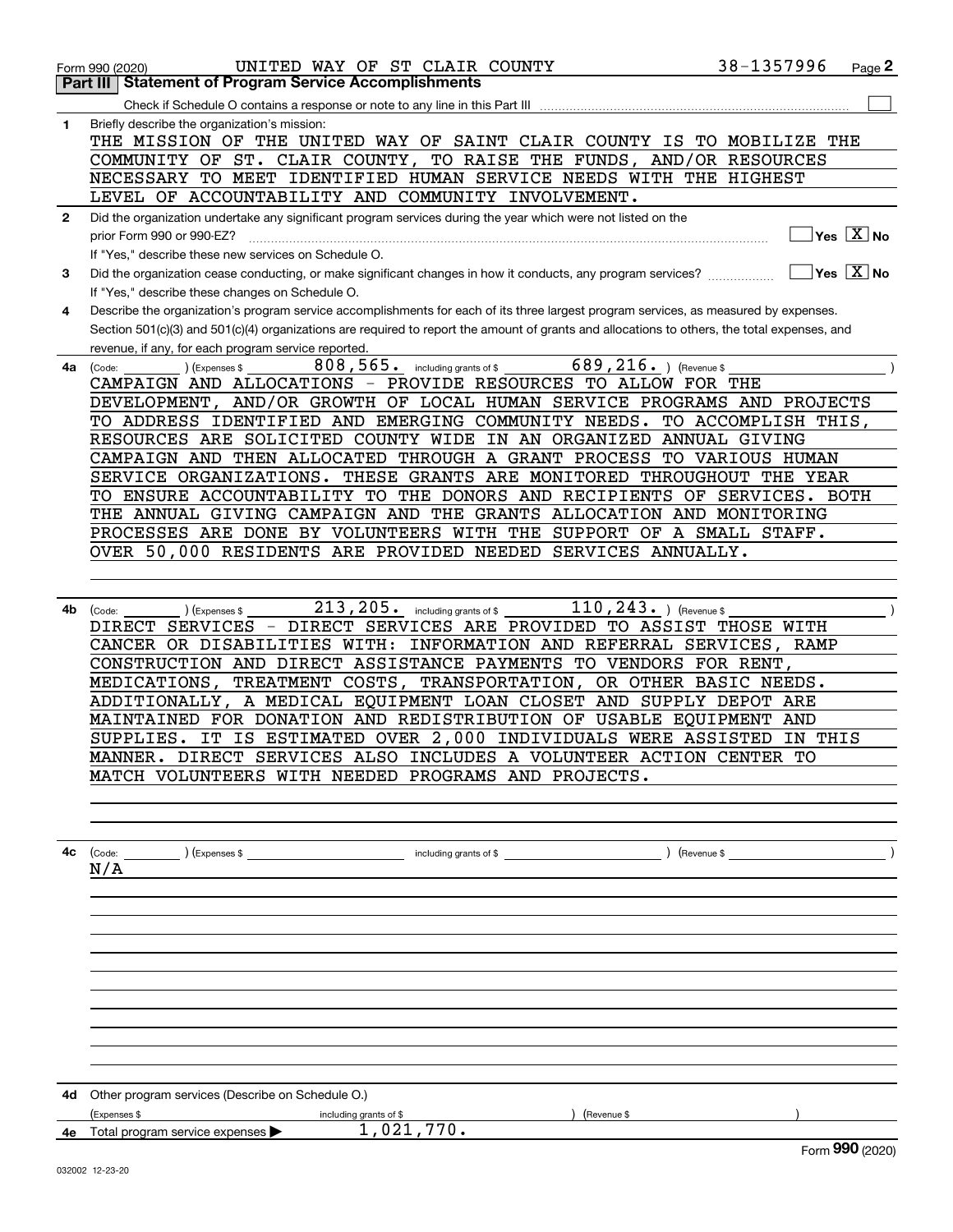Form 990 (2020) UNITED WAY OF ST CLAIR COUNTY 38-1357996 Page 2

## Part III Statement of Program Service Accomplishments

Check if Schedule O contains a response or note to any line in this Part III ☐

**1** Briefly describe the organization's mission:

THE MISSION OF THE UNITED WAY OF SAINT CLAIR COUNTY IS TO MOBILIZE THE COMMUNITY OF ST. CLAIR COUNTY, TO RAISE THE FUNDS, AND/OR RESOURCES NECESSARY TO MEET IDENTIFIED HUMAN SERVICE NEEDS WITH THE HIGHEST LEVEL OF ACCOUNTABILITY AND COMMUNITY INVOLVEMENT.

**2** Did the organization undertake any significant program services during the year which were not listed on the prior Form 990 or 990-EZ? ☐ Yes ☒ No

If "Yes," describe these new services on Schedule O.

**3** Did the organization cease conducting, or make significant changes in how it conducts, any program services? ☐ Yes ☒ No

If "Yes," describe these changes on Schedule O.

**4** Describe the organization's program service accomplishments for each of its three largest program services, as measured by expenses. Section 501(c)(3) and 501(c)(4) organizations are required to report the amount of grants and allocations to others, the total expenses, and revenue, if any, for each program service reported.

**4a** (Code: ) (Expenses $ 808,565. including grants of $ 689,216. ) (Revenue $ )

CAMPAIGN AND ALLOCATIONS - PROVIDE RESOURCES TO ALLOW FOR THE DEVELOPMENT, AND/OR GROWTH OF LOCAL HUMAN SERVICE PROGRAMS AND PROJECTS TO ADDRESS IDENTIFIED AND EMERGING COMMUNITY NEEDS. TO ACCOMPLISH THIS, RESOURCES ARE SOLICITED COUNTY WIDE IN AN ORGANIZED ANNUAL GIVING CAMPAIGN AND THEN ALLOCATED THROUGH A GRANT PROCESS TO VARIOUS HUMAN SERVICE ORGANIZATIONS. THESE GRANTS ARE MONITORED THROUGHOUT THE YEAR TO ENSURE ACCOUNTABILITY TO THE DONORS AND RECIPIENTS OF SERVICES. BOTH THE ANNUAL GIVING CAMPAIGN AND THE GRANTS ALLOCATION AND MONITORING PROCESSES ARE DONE BY VOLUNTEERS WITH THE SUPPORT OF A SMALL STAFF. OVER 50,000 RESIDENTS ARE PROVIDED NEEDED SERVICES ANNUALLY.

**4b** (Code: ) (Expenses $ 213,205. including grants of $ 110,243. ) (Revenue $ )

DIRECT SERVICES - DIRECT SERVICES ARE PROVIDED TO ASSIST THOSE WITH CANCER OR DISABILITIES WITH: INFORMATION AND REFERRAL SERVICES, RAMP CONSTRUCTION AND DIRECT ASSISTANCE PAYMENTS TO VENDORS FOR RENT, MEDICATIONS, TREATMENT COSTS, TRANSPORTATION, OR OTHER BASIC NEEDS. ADDITIONALLY, A MEDICAL EQUIPMENT LOAN CLOSET AND SUPPLY DEPOT ARE MAINTAINED FOR DONATION AND REDISTRIBUTION OF USABLE EQUIPMENT AND SUPPLIES. IT IS ESTIMATED OVER 2,000 INDIVIDUALS WERE ASSISTED IN THIS MANNER. DIRECT SERVICES ALSO INCLUDES A VOLUNTEER ACTION CENTER TO MATCH VOLUNTEERS WITH NEEDED PROGRAMS AND PROJECTS.

**4c** (Code: ) (Expenses $ including grants of $ ) (Revenue $ )

N/A

**4d** Other program services (Describe on Schedule O.)

(Expenses $ including grants of $ ) (Revenue $ )

**4e** Total program service expenses ▶ 1,021,770.

Form **990** (2020)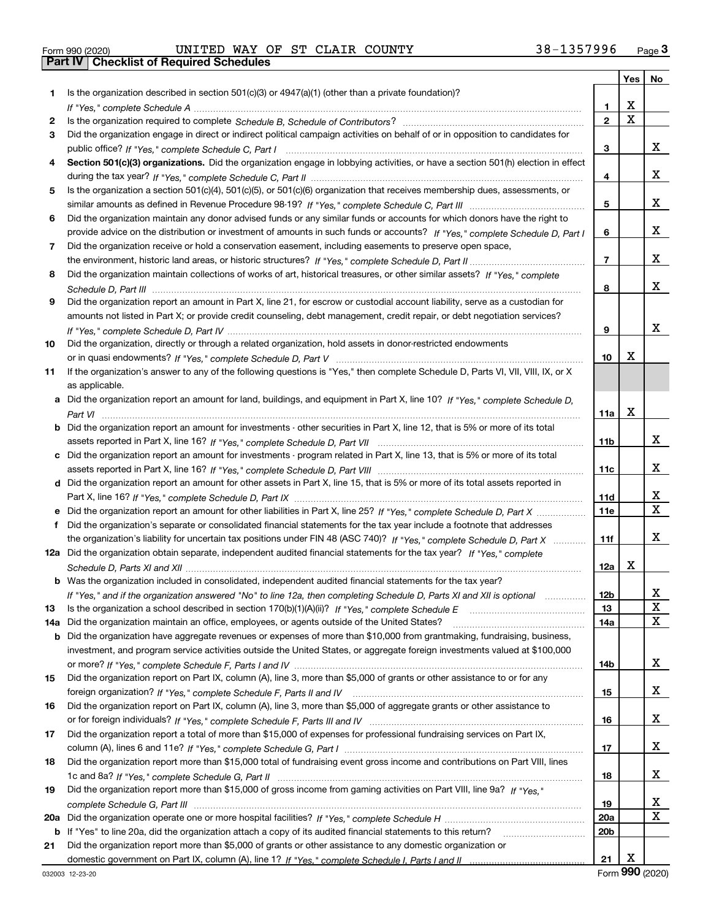Form 990 (2020) UNITED WAY OF ST CLAIR COUNTY 38-1357996

## Part IV Checklist of Required Schedules

| | | | Yes | No |
|---|---|---|---|---|
| **1** | Is the organization described in section 501(c)(3) or 4947(a)(1) (other than a private foundation)? *If "Yes," complete Schedule A* | 1 | X | |
| **2** | Is the organization required to complete *Schedule B, Schedule of Contributors*? | 2 | X | |
| **3** | Did the organization engage in direct or indirect political campaign activities on behalf of or in opposition to candidates for public office? *If "Yes," complete Schedule C, Part I* | 3 | | X |
| **4** | **Section 501(c)(3) organizations.** Did the organization engage in lobbying activities, or have a section 501(h) election in effect during the tax year? *If "Yes," complete Schedule C, Part II* | 4 | | X |
| **5** | Is the organization a section 501(c)(4), 501(c)(5), or 501(c)(6) organization that receives membership dues, assessments, or similar amounts as defined in Revenue Procedure 98-19? *If "Yes," complete Schedule C, Part III* | 5 | | X |
| **6** | Did the organization maintain any donor advised funds or any similar funds or accounts for which donors have the right to provide advice on the distribution or investment of amounts in such funds or accounts? *If "Yes," complete Schedule D, Part I* | 6 | | X |
| **7** | Did the organization receive or hold a conservation easement, including easements to preserve open space, the environment, historic land areas, or historic structures? *If "Yes," complete Schedule D, Part II* | 7 | | X |
| **8** | Did the organization maintain collections of works of art, historical treasures, or other similar assets? *If "Yes," complete Schedule D, Part III* | 8 | | X |
| **9** | Did the organization report an amount in Part X, line 21, for escrow or custodial account liability, serve as a custodian for amounts not listed in Part X; or provide credit counseling, debt management, credit repair, or debt negotiation services? *If "Yes," complete Schedule D, Part IV* | 9 | | X |
| **10** | Did the organization, directly or through a related organization, hold assets in donor-restricted endowments or in quasi endowments? *If "Yes," complete Schedule D, Part V* | 10 | X | |
| **11** | If the organization's answer to any of the following questions is "Yes," then complete Schedule D, Parts VI, VII, VIII, IX, or X as applicable. | | | |
| **a** | Did the organization report an amount for land, buildings, and equipment in Part X, line 10? *If "Yes," complete Schedule D, Part VI* | 11a | X | |
| **b** | Did the organization report an amount for investments - other securities in Part X, line 12, that is 5% or more of its total assets reported in Part X, line 16? *If "Yes," complete Schedule D, Part VII* | 11b | | X |
| **c** | Did the organization report an amount for investments - program related in Part X, line 13, that is 5% or more of its total assets reported in Part X, line 16? *If "Yes," complete Schedule D, Part VIII* | 11c | | X |
| **d** | Did the organization report an amount for other assets in Part X, line 15, that is 5% or more of its total assets reported in Part X, line 16? *If "Yes," complete Schedule D, Part IX* | 11d | | X |
| **e** | Did the organization report an amount for other liabilities in Part X, line 25? *If "Yes," complete Schedule D, Part X* | 11e | | X |
| **f** | Did the organization's separate or consolidated financial statements for the tax year include a footnote that addresses the organization's liability for uncertain tax positions under FIN 48 (ASC 740)? *If "Yes," complete Schedule D, Part X* | 11f | | X |
| **12a** | Did the organization obtain separate, independent audited financial statements for the tax year? *If "Yes," complete Schedule D, Parts XI and XII* | 12a | X | |
| **b** | Was the organization included in consolidated, independent audited financial statements for the tax year? *If "Yes," and if the organization answered "No" to line 12a, then completing Schedule D, Parts XI and XII is optional* | 12b | | X |
| **13** | Is the organization a school described in section 170(b)(1)(A)(ii)? *If "Yes," complete Schedule E* | 13 | | X |
| **14a** | Did the organization maintain an office, employees, or agents outside of the United States? | 14a | | X |
| **b** | Did the organization have aggregate revenues or expenses of more than $10,000 from grantmaking, fundraising, business, investment, and program service activities outside the United States, or aggregate foreign investments valued at $100,000 or more? *If "Yes," complete Schedule F, Parts I and IV* | 14b | | X |
| **15** | Did the organization report on Part IX, column (A), line 3, more than $5,000 of grants or other assistance to or for any foreign organization? *If "Yes," complete Schedule F, Parts II and IV* | 15 | | X |
| **16** | Did the organization report on Part IX, column (A), line 3, more than $5,000 of aggregate grants or other assistance to or for foreign individuals? *If "Yes," complete Schedule F, Parts III and IV* | 16 | | X |
| **17** | Did the organization report a total of more than $15,000 of expenses for professional fundraising services on Part IX, column (A), lines 6 and 11e? *If "Yes," complete Schedule G, Part I* | 17 | | X |
| **18** | Did the organization report more than $15,000 total of fundraising event gross income and contributions on Part VIII, lines 1c and 8a? *If "Yes," complete Schedule G, Part II* | 18 | | X |
| **19** | Did the organization report more than $15,000 of gross income from gaming activities on Part VIII, line 9a? *If "Yes," complete Schedule G, Part III* | 19 | | X |
| **20a** | Did the organization operate one or more hospital facilities? *If "Yes," complete Schedule H* | 20a | | X |
| **b** | If "Yes" to line 20a, did the organization attach a copy of its audited financial statements to this return? | 20b | | |
| **21** | Did the organization report more than $5,000 of grants or other assistance to any domestic organization or domestic government on Part IX, column (A), line 1? *If "Yes," complete Schedule I, Parts I and II* | 21 | X | |

032003 12-23-20 Form **990** (2020)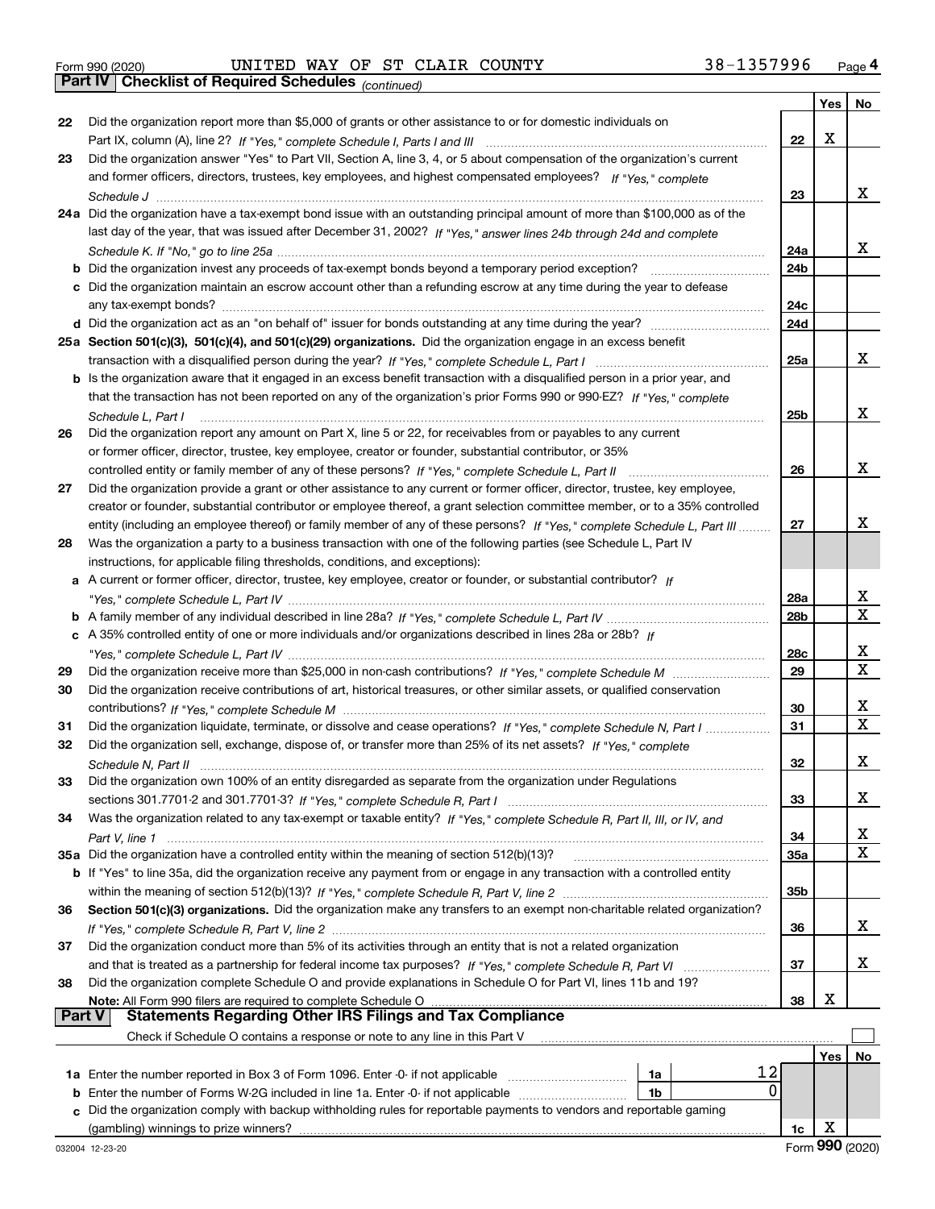Form 990 (2020) UNITED WAY OF ST CLAIR COUNTY 38-1357996

## Part IV Checklist of Required Schedules *(continued)*

| | | | Yes | No |
|---|---|---|---|---|
| 22 | Did the organization report more than $5,000 of grants or other assistance to or for domestic individuals on Part IX, column (A), line 2? *If "Yes," complete Schedule I, Parts I and III* | 22 | X | |
| 23 | Did the organization answer "Yes" to Part VII, Section A, line 3, 4, or 5 about compensation of the organization's current and former officers, directors, trustees, key employees, and highest compensated employees? *If "Yes," complete Schedule J* | 23 | | X |
| 24a | Did the organization have a tax-exempt bond issue with an outstanding principal amount of more than $100,000 as of the last day of the year, that was issued after December 31, 2002? *If "Yes," answer lines 24b through 24d and complete Schedule K. If "No," go to line 25a* | 24a | | X |
| b | Did the organization invest any proceeds of tax-exempt bonds beyond a temporary period exception? | 24b | | |
| c | Did the organization maintain an escrow account other than a refunding escrow at any time during the year to defease any tax-exempt bonds? | 24c | | |
| d | Did the organization act as an "on behalf of" issuer for bonds outstanding at any time during the year? | 24d | | |
| 25a | **Section 501(c)(3), 501(c)(4), and 501(c)(29) organizations.** Did the organization engage in an excess benefit transaction with a disqualified person during the year? *If "Yes," complete Schedule L, Part I* | 25a | | X |
| b | Is the organization aware that it engaged in an excess benefit transaction with a disqualified person in a prior year, and that the transaction has not been reported on any of the organization's prior Forms 990 or 990-EZ? *If "Yes," complete Schedule L, Part I* | 25b | | X |
| 26 | Did the organization report any amount on Part X, line 5 or 22, for receivables from or payables to any current or former officer, director, trustee, key employee, creator or founder, substantial contributor, or 35% controlled entity or family member of any of these persons? *If "Yes," complete Schedule L, Part II* | 26 | | X |
| 27 | Did the organization provide a grant or other assistance to any current or former officer, director, trustee, key employee, creator or founder, substantial contributor or employee thereof, a grant selection committee member, or to a 35% controlled entity (including an employee thereof) or family member of any of these persons? *If "Yes," complete Schedule L, Part III* | 27 | | X |
| 28 | Was the organization a party to a business transaction with one of the following parties (see Schedule L, Part IV instructions, for applicable filing thresholds, conditions, and exceptions): | | | |
| a | A current or former officer, director, trustee, key employee, creator or founder, or substantial contributor? *If "Yes," complete Schedule L, Part IV* | 28a | | X |
| b | A family member of any individual described in line 28a? *If "Yes," complete Schedule L, Part IV* | 28b | | X |
| c | A 35% controlled entity of one or more individuals and/or organizations described in lines 28a or 28b? *If "Yes," complete Schedule L, Part IV* | 28c | | X |
| 29 | Did the organization receive more than $25,000 in non-cash contributions? *If "Yes," complete Schedule M* | 29 | | X |
| 30 | Did the organization receive contributions of art, historical treasures, or other similar assets, or qualified conservation contributions? *If "Yes," complete Schedule M* | 30 | | X |
| 31 | Did the organization liquidate, terminate, or dissolve and cease operations? *If "Yes," complete Schedule N, Part I* | 31 | | X |
| 32 | Did the organization sell, exchange, dispose of, or transfer more than 25% of its net assets? *If "Yes," complete Schedule N, Part II* | 32 | | X |
| 33 | Did the organization own 100% of an entity disregarded as separate from the organization under Regulations sections 301.7701-2 and 301.7701-3? *If "Yes," complete Schedule R, Part I* | 33 | | X |
| 34 | Was the organization related to any tax-exempt or taxable entity? *If "Yes," complete Schedule R, Part II, III, or IV, and Part V, line 1* | 34 | | X |
| 35a | Did the organization have a controlled entity within the meaning of section 512(b)(13)? | 35a | | X |
| b | If "Yes" to line 35a, did the organization receive any payment from or engage in any transaction with a controlled entity within the meaning of section 512(b)(13)? *If "Yes," complete Schedule R, Part V, line 2* | 35b | | |
| 36 | **Section 501(c)(3) organizations.** Did the organization make any transfers to an exempt non-charitable related organization? *If "Yes," complete Schedule R, Part V, line 2* | 36 | | X |
| 37 | Did the organization conduct more than 5% of its activities through an entity that is not a related organization and that is treated as a partnership for federal income tax purposes? *If "Yes," complete Schedule R, Part VI* | 37 | | X |
| 38 | Did the organization complete Schedule O and provide explanations in Schedule O for Part VI, lines 11b and 19? **Note:** All Form 990 filers are required to complete Schedule O | 38 | X | |

## Part V Statements Regarding Other IRS Filings and Tax Compliance

Check if Schedule O contains a response or note to any line in this Part V ☐

| | | | | | Yes | No |
|---|---|---|---|---|---|---|
| 1a | Enter the number reported in Box 3 of Form 1096. Enter -0- if not applicable | 1a | 12 | | | |
| b | Enter the number of Forms W-2G included in line 1a. Enter -0- if not applicable | 1b | 0 | | | |
| c | Did the organization comply with backup withholding rules for reportable payments to vendors and reportable gaming (gambling) winnings to prize winners? | | | 1c | X | |

032004 12-23-20 Form **990** (2020)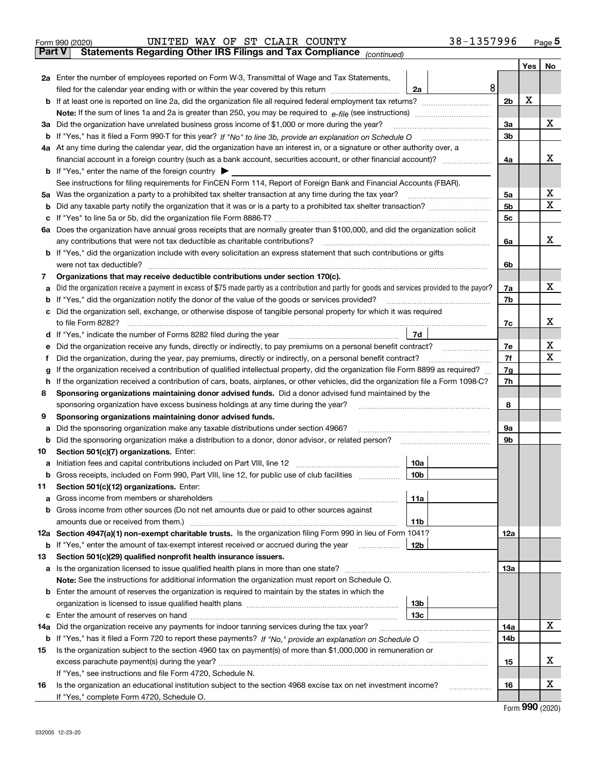Form 990 (2020) UNITED WAY OF ST CLAIR COUNTY 38-1357996

## Part V Statements Regarding Other IRS Filings and Tax Compliance *(continued)*

| | | | | Yes | No |
|---|---|---|---|---|---|
| **2a** | Enter the number of employees reported on Form W-3, Transmittal of Wage and Tax Statements, filed for the calendar year ending with or within the year covered by this return | 2a | 8 | | |
| **b** | If at least one is reported on line 2a, did the organization file all required federal employment tax returns? | | 2b | X | |
| | **Note:** If the sum of lines 1a and 2a is greater than 250, you may be required to *e-file* (see instructions) | | | | |
| **3a** | Did the organization have unrelated business gross income of $1,000 or more during the year? | | 3a | | X |
| **b** | If "Yes," has it filed a Form 990-T for this year? *If "No" to line 3b, provide an explanation on Schedule O* | | 3b | | |
| **4a** | At any time during the calendar year, did the organization have an interest in, or a signature or other authority over, a financial account in a foreign country (such as a bank account, securities account, or other financial account)? | | 4a | | X |
| **b** | If "Yes," enter the name of the foreign country ▶ | | | | |
| | See instructions for filing requirements for FinCEN Form 114, Report of Foreign Bank and Financial Accounts (FBAR). | | | | |
| **5a** | Was the organization a party to a prohibited tax shelter transaction at any time during the tax year? | | 5a | | X |
| **b** | Did any taxable party notify the organization that it was or is a party to a prohibited tax shelter transaction? | | 5b | | X |
| **c** | If "Yes" to line 5a or 5b, did the organization file Form 8886-T? | | 5c | | |
| **6a** | Does the organization have annual gross receipts that are normally greater than $100,000, and did the organization solicit any contributions that were not tax deductible as charitable contributions? | | 6a | | X |
| **b** | If "Yes," did the organization include with every solicitation an express statement that such contributions or gifts were not tax deductible? | | 6b | | |
| **7** | **Organizations that may receive deductible contributions under section 170(c).** | | | | |
| **a** | Did the organization receive a payment in excess of $75 made partly as a contribution and partly for goods and services provided to the payor? | | 7a | | X |
| **b** | If "Yes," did the organization notify the donor of the value of the goods or services provided? | | 7b | | |
| **c** | Did the organization sell, exchange, or otherwise dispose of tangible personal property for which it was required to file Form 8282? | | 7c | | X |
| **d** | If "Yes," indicate the number of Forms 8282 filed during the year | 7d | | | |
| **e** | Did the organization receive any funds, directly or indirectly, to pay premiums on a personal benefit contract? | | 7e | | X |
| **f** | Did the organization, during the year, pay premiums, directly or indirectly, on a personal benefit contract? | | 7f | | X |
| **g** | If the organization received a contribution of qualified intellectual property, did the organization file Form 8899 as required? | | 7g | | |
| **h** | If the organization received a contribution of cars, boats, airplanes, or other vehicles, did the organization file a Form 1098-C? | | 7h | | |
| **8** | **Sponsoring organizations maintaining donor advised funds.** Did a donor advised fund maintained by the sponsoring organization have excess business holdings at any time during the year? | | 8 | | |
| **9** | **Sponsoring organizations maintaining donor advised funds.** | | | | |
| **a** | Did the sponsoring organization make any taxable distributions under section 4966? | | 9a | | |
| **b** | Did the sponsoring organization make a distribution to a donor, donor advisor, or related person? | | 9b | | |
| **10** | **Section 501(c)(7) organizations.** Enter: | | | | |
| **a** | Initiation fees and capital contributions included on Part VIII, line 12 | 10a | | | |
| **b** | Gross receipts, included on Form 990, Part VIII, line 12, for public use of club facilities | 10b | | | |
| **11** | **Section 501(c)(12) organizations.** Enter: | | | | |
| **a** | Gross income from members or shareholders | 11a | | | |
| **b** | Gross income from other sources (Do not net amounts due or paid to other sources against amounts due or received from them.) | 11b | | | |
| **12a** | **Section 4947(a)(1) non-exempt charitable trusts.** Is the organization filing Form 990 in lieu of Form 1041? | | 12a | | |
| **b** | If "Yes," enter the amount of tax-exempt interest received or accrued during the year | 12b | | | |
| **13** | **Section 501(c)(29) qualified nonprofit health insurance issuers.** | | | | |
| **a** | Is the organization licensed to issue qualified health plans in more than one state? | | 13a | | |
| | **Note:** See the instructions for additional information the organization must report on Schedule O. | | | | |
| **b** | Enter the amount of reserves the organization is required to maintain by the states in which the organization is licensed to issue qualified health plans | 13b | | | |
| **c** | Enter the amount of reserves on hand | 13c | | | |
| **14a** | Did the organization receive any payments for indoor tanning services during the tax year? | | 14a | | X |
| **b** | If "Yes," has it filed a Form 720 to report these payments? *If "No," provide an explanation on Schedule O* | | 14b | | |
| **15** | Is the organization subject to the section 4960 tax on payment(s) of more than $1,000,000 in remuneration or excess parachute payment(s) during the year? | | 15 | | X |
| | If "Yes," see instructions and file Form 4720, Schedule N. | | | | |
| **16** | Is the organization an educational institution subject to the section 4968 excise tax on net investment income? | | 16 | | X |
| | If "Yes," complete Form 4720, Schedule O. | | | | |

Form **990** (2020)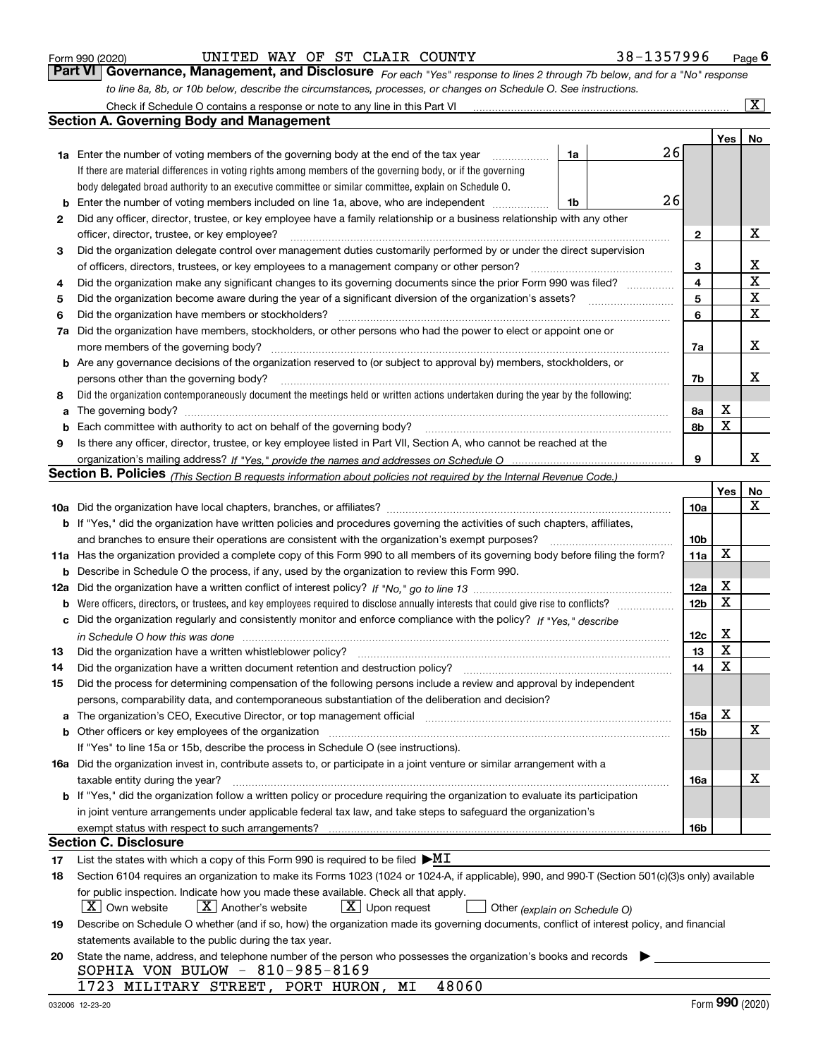Form 990 (2020) UNITED WAY OF ST CLAIR COUNTY 38-1357996 Page 6

**Part VI Governance, Management, and Disclosure** *For each "Yes" response to lines 2 through 7b below, and for a "No" response to line 8a, 8b, or 10b below, describe the circumstances, processes, or changes on Schedule O. See instructions.*

Check if Schedule O contains a response or note to any line in this Part VI [X]

## Section A. Governing Body and Management

| | | | | Yes | No |
|---|---|---|---|---|---|
| **1a** | Enter the number of voting members of the governing body at the end of the tax year. If there are material differences in voting rights among members of the governing body, or if the governing body delegated broad authority to an executive committee or similar committee, explain on Schedule O. | 1a 26 | | | |
| **b** | Enter the number of voting members included on line 1a, above, who are independent | 1b 26 | | | |
| **2** | Did any officer, director, trustee, or key employee have a family relationship or a business relationship with any other officer, director, trustee, or key employee? | | 2 | | X |
| **3** | Did the organization delegate control over management duties customarily performed by or under the direct supervision of officers, directors, trustees, or key employees to a management company or other person? | | 3 | | X |
| **4** | Did the organization make any significant changes to its governing documents since the prior Form 990 was filed? | | 4 | | X |
| **5** | Did the organization become aware during the year of a significant diversion of the organization's assets? | | 5 | | X |
| **6** | Did the organization have members or stockholders? | | 6 | | X |
| **7a** | Did the organization have members, stockholders, or other persons who had the power to elect or appoint one or more members of the governing body? | | 7a | | X |
| **b** | Are any governance decisions of the organization reserved to (or subject to approval by) members, stockholders, or persons other than the governing body? | | 7b | | X |
| **8** | Did the organization contemporaneously document the meetings held or written actions undertaken during the year by the following: | | | | |
| **a** | The governing body? | | 8a | X | |
| **b** | Each committee with authority to act on behalf of the governing body? | | 8b | X | |
| **9** | Is there any officer, director, trustee, or key employee listed in Part VII, Section A, who cannot be reached at the organization's mailing address? *If "Yes," provide the names and addresses on Schedule O* | | 9 | | X |

## Section B. Policies *(This Section B requests information about policies not required by the Internal Revenue Code.)*

| | | | Yes | No |
|---|---|---|---|---|
| **10a** | Did the organization have local chapters, branches, or affiliates? | 10a | | X |
| **b** | If "Yes," did the organization have written policies and procedures governing the activities of such chapters, affiliates, and branches to ensure their operations are consistent with the organization's exempt purposes? | 10b | | |
| **11a** | Has the organization provided a complete copy of this Form 990 to all members of its governing body before filing the form? | 11a | X | |
| **b** | Describe in Schedule O the process, if any, used by the organization to review this Form 990. | | | |
| **12a** | Did the organization have a written conflict of interest policy? *If "No," go to line 13* | 12a | X | |
| **b** | Were officers, directors, or trustees, and key employees required to disclose annually interests that could give rise to conflicts? | 12b | X | |
| **c** | Did the organization regularly and consistently monitor and enforce compliance with the policy? *If "Yes," describe in Schedule O how this was done* | 12c | X | |
| **13** | Did the organization have a written whistleblower policy? | 13 | X | |
| **14** | Did the organization have a written document retention and destruction policy? | 14 | X | |
| **15** | Did the process for determining compensation of the following persons include a review and approval by independent persons, comparability data, and contemporaneous substantiation of the deliberation and decision? | | | |
| **a** | The organization's CEO, Executive Director, or top management official | 15a | X | |
| **b** | Other officers or key employees of the organization | 15b | | X |
| | If "Yes" to line 15a or 15b, describe the process in Schedule O (see instructions). | | | |
| **16a** | Did the organization invest in, contribute assets to, or participate in a joint venture or similar arrangement with a taxable entity during the year? | 16a | | X |
| **b** | If "Yes," did the organization follow a written policy or procedure requiring the organization to evaluate its participation in joint venture arrangements under applicable federal tax law, and take steps to safeguard the organization's exempt status with respect to such arrangements? | 16b | | |

## Section C. Disclosure

**17** List the states with which a copy of this Form 990 is required to be filed ▶ MI

**18** Section 6104 requires an organization to make its Forms 1023 (1024 or 1024-A, if applicable), 990, and 990-T (Section 501(c)(3)s only) available for public inspection. Indicate how you made these available. Check all that apply.

[X] Own website [X] Another's website [X] Upon request [ ] Other *(explain on Schedule O)*

**19** Describe on Schedule O whether (and if so, how) the organization made its governing documents, conflict of interest policy, and financial statements available to the public during the tax year.

**20** State the name, address, and telephone number of the person who possesses the organization's books and records ▶

SOPHIA VON BULOW - 810-985-8169
1723 MILITARY STREET, PORT HURON, MI 48060

032006 12-23-20 Form **990** (2020)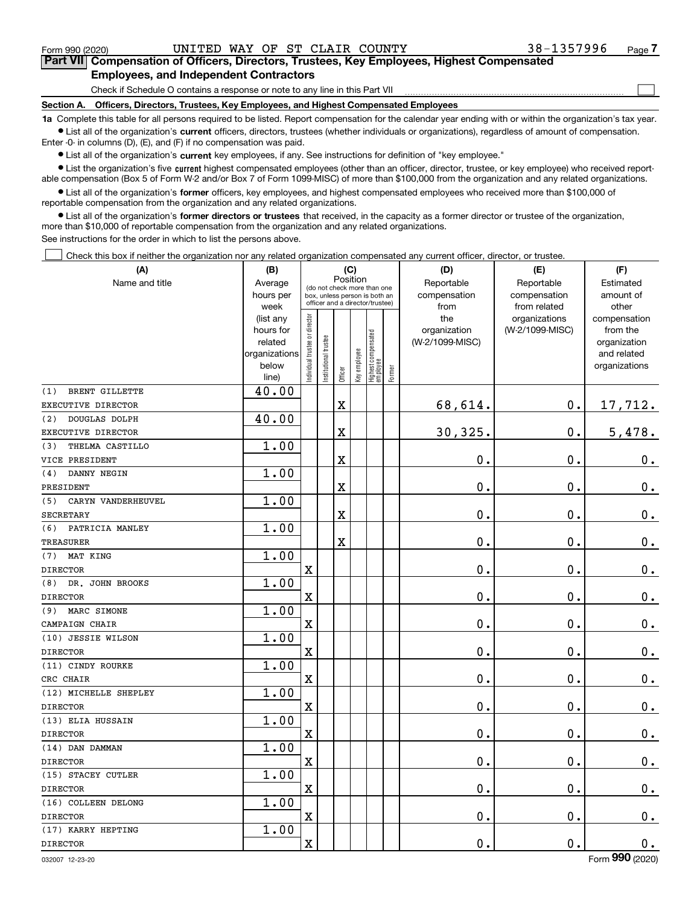Form 990 (2020) UNITED WAY OF ST CLAIR COUNTY 38-1357996

## Part VII Compensation of Officers, Directors, Trustees, Key Employees, Highest Compensated Employees, and Independent Contractors

Check if Schedule O contains a response or note to any line in this Part VII ☐

### Section A. Officers, Directors, Trustees, Key Employees, and Highest Compensated Employees

**1a** Complete this table for all persons required to be listed. Report compensation for the calendar year ending with or within the organization's tax year.

- List all of the organization's **current** officers, directors, trustees (whether individuals or organizations), regardless of amount of compensation. Enter -0- in columns (D), (E), and (F) if no compensation was paid.
- List all of the organization's **current** key employees, if any. See instructions for definition of "key employee."
- List the organization's five **current** highest compensated employees (other than an officer, director, trustee, or key employee) who received reportable compensation (Box 5 of Form W-2 and/or Box 7 of Form 1099-MISC) of more than $100,000 from the organization and any related organizations.
- List all of the organization's **former** officers, key employees, and highest compensated employees who received more than $100,000 of reportable compensation from the organization and any related organizations.
- List all of the organization's **former directors or trustees** that received, in the capacity as a former director or trustee of the organization, more than $10,000 of reportable compensation from the organization and any related organizations.

See instructions for the order in which to list the persons above.

☐ Check this box if neither the organization nor any related organization compensated any current officer, director, or trustee.

| (A) Name and title | (B) Average hours per week (list any hours for related organizations below line) | (C) Position: Individual trustee or director | Institutional trustee | Officer | Key employee | Highest compensated employee | Former | (D) Reportable compensation from the organization (W-2/1099-MISC) | (E) Reportable compensation from related organizations (W-2/1099-MISC) | (F) Estimated amount of other compensation from the organization and related organizations |
|---|---|---|---|---|---|---|---|---|---|---|
| (1) BRENT GILLETTE<br>EXECUTIVE DIRECTOR | 40.00 | | | X | | | | 68,614. | 0. | 17,712. |
| (2) DOUGLAS DOLPH<br>EXECUTIVE DIRECTOR | 40.00 | | | X | | | | 30,325. | 0. | 5,478. |
| (3) THELMA CASTILLO<br>VICE PRESIDENT | 1.00 | | | X | | | | 0. | 0. | 0. |
| (4) DANNY NEGIN<br>PRESIDENT | 1.00 | | | X | | | | 0. | 0. | 0. |
| (5) CARYN VANDERHEUVEL<br>SECRETARY | 1.00 | | | X | | | | 0. | 0. | 0. |
| (6) PATRICIA MANLEY<br>TREASURER | 1.00 | | | X | | | | 0. | 0. | 0. |
| (7) MAT KING<br>DIRECTOR | 1.00 | X | | | | | | 0. | 0. | 0. |
| (8) DR. JOHN BROOKS<br>DIRECTOR | 1.00 | X | | | | | | 0. | 0. | 0. |
| (9) MARC SIMONE<br>CAMPAIGN CHAIR | 1.00 | X | | | | | | 0. | 0. | 0. |
| (10) JESSIE WILSON<br>DIRECTOR | 1.00 | X | | | | | | 0. | 0. | 0. |
| (11) CINDY ROURKE<br>CRC CHAIR | 1.00 | X | | | | | | 0. | 0. | 0. |
| (12) MICHELLE SHEPLEY<br>DIRECTOR | 1.00 | X | | | | | | 0. | 0. | 0. |
| (13) ELIA HUSSAIN<br>DIRECTOR | 1.00 | X | | | | | | 0. | 0. | 0. |
| (14) DAN DAMMAN<br>DIRECTOR | 1.00 | X | | | | | | 0. | 0. | 0. |
| (15) STACEY CUTLER<br>DIRECTOR | 1.00 | X | | | | | | 0. | 0. | 0. |
| (16) COLLEEN DELONG<br>DIRECTOR | 1.00 | X | | | | | | 0. | 0. | 0. |
| (17) KARRY HEPTING<br>DIRECTOR | 1.00 | X | | | | | | 0. | 0. | 0. |

032007 12-23-20 Form 990 (2020)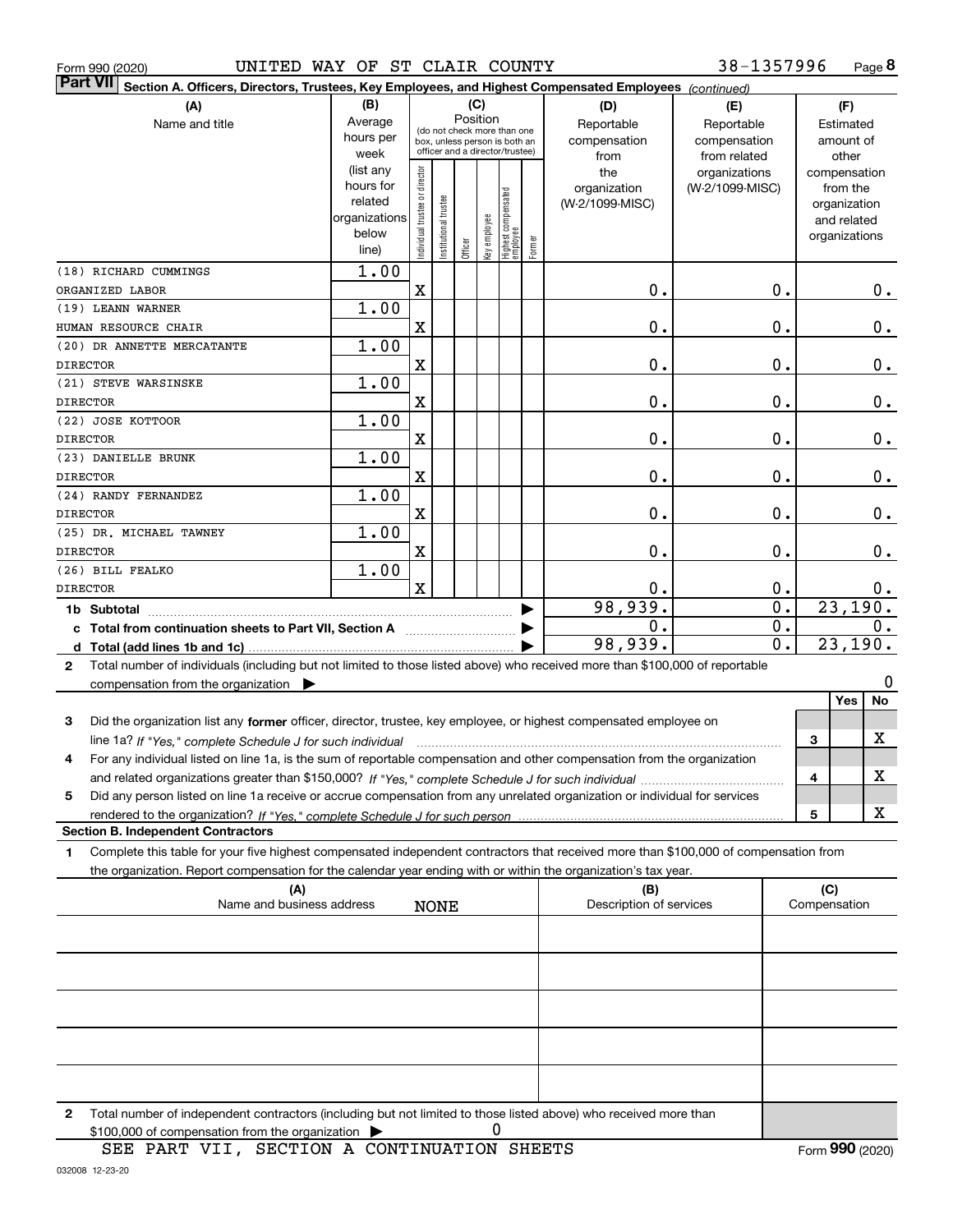Form 990 (2020) UNITED WAY OF ST CLAIR COUNTY 38-1357996 Page 8

**Part VII Section A. Officers, Directors, Trustees, Key Employees, and Highest Compensated Employees** *(continued)*

| (A) Name and title | (B) Average hours per week (list any hours for related organizations below line) | (C) Position: Individual trustee or director | Institutional trustee | Officer | Key employee | Highest compensated employee | Former | (D) Reportable compensation from the organization (W-2/1099-MISC) | (E) Reportable compensation from related organizations (W-2/1099-MISC) | (F) Estimated amount of other compensation from the organization and related organizations |
|---|---|---|---|---|---|---|---|---|---|---|
| (18) RICHARD CUMMINGS<br>ORGANIZED LABOR | 1.00 | X | | | | | | 0. | 0. | 0. |
| (19) LEANN WARNER<br>HUMAN RESOURCE CHAIR | 1.00 | X | | | | | | 0. | 0. | 0. |
| (20) DR ANNETTE MERCATANTE<br>DIRECTOR | 1.00 | X | | | | | | 0. | 0. | 0. |
| (21) STEVE WARSINSKE<br>DIRECTOR | 1.00 | X | | | | | | 0. | 0. | 0. |
| (22) JOSE KOTTOOR<br>DIRECTOR | 1.00 | X | | | | | | 0. | 0. | 0. |
| (23) DANIELLE BRUNK<br>DIRECTOR | 1.00 | X | | | | | | 0. | 0. | 0. |
| (24) RANDY FERNANDEZ<br>DIRECTOR | 1.00 | X | | | | | | 0. | 0. | 0. |
| (25) DR. MICHAEL TAWNEY<br>DIRECTOR | 1.00 | X | | | | | | 0. | 0. | 0. |
| (26) BILL FEALKO<br>DIRECTOR | 1.00 | X | | | | | | 0. | 0. | 0. |
| **1b Subtotal** | | | | | | | | 98,939. | 0. | 23,190. |
| **c Total from continuation sheets to Part VII, Section A** | | | | | | | | 0. | 0. | 0. |
| **d Total (add lines 1b and 1c)** | | | | | | | | 98,939. | 0. | 23,190. |

2 Total number of individuals (including but not limited to those listed above) who received more than $100,000 of reportable compensation from the organization ▶ 0

| | | Yes | No |
|---|---|---|---|
| 3 Did the organization list any **former** officer, director, trustee, key employee, or highest compensated employee on line 1a? *If "Yes," complete Schedule J for such individual* | 3 | | X |
| 4 For any individual listed on line 1a, is the sum of reportable compensation and other compensation from the organization and related organizations greater than $150,000? *If "Yes," complete Schedule J for such individual* | 4 | | X |
| 5 Did any person listed on line 1a receive or accrue compensation from any unrelated organization or individual for services rendered to the organization? *If "Yes," complete Schedule J for such person* | 5 | | X |

**Section B. Independent Contractors**

1 Complete this table for your five highest compensated independent contractors that received more than $100,000 of compensation from the organization. Report compensation for the calendar year ending with or within the organization's tax year.

| (A) Name and business address | (B) Description of services | (C) Compensation |
|---|---|---|
| NONE | | |
| | | |
| | | |
| | | |
| | | |

2 Total number of independent contractors (including but not limited to those listed above) who received more than $100,000 of compensation from the organization ▶ 0

SEE PART VII, SECTION A CONTINUATION SHEETS

Form **990** (2020)

032008 12-23-20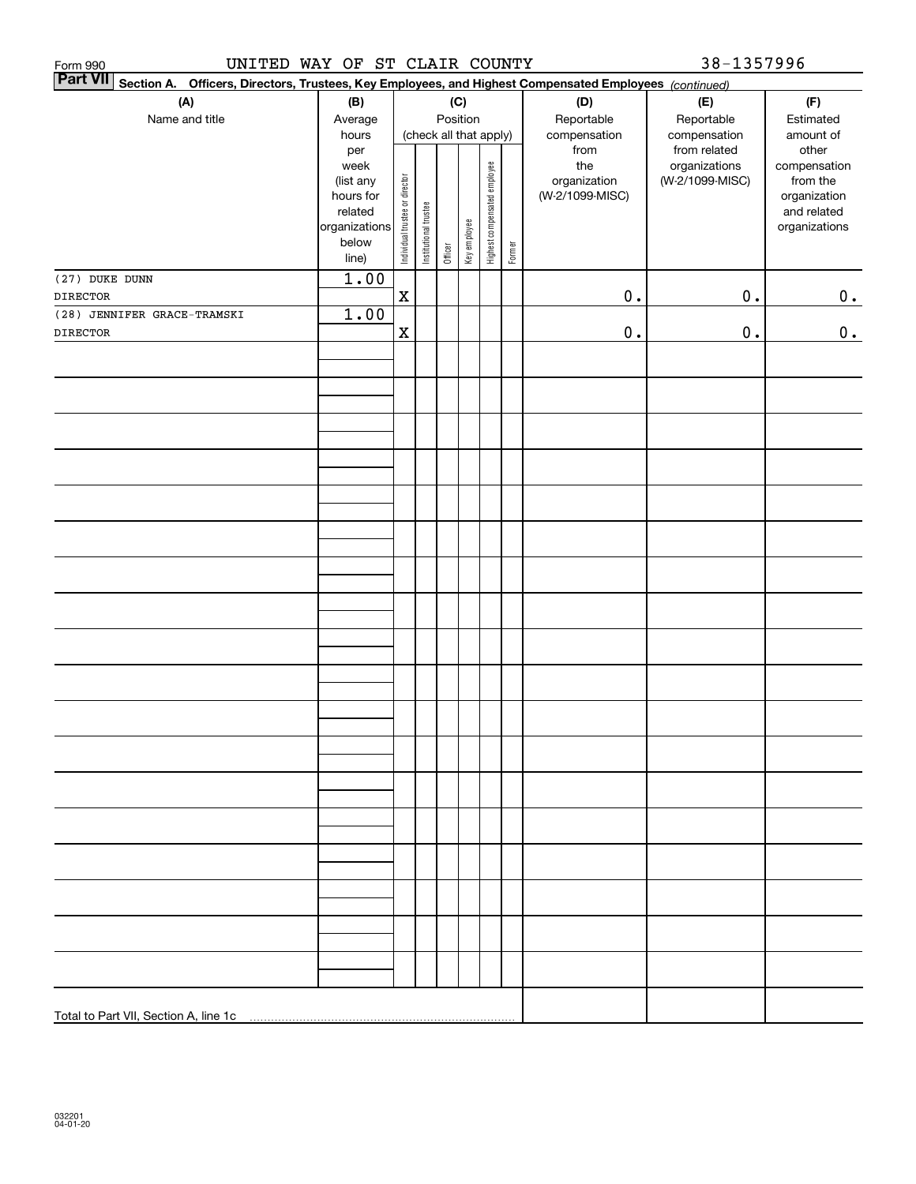Form 990 UNITED WAY OF ST CLAIR COUNTY 38-1357996

**Part VII** Section A. Officers, Directors, Trustees, Key Employees, and Highest Compensated Employees *(continued)*

| (A) Name and title | (B) Average hours per week (list any hours for related organizations below line) | (C) Position (check all that apply): Individual trustee or director | Institutional trustee | Officer | Key employee | Highest compensated employee | Former | (D) Reportable compensation from the organization (W-2/1099-MISC) | (E) Reportable compensation from related organizations (W-2/1099-MISC) | (F) Estimated amount of other compensation from the organization and related organizations |
|---|---|---|---|---|---|---|---|---|---|---|
| (27) DUKE DUNN<br>DIRECTOR | 1.00 | X | | | | | | 0. | 0. | 0. |
| (28) JENNIFER GRACE-TRAMSKI<br>DIRECTOR | 1.00 | X | | | | | | 0. | 0. | 0. |
| | | | | | | | | | | |
| Total to Part VII, Section A, line 1c | | | | | | | | | | |

032201 04-01-20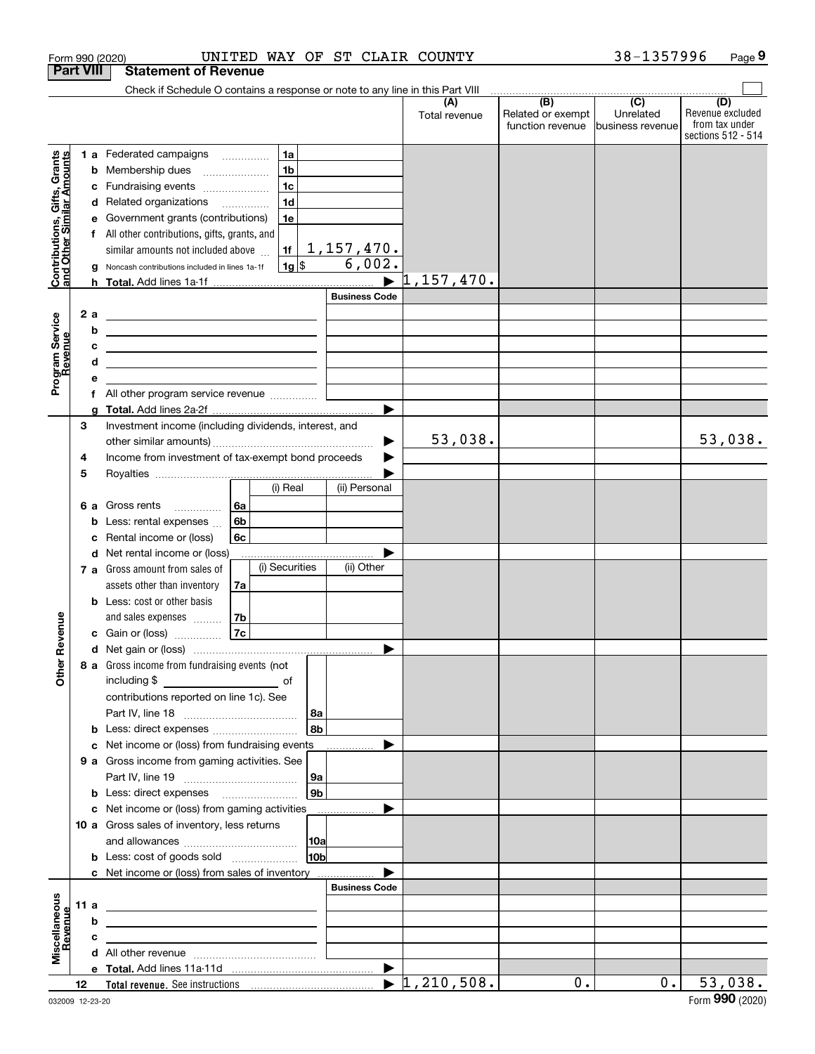Form 990 (2020) UNITED WAY OF ST CLAIR COUNTY 38-1357996

## Part VIII Statement of Revenue

Check if Schedule O contains a response or note to any line in this Part VIII ☐

| | | | (A) Total revenue | (B) Related or exempt function revenue | (C) Unrelated business revenue | (D) Revenue excluded from tax under sections 512 - 514 |
|---|---|---|---|---|---|---|
| **Contributions, Gifts, Grants and Other Similar Amounts** | 1a Federated campaigns | 1a | | | | |
| | b Membership dues | 1b | | | | |
| | c Fundraising events | 1c | | | | |
| | d Related organizations | 1d | | | | |
| | e Government grants (contributions) | 1e | | | | |
| | f All other contributions, gifts, grants, and similar amounts not included above | 1f 1,157,470. | | | | |
| | g Noncash contributions included in lines 1a-1f | 1g $ 6,002. | | | | |
| | h **Total.** Add lines 1a-1f | ▶ | 1,157,470. | | | |
| **Program Service Revenue** | | **Business Code** | | | | |
| | 2a | | | | | |
| | b | | | | | |
| | c | | | | | |
| | d | | | | | |
| | e | | | | | |
| | f All other program service revenue | | | | | |
| | g **Total.** Add lines 2a-2f | ▶ | | | | |
| **Other Revenue** | 3 Investment income (including dividends, interest, and other similar amounts) | ▶ | 53,038. | | | 53,038. |
| | 4 Income from investment of tax-exempt bond proceeds | ▶ | | | | |
| | 5 Royalties | ▶ | | | | |
| | | (i) Real / (ii) Personal | | | | |
| | 6a Gross rents | 6a | | | | |
| | b Less: rental expenses | 6b | | | | |
| | c Rental income or (loss) | 6c | | | | |
| | d Net rental income or (loss) | ▶ | | | | |
| | | (i) Securities / (ii) Other | | | | |
| | 7a Gross amount from sales of assets other than inventory | 7a | | | | |
| | b Less: cost or other basis and sales expenses | 7b | | | | |
| | c Gain or (loss) | 7c | | | | |
| | d Net gain or (loss) | ▶ | | | | |
| | 8a Gross income from fundraising events (not including $ ______ of contributions reported on line 1c). See Part IV, line 18 | 8a | | | | |
| | b Less: direct expenses | 8b | | | | |
| | c Net income or (loss) from fundraising events | ▶ | | | | |
| | 9a Gross income from gaming activities. See Part IV, line 19 | 9a | | | | |
| | b Less: direct expenses | 9b | | | | |
| | c Net income or (loss) from gaming activities | ▶ | | | | |
| | 10a Gross sales of inventory, less returns and allowances | 10a | | | | |
| | b Less: cost of goods sold | 10b | | | | |
| | c Net income or (loss) from sales of inventory | ▶ | | | | |
| **Miscellaneous Revenue** | | **Business Code** | | | | |
| | 11a | | | | | |
| | b | | | | | |
| | c | | | | | |
| | d All other revenue | | | | | |
| | e **Total.** Add lines 11a-11d | ▶ | | | | |
| | 12 **Total revenue.** See instructions | ▶ | 1,210,508. | 0. | 0. | 53,038. |

032009 12-23-20 Form **990** (2020)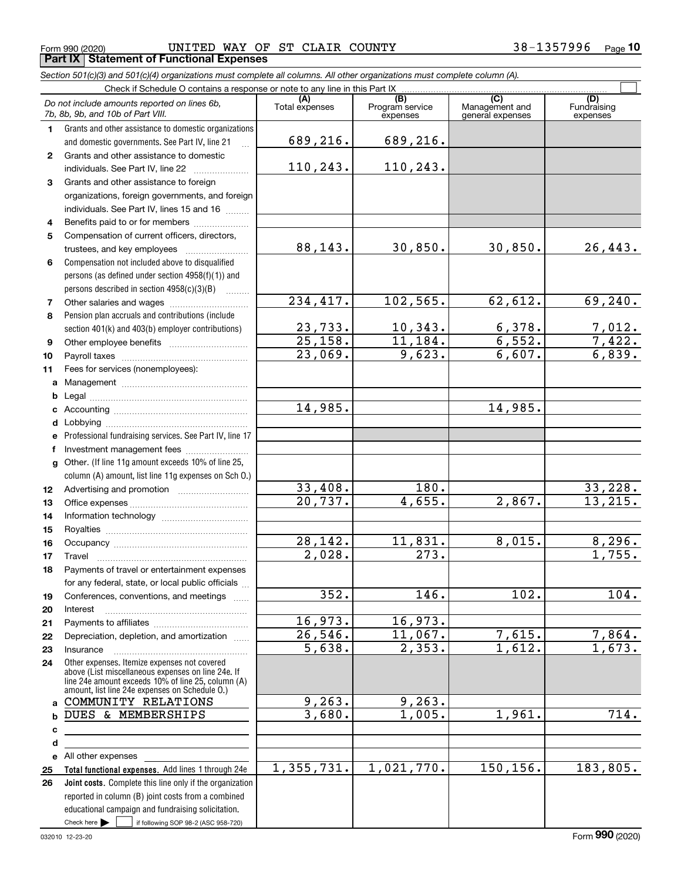Form 990 (2020) UNITED WAY OF ST CLAIR COUNTY 38-1357996

## Part IX Statement of Functional Expenses

*Section 501(c)(3) and 501(c)(4) organizations must complete all columns. All other organizations must complete column (A).*

Check if Schedule O contains a response or note to any line in this Part IX

| *Do not include amounts reported on lines 6b, 7b, 8b, 9b, and 10b of Part VIII.* | (A) Total expenses | (B) Program service expenses | (C) Management and general expenses | (D) Fundraising expenses |
|---|---|---|---|---|
| **1** Grants and other assistance to domestic organizations and domestic governments. See Part IV, line 21 | 689,216. | 689,216. | | |
| **2** Grants and other assistance to domestic individuals. See Part IV, line 22 | 110,243. | 110,243. | | |
| **3** Grants and other assistance to foreign organizations, foreign governments, and foreign individuals. See Part IV, lines 15 and 16 | | | | |
| **4** Benefits paid to or for members | | | | |
| **5** Compensation of current officers, directors, trustees, and key employees | 88,143. | 30,850. | 30,850. | 26,443. |
| **6** Compensation not included above to disqualified persons (as defined under section 4958(f)(1)) and persons described in section 4958(c)(3)(B) | | | | |
| **7** Other salaries and wages | 234,417. | 102,565. | 62,612. | 69,240. |
| **8** Pension plan accruals and contributions (include section 401(k) and 403(b) employer contributions) | 23,733. | 10,343. | 6,378. | 7,012. |
| **9** Other employee benefits | 25,158. | 11,184. | 6,552. | 7,422. |
| **10** Payroll taxes | 23,069. | 9,623. | 6,607. | 6,839. |
| **11** Fees for services (nonemployees): | | | | |
| **a** Management | | | | |
| **b** Legal | | | | |
| **c** Accounting | 14,985. | | 14,985. | |
| **d** Lobbying | | | | |
| **e** Professional fundraising services. See Part IV, line 17 | | | | |
| **f** Investment management fees | | | | |
| **g** Other. (If line 11g amount exceeds 10% of line 25, column (A) amount, list line 11g expenses on Sch O.) | | | | |
| **12** Advertising and promotion | 33,408. | 180. | | 33,228. |
| **13** Office expenses | 20,737. | 4,655. | 2,867. | 13,215. |
| **14** Information technology | | | | |
| **15** Royalties | | | | |
| **16** Occupancy | 28,142. | 11,831. | 8,015. | 8,296. |
| **17** Travel | 2,028. | 273. | | 1,755. |
| **18** Payments of travel or entertainment expenses for any federal, state, or local public officials | | | | |
| **19** Conferences, conventions, and meetings | 352. | 146. | 102. | 104. |
| **20** Interest | | | | |
| **21** Payments to affiliates | 16,973. | 16,973. | | |
| **22** Depreciation, depletion, and amortization | 26,546. | 11,067. | 7,615. | 7,864. |
| **23** Insurance | 5,638. | 2,353. | 1,612. | 1,673. |
| **24** Other expenses. Itemize expenses not covered above (List miscellaneous expenses on line 24e. If line 24e amount exceeds 10% of line 25, column (A) amount, list line 24e expenses on Schedule O.) | | | | |
| **a** COMMUNITY RELATIONS | 9,263. | 9,263. | | |
| **b** DUES & MEMBERSHIPS | 3,680. | 1,005. | 1,961. | 714. |
| **c** | | | | |
| **d** | | | | |
| **e** All other expenses | | | | |
| **25** **Total functional expenses.** Add lines 1 through 24e | 1,355,731. | 1,021,770. | 150,156. | 183,805. |
| **26** **Joint costs.** Complete this line only if the organization reported in column (B) joint costs from a combined educational campaign and fundraising solicitation. Check here ☐ if following SOP 98-2 (ASC 958-720) | | | | |

032010 12-23-20 Form **990** (2020)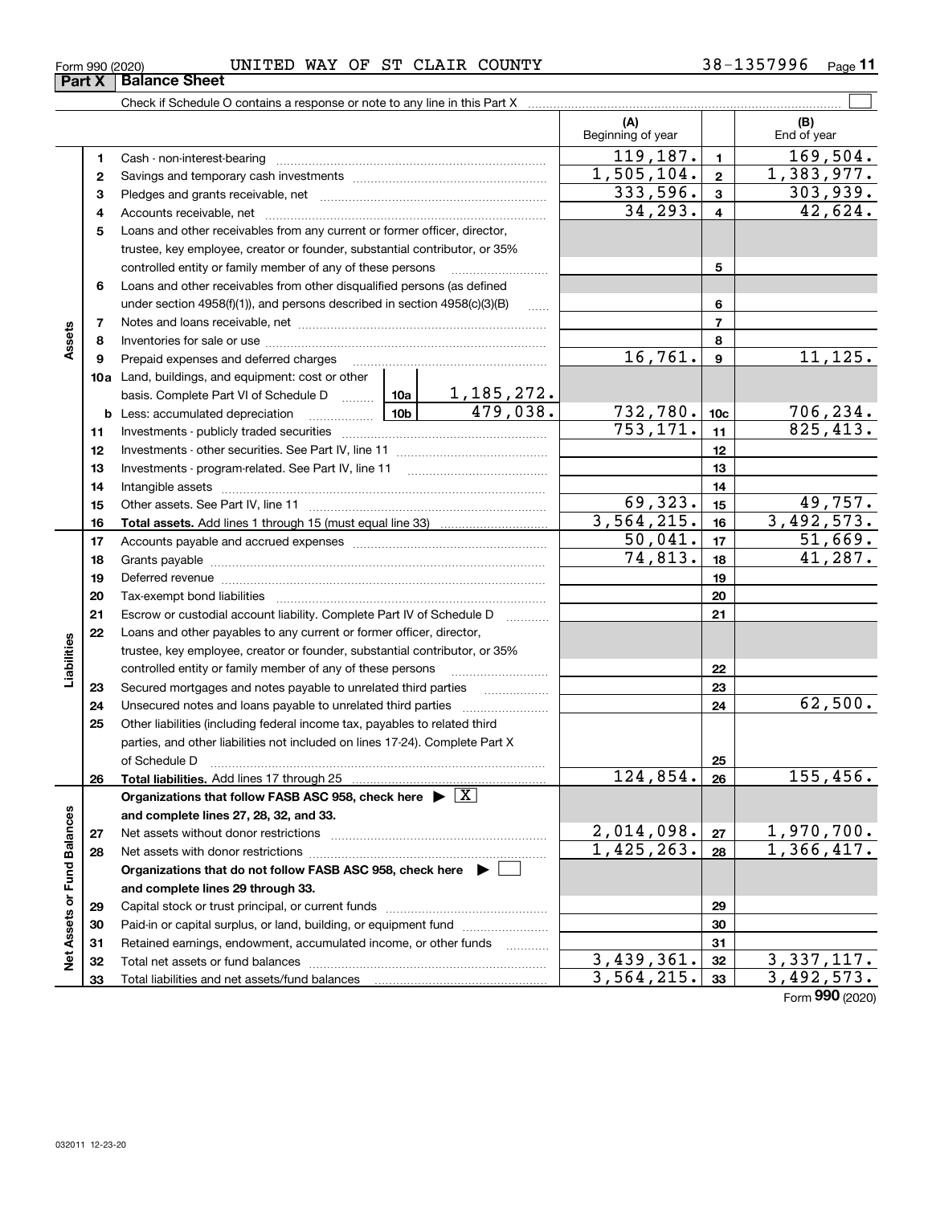Form 990 (2020) UNITED WAY OF ST CLAIR COUNTY 38-1357996 Page 11

## Part X Balance Sheet

Check if Schedule O contains a response or note to any line in this Part X

| | | | | | (A) Beginning of year | | (B) End of year |
|---|---|---|---|---|---|---|---|
| Assets | 1 | Cash - non-interest-bearing | | | 119,187. | 1 | 169,504. |
| | 2 | Savings and temporary cash investments | | | 1,505,104. | 2 | 1,383,977. |
| | 3 | Pledges and grants receivable, net | | | 333,596. | 3 | 303,939. |
| | 4 | Accounts receivable, net | | | 34,293. | 4 | 42,624. |
| | 5 | Loans and other receivables from any current or former officer, director, trustee, key employee, creator or founder, substantial contributor, or 35% controlled entity or family member of any of these persons | | | | 5 | |
| | 6 | Loans and other receivables from other disqualified persons (as defined under section 4958(f)(1)), and persons described in section 4958(c)(3)(B) | | | | 6 | |
| | 7 | Notes and loans receivable, net | | | | 7 | |
| | 8 | Inventories for sale or use | | | | 8 | |
| | 9 | Prepaid expenses and deferred charges | | | 16,761. | 9 | 11,125. |
| | 10a | Land, buildings, and equipment: cost or other basis. Complete Part VI of Schedule D | 10a | 1,185,272. | | | |
| | b | Less: accumulated depreciation | 10b | 479,038. | 732,780. | 10c | 706,234. |
| | 11 | Investments - publicly traded securities | | | 753,171. | 11 | 825,413. |
| | 12 | Investments - other securities. See Part IV, line 11 | | | | 12 | |
| | 13 | Investments - program-related. See Part IV, line 11 | | | | 13 | |
| | 14 | Intangible assets | | | | 14 | |
| | 15 | Other assets. See Part IV, line 11 | | | 69,323. | 15 | 49,757. |
| | 16 | **Total assets.** Add lines 1 through 15 (must equal line 33) | | | 3,564,215. | 16 | 3,492,573. |
| Liabilities | 17 | Accounts payable and accrued expenses | | | 50,041. | 17 | 51,669. |
| | 18 | Grants payable | | | 74,813. | 18 | 41,287. |
| | 19 | Deferred revenue | | | | 19 | |
| | 20 | Tax-exempt bond liabilities | | | | 20 | |
| | 21 | Escrow or custodial account liability. Complete Part IV of Schedule D | | | | 21 | |
| | 22 | Loans and other payables to any current or former officer, director, trustee, key employee, creator or founder, substantial contributor, or 35% controlled entity or family member of any of these persons | | | | 22 | |
| | 23 | Secured mortgages and notes payable to unrelated third parties | | | | 23 | |
| | 24 | Unsecured notes and loans payable to unrelated third parties | | | | 24 | 62,500. |
| | 25 | Other liabilities (including federal income tax, payables to related third parties, and other liabilities not included on lines 17-24). Complete Part X of Schedule D | | | | 25 | |
| | 26 | **Total liabilities.** Add lines 17 through 25 | | | 124,854. | 26 | 155,456. |
| Net Assets or Fund Balances | | **Organizations that follow FASB ASC 958, check here** ▶ [X] **and complete lines 27, 28, 32, and 33.** | | | | | |
| | 27 | Net assets without donor restrictions | | | 2,014,098. | 27 | 1,970,700. |
| | 28 | Net assets with donor restrictions | | | 1,425,263. | 28 | 1,366,417. |
| | | **Organizations that do not follow FASB ASC 958, check here** ▶ [ ] **and complete lines 29 through 33.** | | | | | |
| | 29 | Capital stock or trust principal, or current funds | | | | 29 | |
| | 30 | Paid-in or capital surplus, or land, building, or equipment fund | | | | 30 | |
| | 31 | Retained earnings, endowment, accumulated income, or other funds | | | | 31 | |
| | 32 | Total net assets or fund balances | | | 3,439,361. | 32 | 3,337,117. |
| | 33 | Total liabilities and net assets/fund balances | | | 3,564,215. | 33 | 3,492,573. |

Form **990** (2020)

032011 12-23-20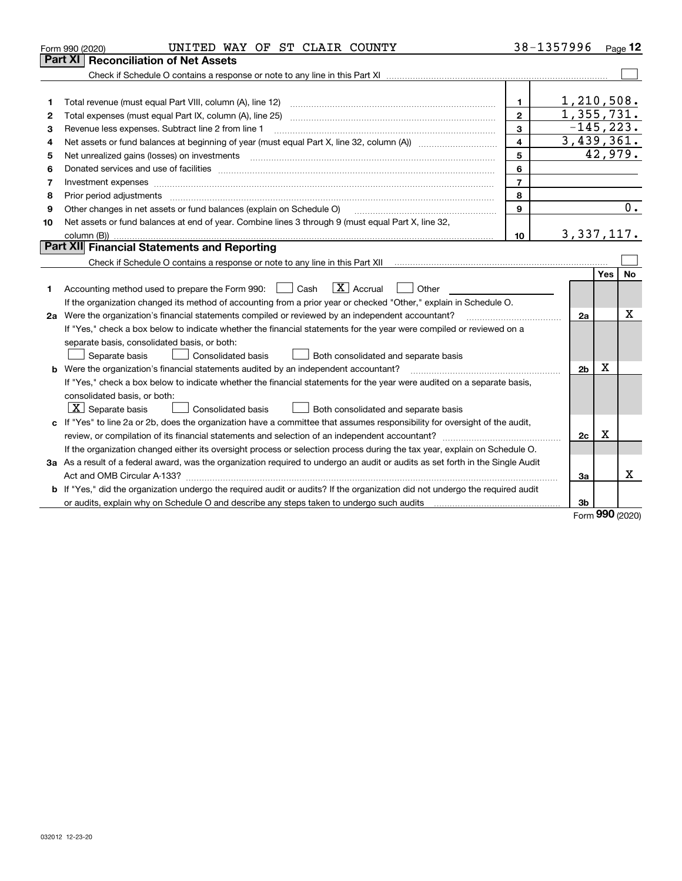Form 990 (2020) UNITED WAY OF ST CLAIR COUNTY 38-1357996 Page 12

## Part XI Reconciliation of Net Assets

Check if Schedule O contains a response or note to any line in this Part XI ☐

| | | | |
|---|---|---|---|
| 1 | Total revenue (must equal Part VIII, column (A), line 12) | 1 | 1,210,508. |
| 2 | Total expenses (must equal Part IX, column (A), line 25) | 2 | 1,355,731. |
| 3 | Revenue less expenses. Subtract line 2 from line 1 | 3 | -145,223. |
| 4 | Net assets or fund balances at beginning of year (must equal Part X, line 32, column (A)) | 4 | 3,439,361. |
| 5 | Net unrealized gains (losses) on investments | 5 | 42,979. |
| 6 | Donated services and use of facilities | 6 | |
| 7 | Investment expenses | 7 | |
| 8 | Prior period adjustments | 8 | |
| 9 | Other changes in net assets or fund balances (explain on Schedule O) | 9 | 0. |
| 10 | Net assets or fund balances at end of year. Combine lines 3 through 9 (must equal Part X, line 32, column (B)) | 10 | 3,337,117. |

## Part XII Financial Statements and Reporting

Check if Schedule O contains a response or note to any line in this Part XII ☐

| | | | Yes | No |
|---|---|---|---|---|
| 1 | Accounting method used to prepare the Form 990: ☐ Cash ☒ Accrual ☐ Other<br>If the organization changed its method of accounting from a prior year or checked "Other," explain in Schedule O. | | | |
| 2a | Were the organization's financial statements compiled or reviewed by an independent accountant?<br>If "Yes," check a box below to indicate whether the financial statements for the year were compiled or reviewed on a separate basis, consolidated basis, or both:<br>☐ Separate basis ☐ Consolidated basis ☐ Both consolidated and separate basis | 2a | | X |
| b | Were the organization's financial statements audited by an independent accountant?<br>If "Yes," check a box below to indicate whether the financial statements for the year were audited on a separate basis, consolidated basis, or both:<br>☒ Separate basis ☐ Consolidated basis ☐ Both consolidated and separate basis | 2b | X | |
| c | If "Yes" to line 2a or 2b, does the organization have a committee that assumes responsibility for oversight of the audit, review, or compilation of its financial statements and selection of an independent accountant?<br>If the organization changed either its oversight process or selection process during the tax year, explain on Schedule O. | 2c | X | |
| 3a | As a result of a federal award, was the organization required to undergo an audit or audits as set forth in the Single Audit Act and OMB Circular A-133? | 3a | | X |
| b | If "Yes," did the organization undergo the required audit or audits? If the organization did not undergo the required audit or audits, explain why on Schedule O and describe any steps taken to undergo such audits | 3b | | |

Form 990 (2020)

032012 12-23-20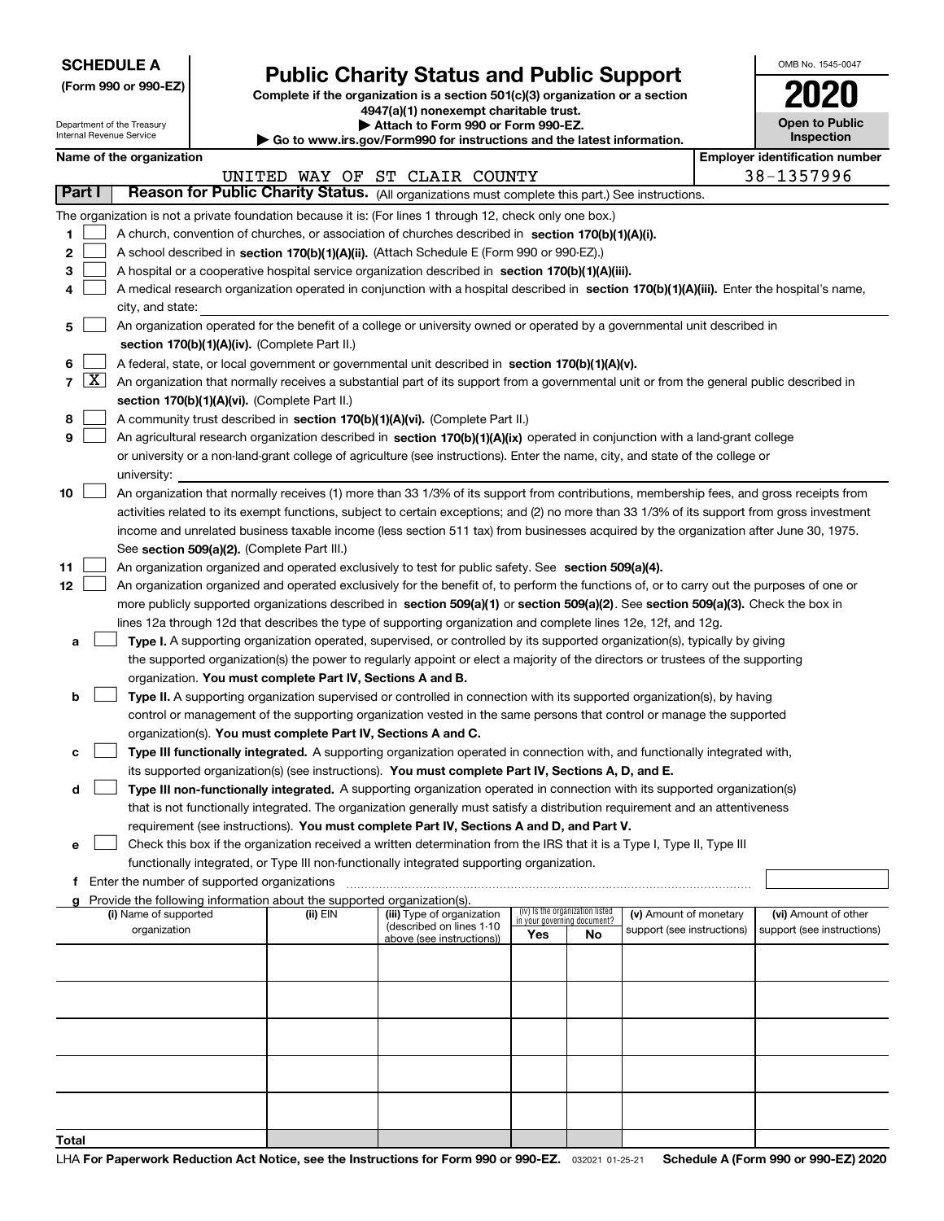**SCHEDULE A**
**(Form 990 or 990-EZ)**

Department of the Treasury
Internal Revenue Service

# Public Charity Status and Public Support

**Complete if the organization is a section 501(c)(3) organization or a section 4947(a)(1) nonexempt charitable trust.**
**▶ Attach to Form 990 or Form 990-EZ.**
**▶ Go to www.irs.gov/Form990 for instructions and the latest information.**

OMB No. 1545-0047

**2020**

**Open to Public Inspection**

**Name of the organization**: UNITED WAY OF ST CLAIR COUNTY

**Employer identification number**: 38-1357996

## Part I — Reason for Public Charity Status. (All organizations must complete this part.) See instructions.

The organization is not a private foundation because it is: (For lines 1 through 12, check only one box.)

1. ☐ A church, convention of churches, or association of churches described in **section 170(b)(1)(A)(i).**
2. ☐ A school described in **section 170(b)(1)(A)(ii).** (Attach Schedule E (Form 990 or 990-EZ).)
3. ☐ A hospital or a cooperative hospital service organization described in **section 170(b)(1)(A)(iii).**
4. ☐ A medical research organization operated in conjunction with a hospital described in **section 170(b)(1)(A)(iii).** Enter the hospital's name, city, and state: 
5. ☐ An organization operated for the benefit of a college or university owned or operated by a governmental unit described in **section 170(b)(1)(A)(iv).** (Complete Part II.)
6. ☐ A federal, state, or local government or governmental unit described in **section 170(b)(1)(A)(v).**
7. ☒ An organization that normally receives a substantial part of its support from a governmental unit or from the general public described in **section 170(b)(1)(A)(vi).** (Complete Part II.)
8. ☐ A community trust described in **section 170(b)(1)(A)(vi).** (Complete Part II.)
9. ☐ An agricultural research organization described in **section 170(b)(1)(A)(ix)** operated in conjunction with a land-grant college or university or a non-land-grant college of agriculture (see instructions). Enter the name, city, and state of the college or university: 
10. ☐ An organization that normally receives (1) more than 33 1/3% of its support from contributions, membership fees, and gross receipts from activities related to its exempt functions, subject to certain exceptions; and (2) no more than 33 1/3% of its support from gross investment income and unrelated business taxable income (less section 511 tax) from businesses acquired by the organization after June 30, 1975. See **section 509(a)(2).** (Complete Part III.)
11. ☐ An organization organized and operated exclusively to test for public safety. See **section 509(a)(4).**
12. ☐ An organization organized and operated exclusively for the benefit of, to perform the functions of, or to carry out the purposes of one or more publicly supported organizations described in **section 509(a)(1)** or **section 509(a)(2)**. See **section 509(a)(3).** Check the box in lines 12a through 12d that describes the type of supporting organization and complete lines 12e, 12f, and 12g.
   - **a** ☐ **Type I.** A supporting organization operated, supervised, or controlled by its supported organization(s), typically by giving the supported organization(s) the power to regularly appoint or elect a majority of the directors or trustees of the supporting organization. **You must complete Part IV, Sections A and B.**
   - **b** ☐ **Type II.** A supporting organization supervised or controlled in connection with its supported organization(s), by having control or management of the supporting organization vested in the same persons that control or manage the supported organization(s). **You must complete Part IV, Sections A and C.**
   - **c** ☐ **Type III functionally integrated.** A supporting organization operated in connection with, and functionally integrated with, its supported organization(s) (see instructions). **You must complete Part IV, Sections A, D, and E.**
   - **d** ☐ **Type III non-functionally integrated.** A supporting organization operated in connection with its supported organization(s) that is not functionally integrated. The organization generally must satisfy a distribution requirement and an attentiveness requirement (see instructions). **You must complete Part IV, Sections A and D, and Part V.**
   - **e** ☐ Check this box if the organization received a written determination from the IRS that it is a Type I, Type II, Type III functionally integrated, or Type III non-functionally integrated supporting organization.
   - **f** Enter the number of supported organizations
   - **g** Provide the following information about the supported organization(s).

| (i) Name of supported organization | (ii) EIN | (iii) Type of organization (described on lines 1-10 above (see instructions)) | (iv) Is the organization listed in your governing document? Yes | No | (v) Amount of monetary support (see instructions) | (vi) Amount of other support (see instructions) |
|---|---|---|---|---|---|---|
| | | | | | | |
| | | | | | | |
| | | | | | | |
| | | | | | | |
| | | | | | | |
| **Total** | | | | | | |

LHA **For Paperwork Reduction Act Notice, see the Instructions for Form 990 or 990-EZ.** 032021 01-25-21 **Schedule A (Form 990 or 990-EZ) 2020**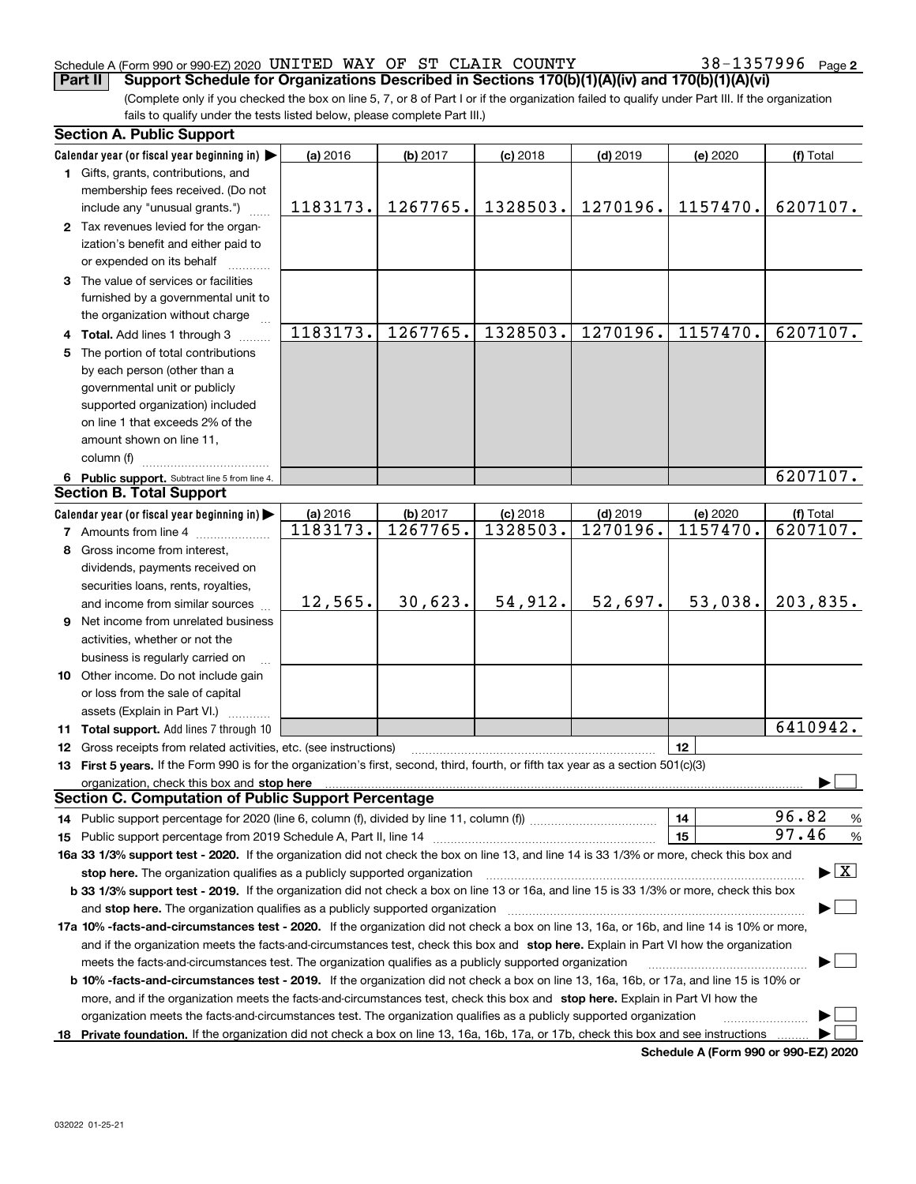Schedule A (Form 990 or 990-EZ) 2020 UNITED WAY OF ST CLAIR COUNTY 38-1357996 Page 2

**Part II Support Schedule for Organizations Described in Sections 170(b)(1)(A)(iv) and 170(b)(1)(A)(vi)**

(Complete only if you checked the box on line 5, 7, or 8 of Part I or if the organization failed to qualify under Part III. If the organization fails to qualify under the tests listed below, please complete Part III.)

**Section A. Public Support**

| Calendar year (or fiscal year beginning in) ▶ | (a) 2016 | (b) 2017 | (c) 2018 | (d) 2019 | (e) 2020 | (f) Total |
|---|---|---|---|---|---|---|
| **1** Gifts, grants, contributions, and membership fees received. (Do not include any "unusual grants.") | 1183173. | 1267765. | 1328503. | 1270196. | 1157470. | 6207107. |
| **2** Tax revenues levied for the organization's benefit and either paid to or expended on its behalf | | | | | | |
| **3** The value of services or facilities furnished by a governmental unit to the organization without charge | | | | | | |
| **4 Total.** Add lines 1 through 3 | 1183173. | 1267765. | 1328503. | 1270196. | 1157470. | 6207107. |
| **5** The portion of total contributions by each person (other than a governmental unit or publicly supported organization) included on line 1 that exceeds 2% of the amount shown on line 11, column (f) | | | | | | |
| **6 Public support.** Subtract line 5 from line 4. | | | | | | 6207107. |

**Section B. Total Support**

| Calendar year (or fiscal year beginning in) ▶ | (a) 2016 | (b) 2017 | (c) 2018 | (d) 2019 | (e) 2020 | (f) Total |
|---|---|---|---|---|---|---|
| **7** Amounts from line 4 | 1183173. | 1267765. | 1328503. | 1270196. | 1157470. | 6207107. |
| **8** Gross income from interest, dividends, payments received on securities loans, rents, royalties, and income from similar sources | 12,565. | 30,623. | 54,912. | 52,697. | 53,038. | 203,835. |
| **9** Net income from unrelated business activities, whether or not the business is regularly carried on | | | | | | |
| **10** Other income. Do not include gain or loss from the sale of capital assets (Explain in Part VI.) | | | | | | |
| **11 Total support.** Add lines 7 through 10 | | | | | | 6410942. |

**12** Gross receipts from related activities, etc. (see instructions) | **12** |

**13 First 5 years.** If the Form 990 is for the organization's first, second, third, fourth, or fifth tax year as a section 501(c)(3) organization, check this box and **stop here** ▶ ☐

**Section C. Computation of Public Support Percentage**

**14** Public support percentage for 2020 (line 6, column (f), divided by line 11, column (f)) | **14** | 96.82 %

**15** Public support percentage from 2019 Schedule A, Part II, line 14 | **15** | 97.46 %

**16a 33 1/3% support test - 2020.** If the organization did not check the box on line 13, and line 14 is 33 1/3% or more, check this box and **stop here.** The organization qualifies as a publicly supported organization ▶ ☒

**b 33 1/3% support test - 2019.** If the organization did not check a box on line 13 or 16a, and line 15 is 33 1/3% or more, check this box and **stop here.** The organization qualifies as a publicly supported organization ▶ ☐

**17a 10% -facts-and-circumstances test - 2020.** If the organization did not check a box on line 13, 16a, or 16b, and line 14 is 10% or more, and if the organization meets the facts-and-circumstances test, check this box and **stop here.** Explain in Part VI how the organization meets the facts-and-circumstances test. The organization qualifies as a publicly supported organization ▶ ☐

**b 10% -facts-and-circumstances test - 2019.** If the organization did not check a box on line 13, 16a, 16b, or 17a, and line 15 is 10% or more, and if the organization meets the facts-and-circumstances test, check this box and **stop here.** Explain in Part VI how the organization meets the facts-and-circumstances test. The organization qualifies as a publicly supported organization ▶ ☐

**18 Private foundation.** If the organization did not check a box on line 13, 16a, 16b, 17a, or 17b, check this box and see instructions ▶ ☐

**Schedule A (Form 990 or 990-EZ) 2020**

032022 01-25-21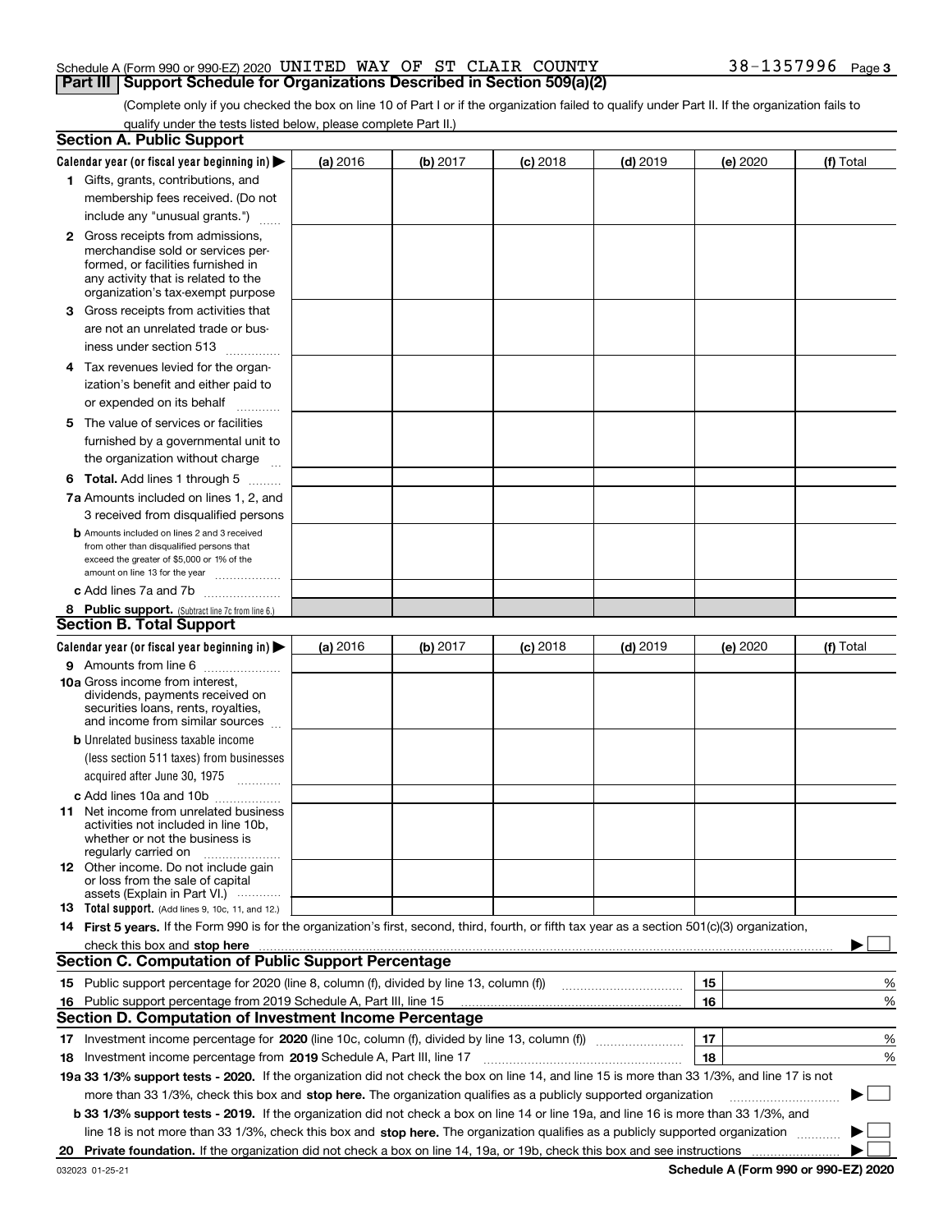Schedule A (Form 990 or 990-EZ) 2020 UNITED WAY OF ST CLAIR COUNTY 38-1357996 Page 3

## Part III Support Schedule for Organizations Described in Section 509(a)(2)

(Complete only if you checked the box on line 10 of Part I or if the organization failed to qualify under Part II. If the organization fails to qualify under the tests listed below, please complete Part II.)

### Section A. Public Support

| Calendar year (or fiscal year beginning in) ▶ | (a) 2016 | (b) 2017 | (c) 2018 | (d) 2019 | (e) 2020 | (f) Total |
|---|---|---|---|---|---|---|
| 1 Gifts, grants, contributions, and membership fees received. (Do not include any "unusual grants.") | | | | | | |
| 2 Gross receipts from admissions, merchandise sold or services performed, or facilities furnished in any activity that is related to the organization's tax-exempt purpose | | | | | | |
| 3 Gross receipts from activities that are not an unrelated trade or business under section 513 | | | | | | |
| 4 Tax revenues levied for the organization's benefit and either paid to or expended on its behalf | | | | | | |
| 5 The value of services or facilities furnished by a governmental unit to the organization without charge | | | | | | |
| 6 **Total.** Add lines 1 through 5 | | | | | | |
| 7a Amounts included on lines 1, 2, and 3 received from disqualified persons | | | | | | |
| b Amounts included on lines 2 and 3 received from other than disqualified persons that exceed the greater of $5,000 or 1% of the amount on line 13 for the year | | | | | | |
| c Add lines 7a and 7b | | | | | | |
| 8 **Public support.** (Subtract line 7c from line 6.) | | | | | | |

### Section B. Total Support

| Calendar year (or fiscal year beginning in) ▶ | (a) 2016 | (b) 2017 | (c) 2018 | (d) 2019 | (e) 2020 | (f) Total |
|---|---|---|---|---|---|---|
| 9 Amounts from line 6 | | | | | | |
| 10a Gross income from interest, dividends, payments received on securities loans, rents, royalties, and income from similar sources | | | | | | |
| b Unrelated business taxable income (less section 511 taxes) from businesses acquired after June 30, 1975 | | | | | | |
| c Add lines 10a and 10b | | | | | | |
| 11 Net income from unrelated business activities not included in line 10b, whether or not the business is regularly carried on | | | | | | |
| 12 Other income. Do not include gain or loss from the sale of capital assets (Explain in Part VI.) | | | | | | |
| 13 **Total support.** (Add lines 9, 10c, 11, and 12.) | | | | | | |

14 **First 5 years.** If the Form 990 is for the organization's first, second, third, fourth, or fifth tax year as a section 501(c)(3) organization, check this box and **stop here** ▶ ☐

### Section C. Computation of Public Support Percentage

| | | | |
|---|---|---|---|
| 15 | Public support percentage for 2020 (line 8, column (f), divided by line 13, column (f)) | 15 | % |
| 16 | Public support percentage from 2019 Schedule A, Part III, line 15 | 16 | % |

### Section D. Computation of Investment Income Percentage

| | | | |
|---|---|---|---|
| 17 | Investment income percentage for **2020** (line 10c, column (f), divided by line 13, column (f)) | 17 | % |
| 18 | Investment income percentage from **2019** Schedule A, Part III, line 17 | 18 | % |

**19a 33 1/3% support tests - 2020.** If the organization did not check the box on line 14, and line 15 is more than 33 1/3%, and line 17 is not more than 33 1/3%, check this box and **stop here.** The organization qualifies as a publicly supported organization ▶ ☐

**b 33 1/3% support tests - 2019.** If the organization did not check a box on line 14 or line 19a, and line 16 is more than 33 1/3%, and line 18 is not more than 33 1/3%, check this box and **stop here.** The organization qualifies as a publicly supported organization ▶ ☐

**20 Private foundation.** If the organization did not check a box on line 14, 19a, or 19b, check this box and see instructions ▶ ☐

032023 01-25-21 **Schedule A (Form 990 or 990-EZ) 2020**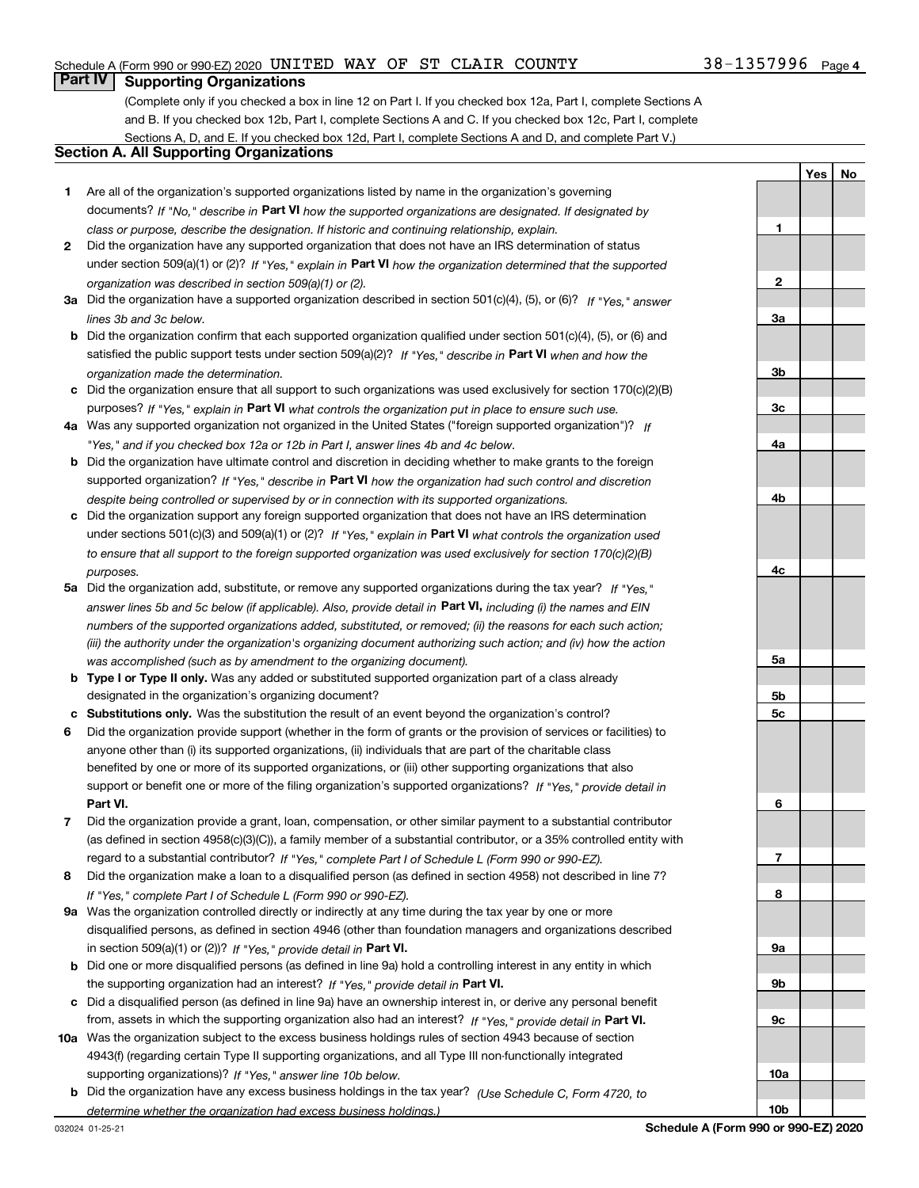Schedule A (Form 990 or 990-EZ) 2020 UNITED WAY OF ST CLAIR COUNTY 38-1357996 Page 4

## Part IV Supporting Organizations

(Complete only if you checked a box in line 12 on Part I. If you checked box 12a, Part I, complete Sections A and B. If you checked box 12b, Part I, complete Sections A and C. If you checked box 12c, Part I, complete Sections A, D, and E. If you checked box 12d, Part I, complete Sections A and D, and complete Part V.)

### Section A. All Supporting Organizations

| | | Line | Yes | No |
|---|---|---|---|---|
| **1** | Are all of the organization's supported organizations listed by name in the organization's governing documents? *If "No," describe in* **Part VI** *how the supported organizations are designated. If designated by class or purpose, describe the designation. If historic and continuing relationship, explain.* | **1** | | |
| **2** | Did the organization have any supported organization that does not have an IRS determination of status under section 509(a)(1) or (2)? *If "Yes," explain in* **Part VI** *how the organization determined that the supported organization was described in section 509(a)(1) or (2).* | **2** | | |
| **3a** | Did the organization have a supported organization described in section 501(c)(4), (5), or (6)? *If "Yes," answer lines 3b and 3c below.* | **3a** | | |
| **b** | Did the organization confirm that each supported organization qualified under section 501(c)(4), (5), or (6) and satisfied the public support tests under section 509(a)(2)? *If "Yes," describe in* **Part VI** *when and how the organization made the determination.* | **3b** | | |
| **c** | Did the organization ensure that all support to such organizations was used exclusively for section 170(c)(2)(B) purposes? *If "Yes," explain in* **Part VI** *what controls the organization put in place to ensure such use.* | **3c** | | |
| **4a** | Was any supported organization not organized in the United States ("foreign supported organization")? *If "Yes," and if you checked box 12a or 12b in Part I, answer lines 4b and 4c below.* | **4a** | | |
| **b** | Did the organization have ultimate control and discretion in deciding whether to make grants to the foreign supported organization? *If "Yes," describe in* **Part VI** *how the organization had such control and discretion despite being controlled or supervised by or in connection with its supported organizations.* | **4b** | | |
| **c** | Did the organization support any foreign supported organization that does not have an IRS determination under sections 501(c)(3) and 509(a)(1) or (2)? *If "Yes," explain in* **Part VI** *what controls the organization used to ensure that all support to the foreign supported organization was used exclusively for section 170(c)(2)(B) purposes.* | **4c** | | |
| **5a** | Did the organization add, substitute, or remove any supported organizations during the tax year? *If "Yes," answer lines 5b and 5c below (if applicable). Also, provide detail in* **Part VI,** *including (i) the names and EIN numbers of the supported organizations added, substituted, or removed; (ii) the reasons for each such action; (iii) the authority under the organization's organizing document authorizing such action; and (iv) how the action was accomplished (such as by amendment to the organizing document).* | **5a** | | |
| **b** | **Type I or Type II only.** Was any added or substituted supported organization part of a class already designated in the organization's organizing document? | **5b** | | |
| **c** | **Substitutions only.** Was the substitution the result of an event beyond the organization's control? | **5c** | | |
| **6** | Did the organization provide support (whether in the form of grants or the provision of services or facilities) to anyone other than (i) its supported organizations, (ii) individuals that are part of the charitable class benefited by one or more of its supported organizations, or (iii) other supporting organizations that also support or benefit one or more of the filing organization's supported organizations? *If "Yes," provide detail in* **Part VI.** | **6** | | |
| **7** | Did the organization provide a grant, loan, compensation, or other similar payment to a substantial contributor (as defined in section 4958(c)(3)(C)), a family member of a substantial contributor, or a 35% controlled entity with regard to a substantial contributor? *If "Yes," complete Part I of Schedule L (Form 990 or 990-EZ).* | **7** | | |
| **8** | Did the organization make a loan to a disqualified person (as defined in section 4958) not described in line 7? *If "Yes," complete Part I of Schedule L (Form 990 or 990-EZ).* | **8** | | |
| **9a** | Was the organization controlled directly or indirectly at any time during the tax year by one or more disqualified persons, as defined in section 4946 (other than foundation managers and organizations described in section 509(a)(1) or (2))? *If "Yes," provide detail in* **Part VI.** | **9a** | | |
| **b** | Did one or more disqualified persons (as defined in line 9a) hold a controlling interest in any entity in which the supporting organization had an interest? *If "Yes," provide detail in* **Part VI.** | **9b** | | |
| **c** | Did a disqualified person (as defined in line 9a) have an ownership interest in, or derive any personal benefit from, assets in which the supporting organization also had an interest? *If "Yes," provide detail in* **Part VI.** | **9c** | | |
| **10a** | Was the organization subject to the excess business holdings rules of section 4943 because of section 4943(f) (regarding certain Type II supporting organizations, and all Type III non-functionally integrated supporting organizations)? *If "Yes," answer line 10b below.* | **10a** | | |
| **b** | Did the organization have any excess business holdings in the tax year? *(Use Schedule C, Form 4720, to determine whether the organization had excess business holdings.)* | **10b** | | |

032024 01-25-21 **Schedule A (Form 990 or 990-EZ) 2020**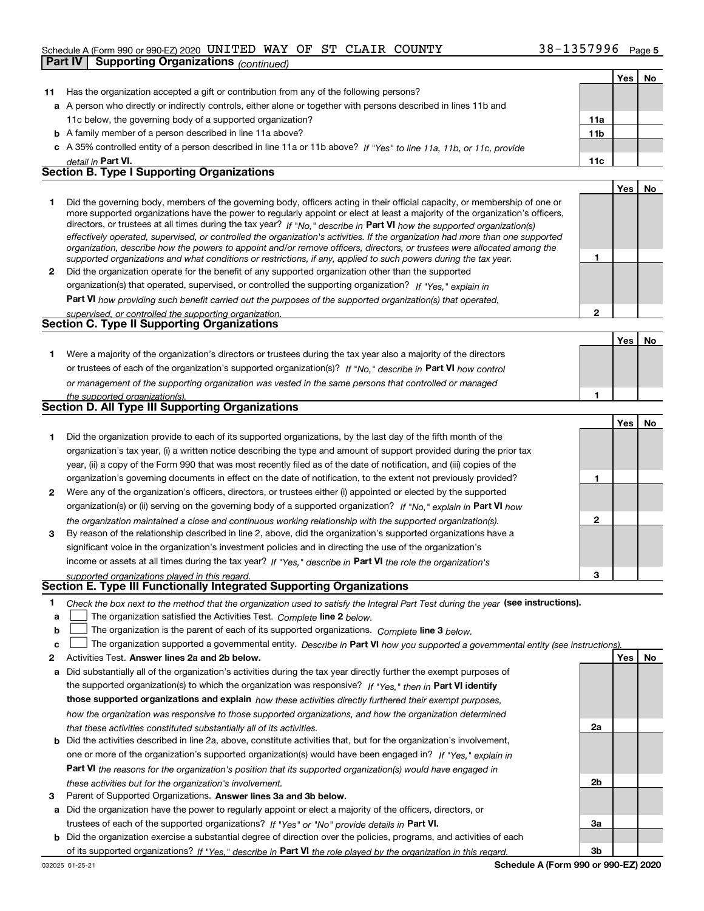Schedule A (Form 990 or 990-EZ) 2020 UNITED WAY OF ST CLAIR COUNTY 38-1357996

## Part IV | Supporting Organizations *(continued)*

| | | | Yes | No |
|---|---|---|---|---|
| **11** | Has the organization accepted a gift or contribution from any of the following persons? | | | |
| **a** | A person who directly or indirectly controls, either alone or together with persons described in lines 11b and 11c below, the governing body of a supported organization? | **11a** | | |
| **b** | A family member of a person described in line 11a above? | **11b** | | |
| **c** | A 35% controlled entity of a person described in line 11a or 11b above? *If "Yes" to line 11a, 11b, or 11c, provide detail in* **Part VI.** | **11c** | | |

### Section B. Type I Supporting Organizations

| | | | Yes | No |
|---|---|---|---|---|
| **1** | Did the governing body, members of the governing body, officers acting in their official capacity, or membership of one or more supported organizations have the power to regularly appoint or elect at least a majority of the organization's officers, directors, or trustees at all times during the tax year? *If "No," describe in* **Part VI** *how the supported organization(s) effectively operated, supervised, or controlled the organization's activities. If the organization had more than one supported organization, describe how the powers to appoint and/or remove officers, directors, or trustees were allocated among the supported organizations and what conditions or restrictions, if any, applied to such powers during the tax year.* | **1** | | |
| **2** | Did the organization operate for the benefit of any supported organization other than the supported organization(s) that operated, supervised, or controlled the supporting organization? *If "Yes," explain in* **Part VI** *how providing such benefit carried out the purposes of the supported organization(s) that operated, supervised, or controlled the supporting organization.* | **2** | | |

### Section C. Type II Supporting Organizations

| | | | Yes | No |
|---|---|---|---|---|
| **1** | Were a majority of the organization's directors or trustees during the tax year also a majority of the directors or trustees of each of the organization's supported organization(s)? *If "No," describe in* **Part VI** *how control or management of the supporting organization was vested in the same persons that controlled or managed the supported organization(s).* | **1** | | |

### Section D. All Type III Supporting Organizations

| | | | Yes | No |
|---|---|---|---|---|
| **1** | Did the organization provide to each of its supported organizations, by the last day of the fifth month of the organization's tax year, (i) a written notice describing the type and amount of support provided during the prior tax year, (ii) a copy of the Form 990 that was most recently filed as of the date of notification, and (iii) copies of the organization's governing documents in effect on the date of notification, to the extent not previously provided? | **1** | | |
| **2** | Were any of the organization's officers, directors, or trustees either (i) appointed or elected by the supported organization(s) or (ii) serving on the governing body of a supported organization? *If "No," explain in* **Part VI** *how the organization maintained a close and continuous working relationship with the supported organization(s).* | **2** | | |
| **3** | By reason of the relationship described in line 2, above, did the organization's supported organizations have a significant voice in the organization's investment policies and in directing the use of the organization's income or assets at all times during the tax year? *If "Yes," describe in* **Part VI** *the role the organization's supported organizations played in this regard.* | **3** | | |

### Section E. Type III Functionally Integrated Supporting Organizations

**1** *Check the box next to the method that the organization used to satisfy the Integral Part Test during the year* **(see instructions).**

- **a** ☐ The organization satisfied the Activities Test. *Complete* **line 2** *below.*
- **b** ☐ The organization is the parent of each of its supported organizations. *Complete* **line 3** *below.*
- **c** ☐ The organization supported a governmental entity. *Describe in* **Part VI** *how you supported a governmental entity (see instructions).*

| | | | Yes | No |
|---|---|---|---|---|
| **2** | Activities Test. **Answer lines 2a and 2b below.** | | | |
| **a** | Did substantially all of the organization's activities during the tax year directly further the exempt purposes of the supported organization(s) to which the organization was responsive? *If "Yes," then in* **Part VI identify those supported organizations and explain** *how these activities directly furthered their exempt purposes, how the organization was responsive to those supported organizations, and how the organization determined that these activities constituted substantially all of its activities.* | **2a** | | |
| **b** | Did the activities described in line 2a, above, constitute activities that, but for the organization's involvement, one or more of the organization's supported organization(s) would have been engaged in? *If "Yes," explain in* **Part VI** *the reasons for the organization's position that its supported organization(s) would have engaged in these activities but for the organization's involvement.* | **2b** | | |
| **3** | Parent of Supported Organizations. **Answer lines 3a and 3b below.** | | | |
| **a** | Did the organization have the power to regularly appoint or elect a majority of the officers, directors, or trustees of each of the supported organizations? *If "Yes" or "No" provide details in* **Part VI.** | **3a** | | |
| **b** | Did the organization exercise a substantial degree of direction over the policies, programs, and activities of each of its supported organizations? *If "Yes," describe in* **Part VI** *the role played by the organization in this regard.* | **3b** | | |

032025 01-25-21 **Schedule A (Form 990 or 990-EZ) 2020**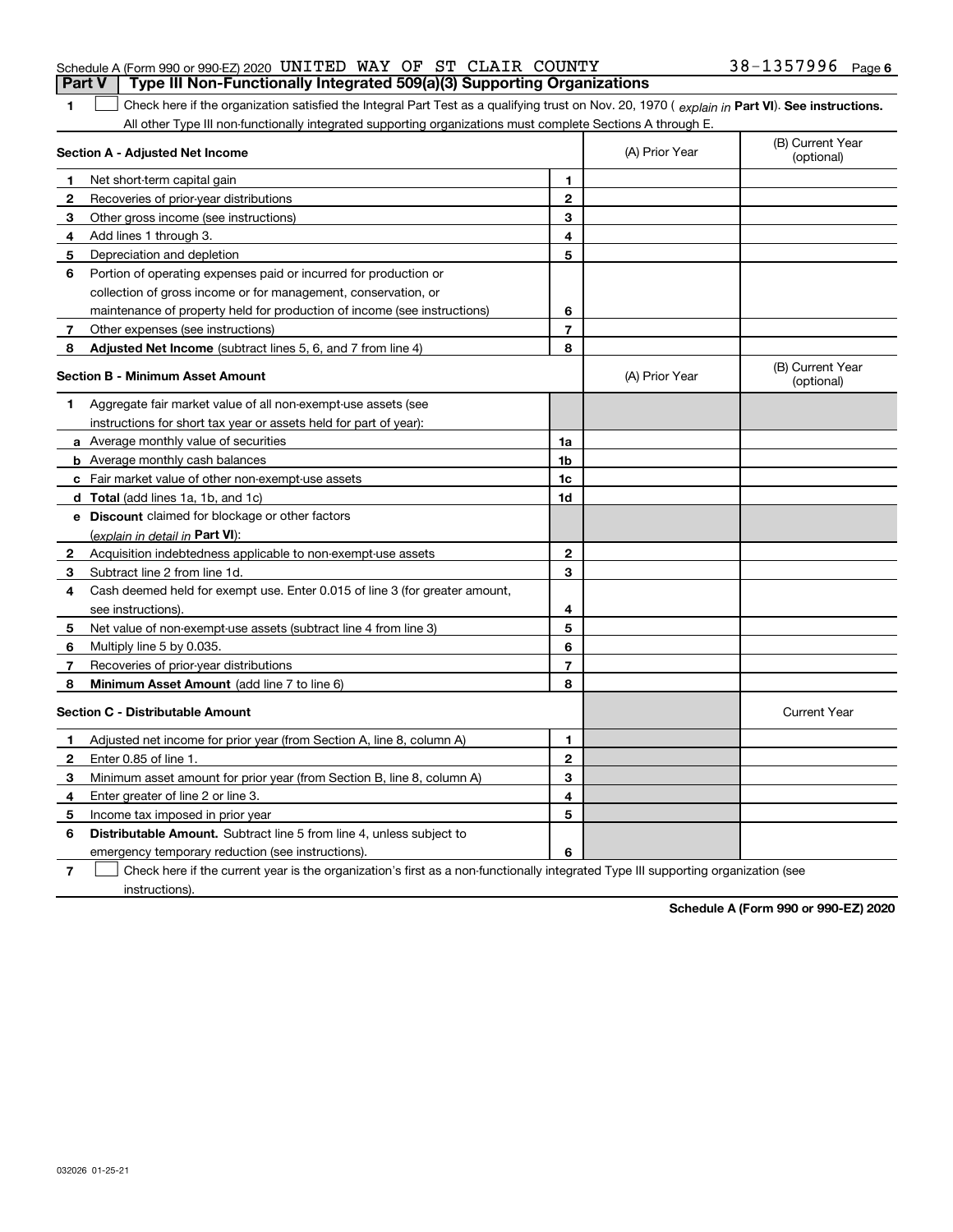Schedule A (Form 990 or 990-EZ) 2020 UNITED WAY OF ST CLAIR COUNTY 38-1357996 Page 6

## Part V Type III Non-Functionally Integrated 509(a)(3) Supporting Organizations

**1** ☐ Check here if the organization satisfied the Integral Part Test as a qualifying trust on Nov. 20, 1970 ( *explain in* **Part VI**). **See instructions.** All other Type III non-functionally integrated supporting organizations must complete Sections A through E.

| **Section A - Adjusted Net Income** | | | (A) Prior Year | (B) Current Year (optional) |
|---|---|---|---|---|
| **1** | Net short-term capital gain | **1** | | |
| **2** | Recoveries of prior-year distributions | **2** | | |
| **3** | Other gross income (see instructions) | **3** | | |
| **4** | Add lines 1 through 3. | **4** | | |
| **5** | Depreciation and depletion | **5** | | |
| **6** | Portion of operating expenses paid or incurred for production or collection of gross income or for management, conservation, or maintenance of property held for production of income (see instructions) | **6** | | |
| **7** | Other expenses (see instructions) | **7** | | |
| **8** | **Adjusted Net Income** (subtract lines 5, 6, and 7 from line 4) | **8** | | |

| **Section B - Minimum Asset Amount** | | | (A) Prior Year | (B) Current Year (optional) |
|---|---|---|---|---|
| **1** | Aggregate fair market value of all non-exempt-use assets (see instructions for short tax year or assets held for part of year): | | | |
| **a** | Average monthly value of securities | **1a** | | |
| **b** | Average monthly cash balances | **1b** | | |
| **c** | Fair market value of other non-exempt-use assets | **1c** | | |
| **d** | **Total** (add lines 1a, 1b, and 1c) | **1d** | | |
| **e** | **Discount** claimed for blockage or other factors (*explain in detail in* **Part VI**): | | | |
| **2** | Acquisition indebtedness applicable to non-exempt-use assets | **2** | | |
| **3** | Subtract line 2 from line 1d. | **3** | | |
| **4** | Cash deemed held for exempt use. Enter 0.015 of line 3 (for greater amount, see instructions). | **4** | | |
| **5** | Net value of non-exempt-use assets (subtract line 4 from line 3) | **5** | | |
| **6** | Multiply line 5 by 0.035. | **6** | | |
| **7** | Recoveries of prior-year distributions | **7** | | |
| **8** | **Minimum Asset Amount** (add line 7 to line 6) | **8** | | |

| **Section C - Distributable Amount** | | | | Current Year |
|---|---|---|---|---|
| **1** | Adjusted net income for prior year (from Section A, line 8, column A) | **1** | | |
| **2** | Enter 0.85 of line 1. | **2** | | |
| **3** | Minimum asset amount for prior year (from Section B, line 8, column A) | **3** | | |
| **4** | Enter greater of line 2 or line 3. | **4** | | |
| **5** | Income tax imposed in prior year | **5** | | |
| **6** | **Distributable Amount.** Subtract line 5 from line 4, unless subject to emergency temporary reduction (see instructions). | **6** | | |

**7** ☐ Check here if the current year is the organization's first as a non-functionally integrated Type III supporting organization (see instructions).

**Schedule A (Form 990 or 990-EZ) 2020**

032026 01-25-21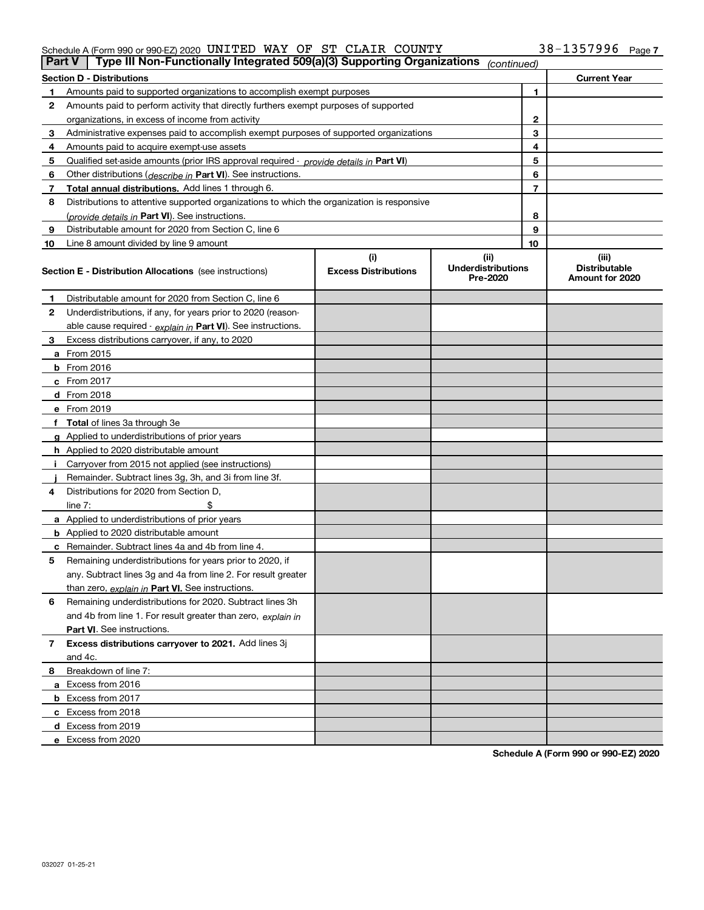Schedule A (Form 990 or 990-EZ) 2020 UNITED WAY OF ST CLAIR COUNTY 38-1357996

## Part V | Type III Non-Functionally Integrated 509(a)(3) Supporting Organizations *(continued)*

| **Section D - Distributions** | | **Current Year** |
|---|---|---|
| **1** Amounts paid to supported organizations to accomplish exempt purposes | 1 | |
| **2** Amounts paid to perform activity that directly furthers exempt purposes of supported organizations, in excess of income from activity | 2 | |
| **3** Administrative expenses paid to accomplish exempt purposes of supported organizations | 3 | |
| **4** Amounts paid to acquire exempt-use assets | 4 | |
| **5** Qualified set-aside amounts (prior IRS approval required - *provide details in* **Part VI**) | 5 | |
| **6** Other distributions (*describe in* **Part VI**). See instructions. | 6 | |
| **7** **Total annual distributions.** Add lines 1 through 6. | 7 | |
| **8** Distributions to attentive supported organizations to which the organization is responsive (*provide details in* **Part VI**). See instructions. | 8 | |
| **9** Distributable amount for 2020 from Section C, line 6 | 9 | |
| **10** Line 8 amount divided by line 9 amount | 10 | |

| **Section E - Distribution Allocations** (see instructions) | **(i)** **Excess Distributions** | **(ii)** **Underdistributions Pre-2020** | **(iii)** **Distributable Amount for 2020** |
|---|---|---|---|
| **1** Distributable amount for 2020 from Section C, line 6 | | | |
| **2** Underdistributions, if any, for years prior to 2020 (reasonable cause required - *explain in* **Part VI**). See instructions. | | | |
| **3** Excess distributions carryover, if any, to 2020 | | | |
| **a** From 2015 | | | |
| **b** From 2016 | | | |
| **c** From 2017 | | | |
| **d** From 2018 | | | |
| **e** From 2019 | | | |
| **f** **Total** of lines 3a through 3e | | | |
| **g** Applied to underdistributions of prior years | | | |
| **h** Applied to 2020 distributable amount | | | |
| **i** Carryover from 2015 not applied (see instructions) | | | |
| **j** Remainder. Subtract lines 3g, 3h, and 3i from line 3f. | | | |
| **4** Distributions for 2020 from Section D, line 7: $ | | | |
| **a** Applied to underdistributions of prior years | | | |
| **b** Applied to 2020 distributable amount | | | |
| **c** Remainder. Subtract lines 4a and 4b from line 4. | | | |
| **5** Remaining underdistributions for years prior to 2020, if any. Subtract lines 3g and 4a from line 2. For result greater than zero, *explain in* **Part VI.** See instructions. | | | |
| **6** Remaining underdistributions for 2020. Subtract lines 3h and 4b from line 1. For result greater than zero, *explain in* **Part VI**. See instructions. | | | |
| **7** **Excess distributions carryover to 2021.** Add lines 3j and 4c. | | | |
| **8** Breakdown of line 7: | | | |
| **a** Excess from 2016 | | | |
| **b** Excess from 2017 | | | |
| **c** Excess from 2018 | | | |
| **d** Excess from 2019 | | | |
| **e** Excess from 2020 | | | |

**Schedule A (Form 990 or 990-EZ) 2020**

032027 01-25-21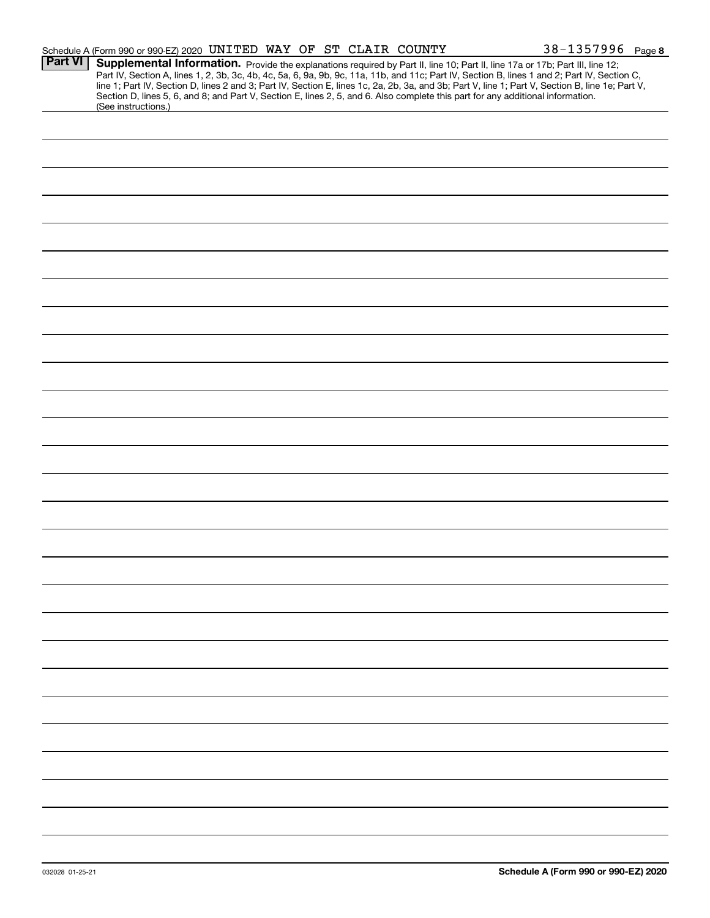Schedule A (Form 990 or 990-EZ) 2020 UNITED WAY OF ST CLAIR COUNTY 38-1357996 Page **8**

## Part VI Supplemental Information.

Provide the explanations required by Part II, line 10; Part II, line 17a or 17b; Part III, line 12; Part IV, Section A, lines 1, 2, 3b, 3c, 4b, 4c, 5a, 6, 9a, 9b, 9c, 11a, 11b, and 11c; Part IV, Section B, lines 1 and 2; Part IV, Section C, line 1; Part IV, Section D, lines 2 and 3; Part IV, Section E, lines 1c, 2a, 2b, 3a, and 3b; Part V, line 1; Part V, Section B, line 1e; Part V, Section D, lines 5, 6, and 8; and Part V, Section E, lines 2, 5, and 6. Also complete this part for any additional information. (See instructions.)

032028 01-25-21

**Schedule A (Form 990 or 990-EZ) 2020**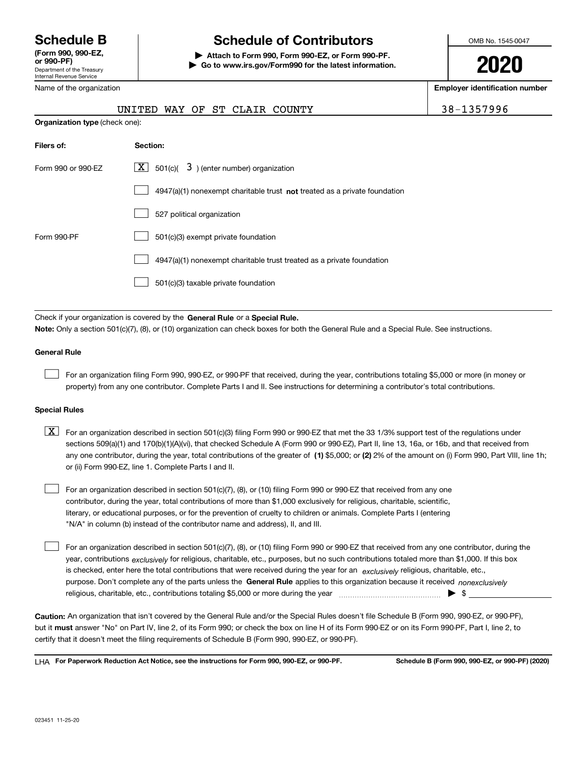# Schedule B

**(Form 990, 990-EZ, or 990-PF)**
Department of the Treasury
Internal Revenue Service

## Schedule of Contributors

**▶ Attach to Form 990, Form 990-EZ, or Form 990-PF.**
**▶ Go to www.irs.gov/Form990 for the latest information.**

OMB No. 1545-0047

**2020**

Name of the organization: UNITED WAY OF ST CLAIR COUNTY

**Employer identification number:** 38-1357996

**Organization type** (check one):

| Filers of: | Section: |
|---|---|
| Form 990 or 990-EZ | [X] 501(c)( 3 ) (enter number) organization |
| | [ ] 4947(a)(1) nonexempt charitable trust **not** treated as a private foundation |
| | [ ] 527 political organization |
| Form 990-PF | [ ] 501(c)(3) exempt private foundation |
| | [ ] 4947(a)(1) nonexempt charitable trust treated as a private foundation |
| | [ ] 501(c)(3) taxable private foundation |

Check if your organization is covered by the **General Rule** or a **Special Rule.**

**Note:** Only a section 501(c)(7), (8), or (10) organization can check boxes for both the General Rule and a Special Rule. See instructions.

### General Rule

[ ] For an organization filing Form 990, 990-EZ, or 990-PF that received, during the year, contributions totaling $5,000 or more (in money or property) from any one contributor. Complete Parts I and II. See instructions for determining a contributor's total contributions.

### Special Rules

[X] For an organization described in section 501(c)(3) filing Form 990 or 990-EZ that met the 33 1/3% support test of the regulations under sections 509(a)(1) and 170(b)(1)(A)(vi), that checked Schedule A (Form 990 or 990-EZ), Part II, line 13, 16a, or 16b, and that received from any one contributor, during the year, total contributions of the greater of **(1)** $5,000; or **(2)** 2% of the amount on (i) Form 990, Part VIII, line 1h; or (ii) Form 990-EZ, line 1. Complete Parts I and II.

[ ] For an organization described in section 501(c)(7), (8), or (10) filing Form 990 or 990-EZ that received from any one contributor, during the year, total contributions of more than $1,000 exclusively for religious, charitable, scientific, literary, or educational purposes, or for the prevention of cruelty to children or animals. Complete Parts I (entering "N/A" in column (b) instead of the contributor name and address), II, and III.

[ ] For an organization described in section 501(c)(7), (8), or (10) filing Form 990 or 990-EZ that received from any one contributor, during the year, contributions *exclusively* for religious, charitable, etc., purposes, but no such contributions totaled more than $1,000. If this box is checked, enter here the total contributions that were received during the year for an *exclusively* religious, charitable, etc., purpose. Don't complete any of the parts unless the **General Rule** applies to this organization because it received *nonexclusively* religious, charitable, etc., contributions totaling $5,000 or more during the year ▶ $

**Caution:** An organization that isn't covered by the General Rule and/or the Special Rules doesn't file Schedule B (Form 990, 990-EZ, or 990-PF), but it **must** answer "No" on Part IV, line 2, of its Form 990; or check the box on line H of its Form 990-EZ or on its Form 990-PF, Part I, line 2, to certify that it doesn't meet the filing requirements of Schedule B (Form 990, 990-EZ, or 990-PF).

LHA **For Paperwork Reduction Act Notice, see the instructions for Form 990, 990-EZ, or 990-PF.** **Schedule B (Form 990, 990-EZ, or 990-PF) (2020)**

023451 11-25-20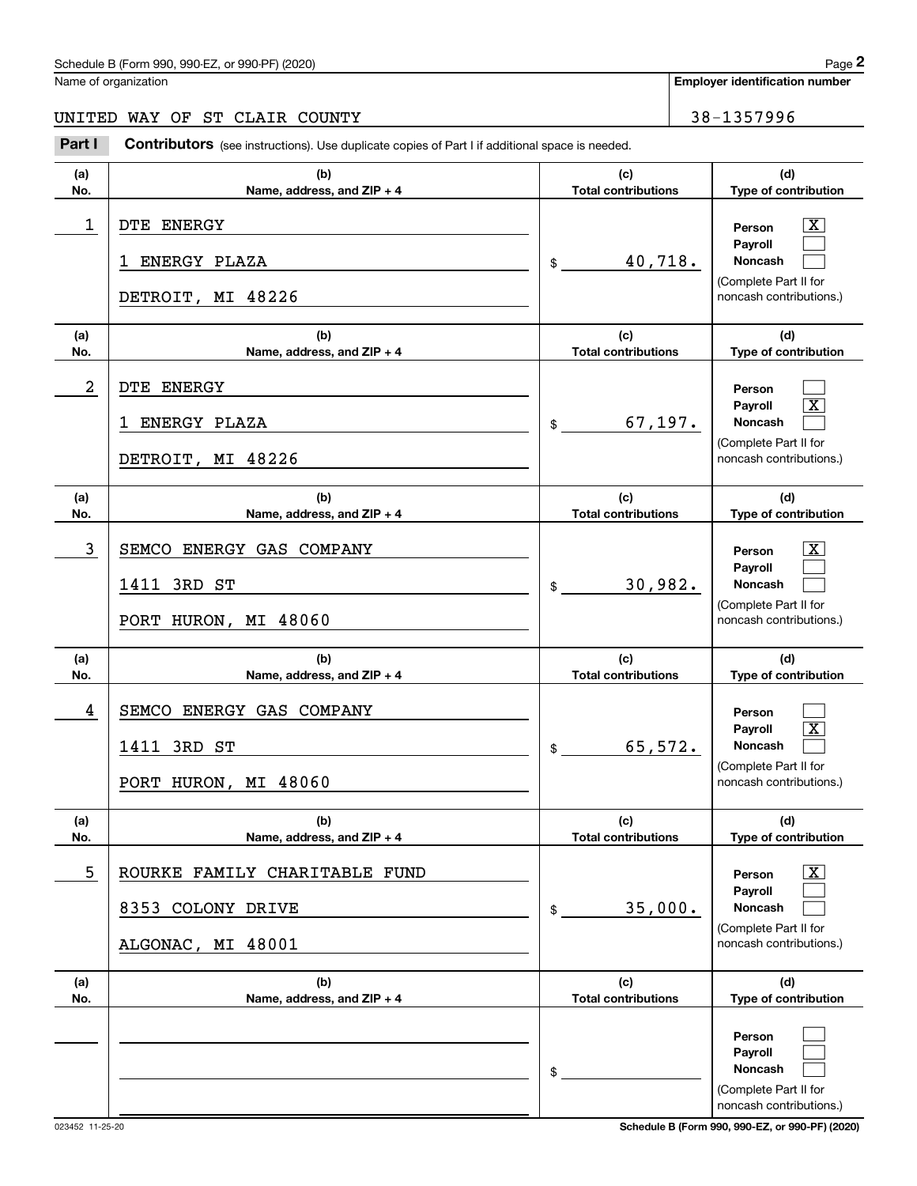Name of organization

**Employer identification number**

UNITED WAY OF ST CLAIR COUNTY — 38-1357996

**Part I Contributors** (see instructions). Use duplicate copies of Part I if additional space is needed.

| (a) No. | (b) Name, address, and ZIP + 4 | (c) Total contributions | (d) Type of contribution |
|---|---|---|---|
| 1 | DTE ENERGY<br>1 ENERGY PLAZA<br>DETROIT, MI 48226 | $ 40,718. | Person [X]<br>Payroll [ ]<br>Noncash [ ]<br>(Complete Part II for noncash contributions.) |
| 2 | DTE ENERGY<br>1 ENERGY PLAZA<br>DETROIT, MI 48226 | $ 67,197. | Person [ ]<br>Payroll [X]<br>Noncash [ ]<br>(Complete Part II for noncash contributions.) |
| 3 | SEMCO ENERGY GAS COMPANY<br>1411 3RD ST<br>PORT HURON, MI 48060 | $ 30,982. | Person [X]<br>Payroll [ ]<br>Noncash [ ]<br>(Complete Part II for noncash contributions.) |
| 4 | SEMCO ENERGY GAS COMPANY<br>1411 3RD ST<br>PORT HURON, MI 48060 | $ 65,572. | Person [ ]<br>Payroll [X]<br>Noncash [ ]<br>(Complete Part II for noncash contributions.) |
| 5 | ROURKE FAMILY CHARITABLE FUND<br>8353 COLONY DRIVE<br>ALGONAC, MI 48001 | $ 35,000. | Person [X]<br>Payroll [ ]<br>Noncash [ ]<br>(Complete Part II for noncash contributions.) |
| | | $ | Person [ ]<br>Payroll [ ]<br>Noncash [ ]<br>(Complete Part II for noncash contributions.) |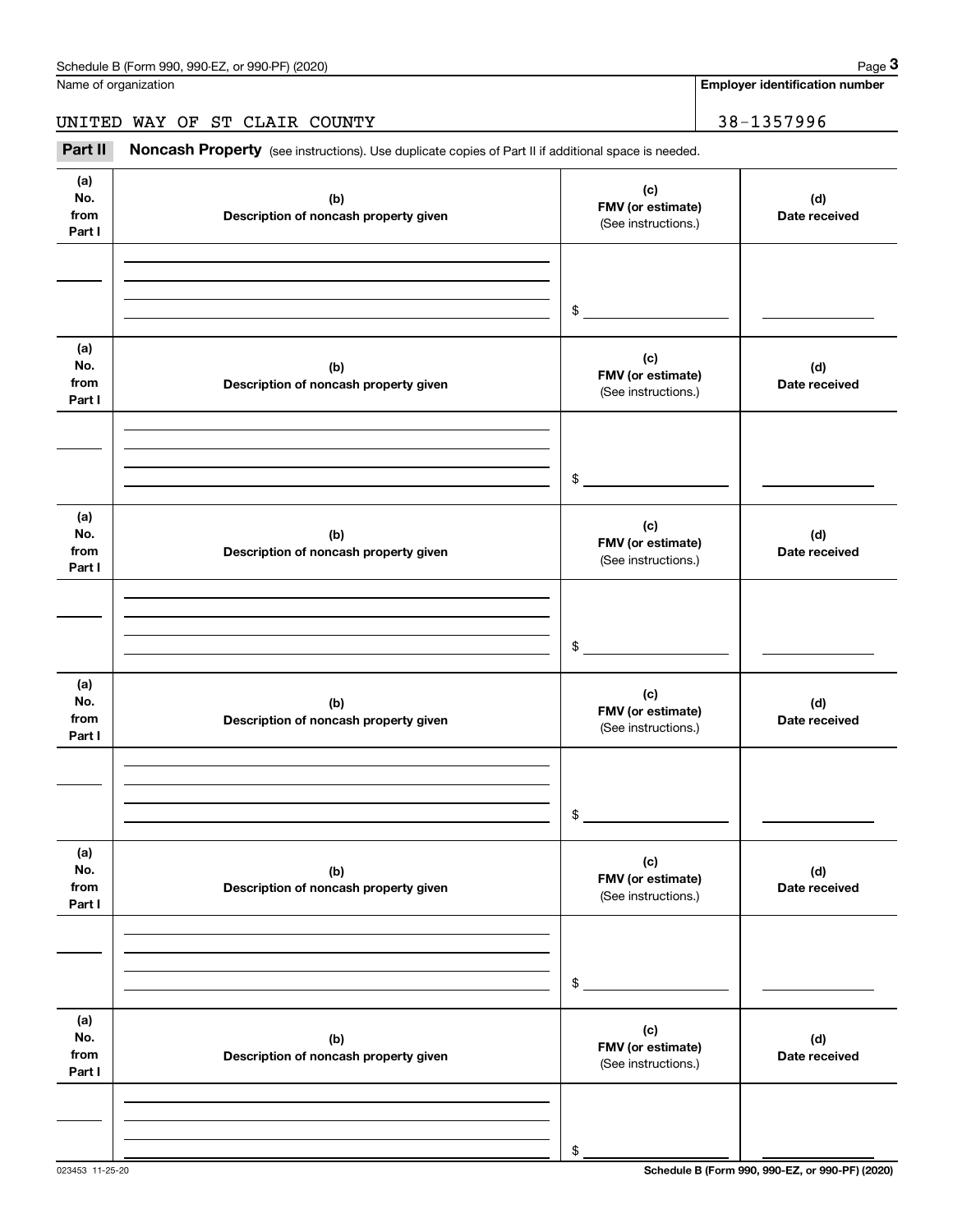Name of organization

**Employer identification number**

UNITED WAY OF ST CLAIR COUNTY 38-1357996

**Part II** **Noncash Property** (see instructions). Use duplicate copies of Part II if additional space is needed.

| (a) No. from Part I | (b) Description of noncash property given | (c) FMV (or estimate) (See instructions.) | (d) Date received |
|---|---|---|---|
| | | $ | |

| (a) No. from Part I | (b) Description of noncash property given | (c) FMV (or estimate) (See instructions.) | (d) Date received |
|---|---|---|---|
| | | $ | |

| (a) No. from Part I | (b) Description of noncash property given | (c) FMV (or estimate) (See instructions.) | (d) Date received |
|---|---|---|---|
| | | $ | |

| (a) No. from Part I | (b) Description of noncash property given | (c) FMV (or estimate) (See instructions.) | (d) Date received |
|---|---|---|---|
| | | $ | |

| (a) No. from Part I | (b) Description of noncash property given | (c) FMV (or estimate) (See instructions.) | (d) Date received |
|---|---|---|---|
| | | $ | |

| (a) No. from Part I | (b) Description of noncash property given | (c) FMV (or estimate) (See instructions.) | (d) Date received |
|---|---|---|---|
| | | $ | |

023453 11-25-20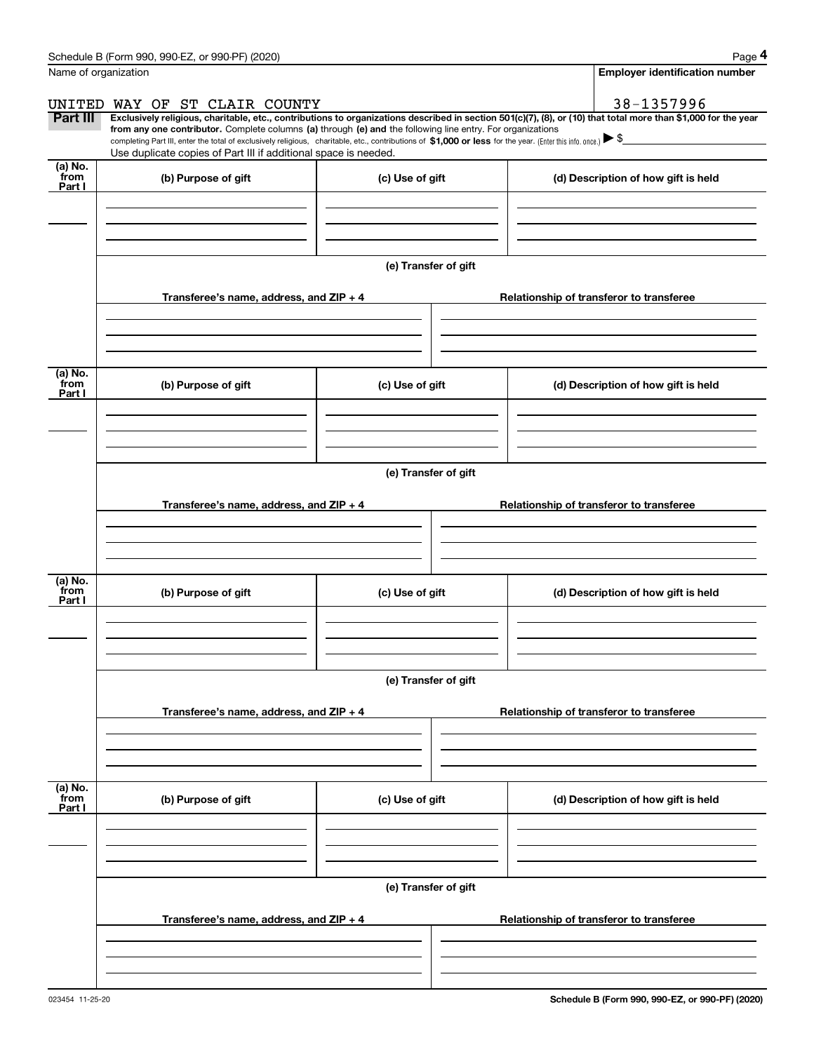Schedule B (Form 990, 990-EZ, or 990-PF) (2020)

Name of organization: UNITED WAY OF ST CLAIR COUNTY

Employer identification number: 38-1357996

**Part III** **Exclusively religious, charitable, etc., contributions to organizations described in section 501(c)(7), (8), or (10) that total more than $1,000 for the year from any one contributor.** Complete columns **(a)** through **(e)** and the following line entry. For organizations completing Part III, enter the total of exclusively religious, charitable, etc., contributions of **$1,000 or less** for the year. (Enter this info. once.) ▶ $

Use duplicate copies of Part III if additional space is needed.

| (a) No. from Part I | (b) Purpose of gift | (c) Use of gift | (d) Description of how gift is held |
|---|---|---|---|
| | | | |

(e) Transfer of gift

| Transferee's name, address, and ZIP + 4 | Relationship of transferor to transferee |
|---|---|
| | |

| (a) No. from Part I | (b) Purpose of gift | (c) Use of gift | (d) Description of how gift is held |
|---|---|---|---|
| | | | |

(e) Transfer of gift

| Transferee's name, address, and ZIP + 4 | Relationship of transferor to transferee |
|---|---|
| | |

| (a) No. from Part I | (b) Purpose of gift | (c) Use of gift | (d) Description of how gift is held |
|---|---|---|---|
| | | | |

(e) Transfer of gift

| Transferee's name, address, and ZIP + 4 | Relationship of transferor to transferee |
|---|---|
| | |

| (a) No. from Part I | (b) Purpose of gift | (c) Use of gift | (d) Description of how gift is held |
|---|---|---|---|
| | | | |

(e) Transfer of gift

| Transferee's name, address, and ZIP + 4 | Relationship of transferor to transferee |
|---|---|
| | |

023454 11-25-20

Schedule B (Form 990, 990-EZ, or 990-PF) (2020)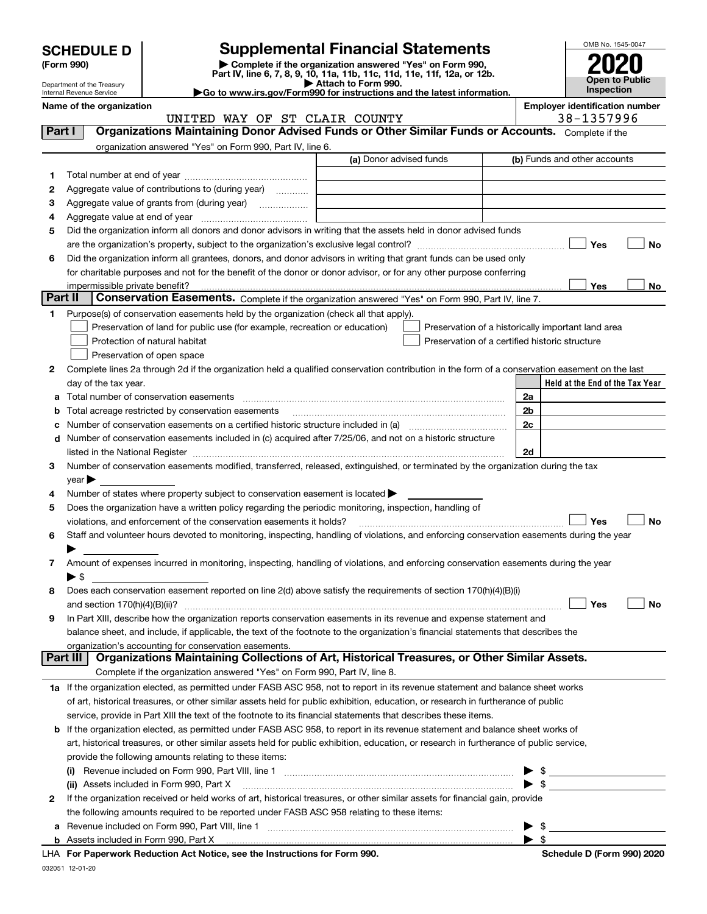# SCHEDULE D (Form 990)

Department of the Treasury
Internal Revenue Service

## Supplemental Financial Statements

▶ Complete if the organization answered "Yes" on Form 990, Part IV, line 6, 7, 8, 9, 10, 11a, 11b, 11c, 11d, 11e, 11f, 12a, or 12b.
▶ Attach to Form 990.
▶Go to www.irs.gov/Form990 for instructions and the latest information.

OMB No. 1545-0047

**2020**

**Open to Public Inspection**

**Name of the organization**
UNITED WAY OF ST CLAIR COUNTY

**Employer identification number**
38-1357996

## Part I — Organizations Maintaining Donor Advised Funds or Other Similar Funds or Accounts.
Complete if the organization answered "Yes" on Form 990, Part IV, line 6.

| | | (a) Donor advised funds | (b) Funds and other accounts |
|---|---|---|---|
| 1 | Total number at end of year | | |
| 2 | Aggregate value of contributions to (during year) | | |
| 3 | Aggregate value of grants from (during year) | | |
| 4 | Aggregate value at end of year | | |

5 Did the organization inform all donors and donor advisors in writing that the assets held in donor advised funds are the organization's property, subject to the organization's exclusive legal control? ☐ Yes ☐ No

6 Did the organization inform all grantees, donors, and donor advisors in writing that grant funds can be used only for charitable purposes and not for the benefit of the donor or donor advisor, or for any other purpose conferring impermissible private benefit? ☐ Yes ☐ No

## Part II — Conservation Easements.
Complete if the organization answered "Yes" on Form 990, Part IV, line 7.

1 Purpose(s) of conservation easements held by the organization (check all that apply).

- ☐ Preservation of land for public use (for example, recreation or education)
- ☐ Protection of natural habitat
- ☐ Preservation of open space
- ☐ Preservation of a historically important land area
- ☐ Preservation of a certified historic structure

2 Complete lines 2a through 2d if the organization held a qualified conservation contribution in the form of a conservation easement on the last day of the tax year.

| | | | Held at the End of the Tax Year |
|---|---|---|---|
| a | Total number of conservation easements | 2a | |
| b | Total acreage restricted by conservation easements | 2b | |
| c | Number of conservation easements on a certified historic structure included in (a) | 2c | |
| d | Number of conservation easements included in (c) acquired after 7/25/06, and not on a historic structure listed in the National Register | 2d | |

3 Number of conservation easements modified, transferred, released, extinguished, or terminated by the organization during the tax year ▶

4 Number of states where property subject to conservation easement is located ▶

5 Does the organization have a written policy regarding the periodic monitoring, inspection, handling of violations, and enforcement of the conservation easements it holds? ☐ Yes ☐ No

6 Staff and volunteer hours devoted to monitoring, inspecting, handling of violations, and enforcing conservation easements during the year ▶

7 Amount of expenses incurred in monitoring, inspecting, handling of violations, and enforcing conservation easements during the year ▶ $

8 Does each conservation easement reported on line 2(d) above satisfy the requirements of section 170(h)(4)(B)(i) and section 170(h)(4)(B)(ii)? ☐ Yes ☐ No

9 In Part XIII, describe how the organization reports conservation easements in its revenue and expense statement and balance sheet, and include, if applicable, the text of the footnote to the organization's financial statements that describes the organization's accounting for conservation easements.

## Part III — Organizations Maintaining Collections of Art, Historical Treasures, or Other Similar Assets.
Complete if the organization answered "Yes" on Form 990, Part IV, line 8.

1a If the organization elected, as permitted under FASB ASC 958, not to report in its revenue statement and balance sheet works of art, historical treasures, or other similar assets held for public exhibition, education, or research in furtherance of public service, provide in Part XIII the text of the footnote to its financial statements that describes these items.

b If the organization elected, as permitted under FASB ASC 958, to report in its revenue statement and balance sheet works of art, historical treasures, or other similar assets held for public exhibition, education, or research in furtherance of public service, provide the following amounts relating to these items:

(i) Revenue included on Form 990, Part VIII, line 1 ▶ $

(ii) Assets included in Form 990, Part X ▶ $

2 If the organization received or held works of art, historical treasures, or other similar assets for financial gain, provide the following amounts required to be reported under FASB ASC 958 relating to these items:

a Revenue included on Form 990, Part VIII, line 1 ▶ $

b Assets included in Form 990, Part X ▶ $

LHA For Paperwork Reduction Act Notice, see the Instructions for Form 990. Schedule D (Form 990) 2020

032051 12-01-20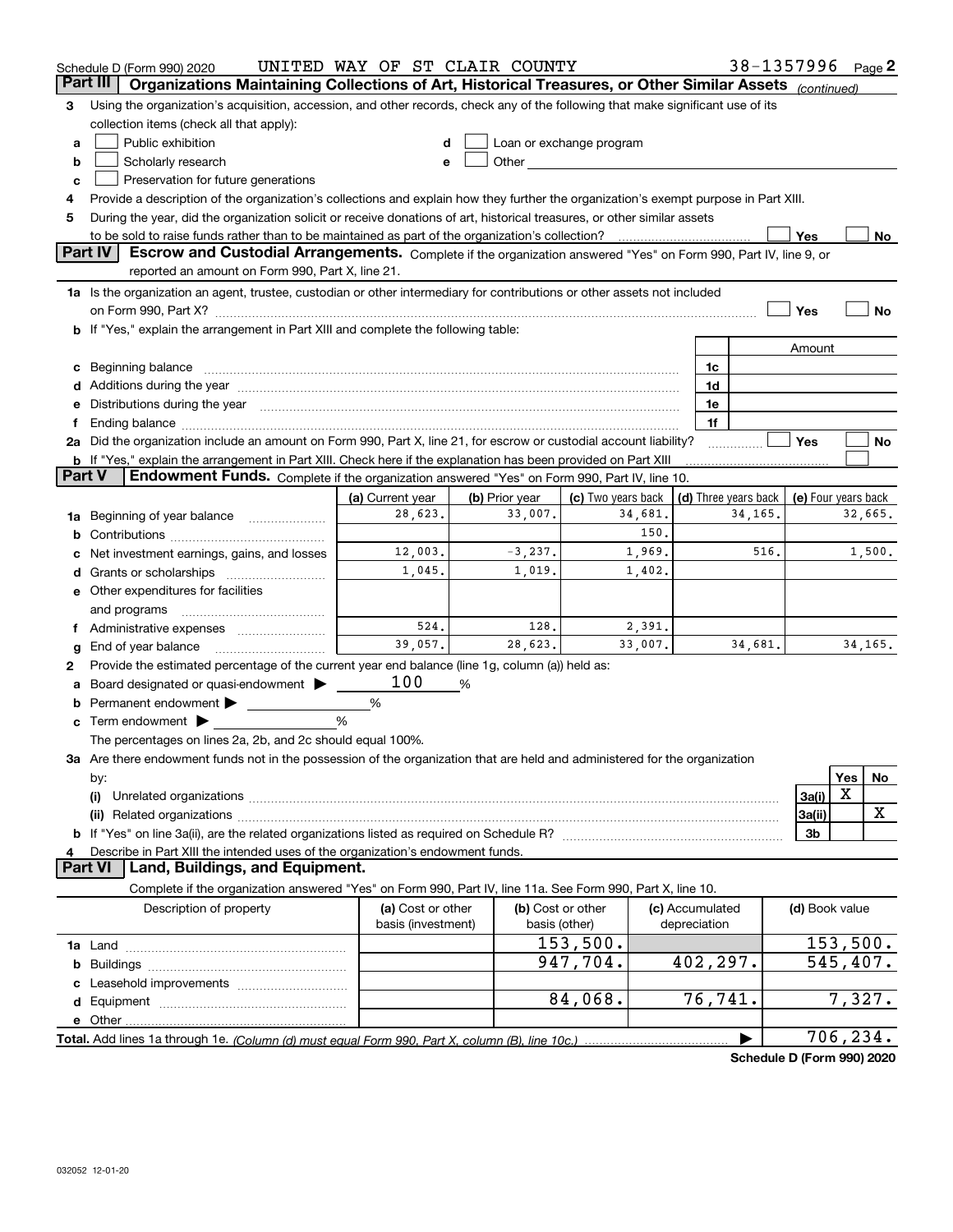Schedule D (Form 990) 2020 UNITED WAY OF ST CLAIR COUNTY 38-1357996 Page 2

## Part III Organizations Maintaining Collections of Art, Historical Treasures, or Other Similar Assets *(continued)*

3 Using the organization's acquisition, accession, and other records, check any of the following that make significant use of its collection items (check all that apply):

- a ☐ Public exhibition
- b ☐ Scholarly research
- c ☐ Preservation for future generations
- d ☐ Loan or exchange program
- e ☐ Other

4 Provide a description of the organization's collections and explain how they further the organization's exempt purpose in Part XIII.

5 During the year, did the organization solicit or receive donations of art, historical treasures, or other similar assets to be sold to raise funds rather than to be maintained as part of the organization's collection? ☐ Yes ☐ No

## Part IV Escrow and Custodial Arrangements.

Complete if the organization answered "Yes" on Form 990, Part IV, line 9, or reported an amount on Form 990, Part X, line 21.

1a Is the organization an agent, trustee, custodian or other intermediary for contributions or other assets not included on Form 990, Part X? ☐ Yes ☐ No

b If "Yes," explain the arrangement in Part XIII and complete the following table:

| | | Amount |
|---|---|---|
| c Beginning balance | 1c | |
| d Additions during the year | 1d | |
| e Distributions during the year | 1e | |
| f Ending balance | 1f | |

2a Did the organization include an amount on Form 990, Part X, line 21, for escrow or custodial account liability? ☐ Yes ☐ No

b If "Yes," explain the arrangement in Part XIII. Check here if the explanation has been provided on Part XIII ☐

## Part V Endowment Funds.

Complete if the organization answered "Yes" on Form 990, Part IV, line 10.

| | (a) Current year | (b) Prior year | (c) Two years back | (d) Three years back | (e) Four years back |
|---|---|---|---|---|---|
| 1a Beginning of year balance | 28,623. | 33,007. | 34,681. | 34,165. | 32,665. |
| b Contributions | | | 150. | | |
| c Net investment earnings, gains, and losses | 12,003. | -3,237. | 1,969. | 516. | 1,500. |
| d Grants or scholarships | 1,045. | 1,019. | 1,402. | | |
| e Other expenditures for facilities and programs | | | | | |
| f Administrative expenses | 524. | 128. | 2,391. | | |
| g End of year balance | 39,057. | 28,623. | 33,007. | 34,681. | 34,165. |

2 Provide the estimated percentage of the current year end balance (line 1g, column (a)) held as:

- a Board designated or quasi-endowment ▶ 100 %
- b Permanent endowment ▶ %
- c Term endowment ▶ %

The percentages on lines 2a, 2b, and 2c should equal 100%.

3a Are there endowment funds not in the possession of the organization that are held and administered for the organization by:

| | | Yes | No |
|---|---|---|---|
| (i) Unrelated organizations | 3a(i) | X | |
| (ii) Related organizations | 3a(ii) | | X |
| b If "Yes" on line 3a(ii), are the related organizations listed as required on Schedule R? | 3b | | |

4 Describe in Part XIII the intended uses of the organization's endowment funds.

## Part VI Land, Buildings, and Equipment.

Complete if the organization answered "Yes" on Form 990, Part IV, line 11a. See Form 990, Part X, line 10.

| Description of property | (a) Cost or other basis (investment) | (b) Cost or other basis (other) | (c) Accumulated depreciation | (d) Book value |
|---|---|---|---|---|
| 1a Land | | 153,500. | | 153,500. |
| b Buildings | | 947,704. | 402,297. | 545,407. |
| c Leasehold improvements | | | | |
| d Equipment | | 84,068. | 76,741. | 7,327. |
| e Other | | | | |
| **Total.** Add lines 1a through 1e. *(Column (d) must equal Form 990, Part X, column (B), line 10c.)* | | | ▶ | 706,234. |

**Schedule D (Form 990) 2020**

032052 12-01-20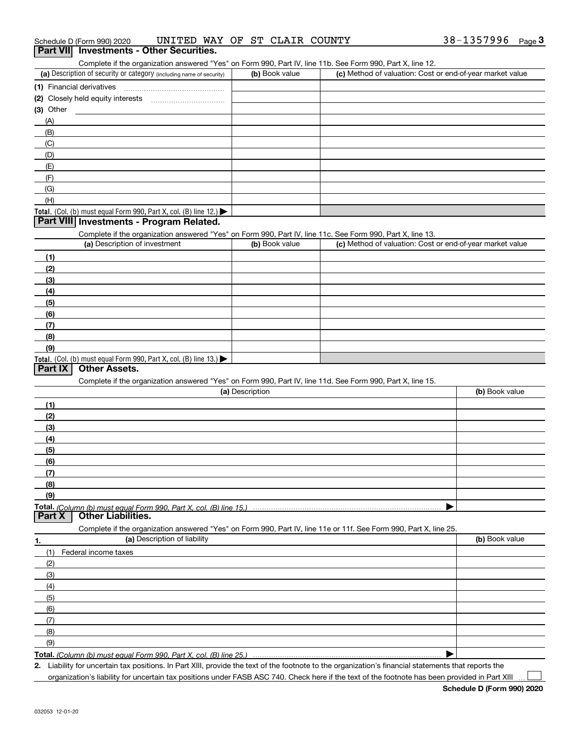Schedule D (Form 990) 2020 UNITED WAY OF ST CLAIR COUNTY 38-1357996 Page 3

## Part VII Investments - Other Securities.

Complete if the organization answered "Yes" on Form 990, Part IV, line 11b. See Form 990, Part X, line 12.

| (a) Description of security or category (including name of security) | (b) Book value | (c) Method of valuation: Cost or end-of-year market value |
|---|---|---|
| (1) Financial derivatives | | |
| (2) Closely held equity interests | | |
| (3) Other | | |
| (A) | | |
| (B) | | |
| (C) | | |
| (D) | | |
| (E) | | |
| (F) | | |
| (G) | | |
| (H) | | |
| **Total.** (Col. (b) must equal Form 990, Part X, col. (B) line 12.) ▶ | | |

## Part VIII Investments - Program Related.

Complete if the organization answered "Yes" on Form 990, Part IV, line 11c. See Form 990, Part X, line 13.

| (a) Description of investment | (b) Book value | (c) Method of valuation: Cost or end-of-year market value |
|---|---|---|
| (1) | | |
| (2) | | |
| (3) | | |
| (4) | | |
| (5) | | |
| (6) | | |
| (7) | | |
| (8) | | |
| (9) | | |
| **Total.** (Col. (b) must equal Form 990, Part X, col. (B) line 13.) ▶ | | |

## Part IX Other Assets.

Complete if the organization answered "Yes" on Form 990, Part IV, line 11d. See Form 990, Part X, line 15.

| (a) Description | (b) Book value |
|---|---|
| (1) | |
| (2) | |
| (3) | |
| (4) | |
| (5) | |
| (6) | |
| (7) | |
| (8) | |
| (9) | |
| **Total.** *(Column (b) must equal Form 990, Part X, col. (B) line 15.)* ▶ | |

## Part X Other Liabilities.

Complete if the organization answered "Yes" on Form 990, Part IV, line 11e or 11f. See Form 990, Part X, line 25.

| 1. (a) Description of liability | (b) Book value |
|---|---|
| (1) Federal income taxes | |
| (2) | |
| (3) | |
| (4) | |
| (5) | |
| (6) | |
| (7) | |
| (8) | |
| (9) | |
| **Total.** *(Column (b) must equal Form 990, Part X, col. (B) line 25.)* ▶ | |

**2.** Liability for uncertain tax positions. In Part XIII, provide the text of the footnote to the organization's financial statements that reports the organization's liability for uncertain tax positions under FASB ASC 740. Check here if the text of the footnote has been provided in Part XIII ☐

**Schedule D (Form 990) 2020**

032053 12-01-20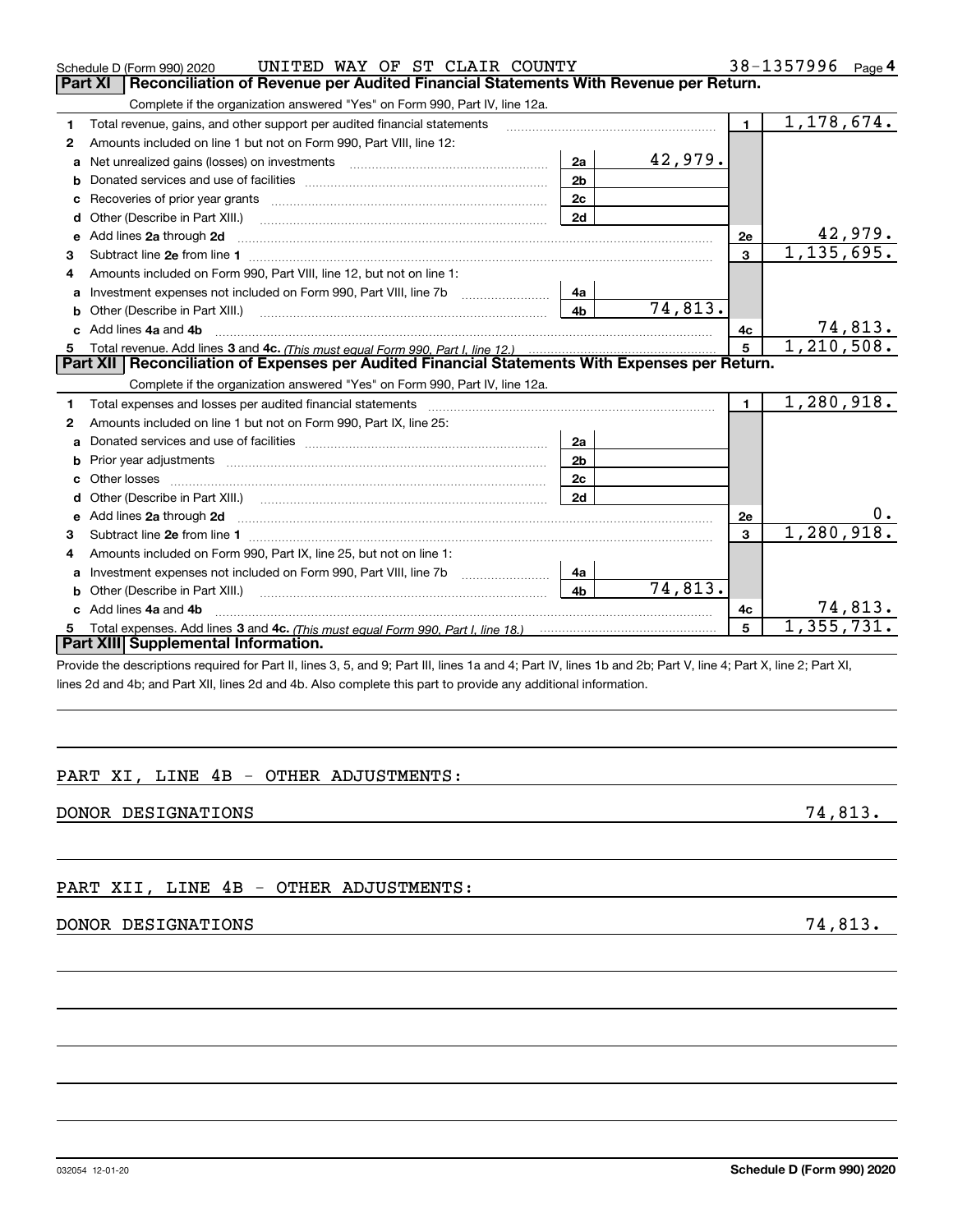Schedule D (Form 990) 2020 UNITED WAY OF ST CLAIR COUNTY 38-1357996 Page 4

## Part XI Reconciliation of Revenue per Audited Financial Statements With Revenue per Return.

Complete if the organization answered "Yes" on Form 990, Part IV, line 12a.

| | | | | | |
|---|---|---|---|---|---|
| 1 | Total revenue, gains, and other support per audited financial statements | | | 1 | 1,178,674. |
| 2 | Amounts included on line 1 but not on Form 990, Part VIII, line 12: | | | | |
| a | Net unrealized gains (losses) on investments | 2a | 42,979. | | |
| b | Donated services and use of facilities | 2b | | | |
| c | Recoveries of prior year grants | 2c | | | |
| d | Other (Describe in Part XIII.) | 2d | | | |
| e | Add lines 2a through 2d | | | 2e | 42,979. |
| 3 | Subtract line 2e from line 1 | | | 3 | 1,135,695. |
| 4 | Amounts included on Form 990, Part VIII, line 12, but not on line 1: | | | | |
| a | Investment expenses not included on Form 990, Part VIII, line 7b | 4a | | | |
| b | Other (Describe in Part XIII.) | 4b | 74,813. | | |
| c | Add lines 4a and 4b | | | 4c | 74,813. |
| 5 | Total revenue. Add lines 3 and 4c. *(This must equal Form 990, Part I, line 12.)* | | | 5 | 1,210,508. |

## Part XII Reconciliation of Expenses per Audited Financial Statements With Expenses per Return.

Complete if the organization answered "Yes" on Form 990, Part IV, line 12a.

| | | | | | |
|---|---|---|---|---|---|
| 1 | Total expenses and losses per audited financial statements | | | 1 | 1,280,918. |
| 2 | Amounts included on line 1 but not on Form 990, Part IX, line 25: | | | | |
| a | Donated services and use of facilities | 2a | | | |
| b | Prior year adjustments | 2b | | | |
| c | Other losses | 2c | | | |
| d | Other (Describe in Part XIII.) | 2d | | | |
| e | Add lines 2a through 2d | | | 2e | 0. |
| 3 | Subtract line 2e from line 1 | | | 3 | 1,280,918. |
| 4 | Amounts included on Form 990, Part IX, line 25, but not on line 1: | | | | |
| a | Investment expenses not included on Form 990, Part VIII, line 7b | 4a | | | |
| b | Other (Describe in Part XIII.) | 4b | 74,813. | | |
| c | Add lines 4a and 4b | | | 4c | 74,813. |
| 5 | Total expenses. Add lines 3 and 4c. *(This must equal Form 990, Part I, line 18.)* | | | 5 | 1,355,731. |

## Part XIII Supplemental Information.

Provide the descriptions required for Part II, lines 3, 5, and 9; Part III, lines 1a and 4; Part IV, lines 1b and 2b; Part V, line 4; Part X, line 2; Part XI, lines 2d and 4b; and Part XII, lines 2d and 4b. Also complete this part to provide any additional information.

PART XI, LINE 4B - OTHER ADJUSTMENTS:

DONOR DESIGNATIONS 74,813.

PART XII, LINE 4B - OTHER ADJUSTMENTS:

DONOR DESIGNATIONS 74,813.

032054 12-01-20 **Schedule D (Form 990) 2020**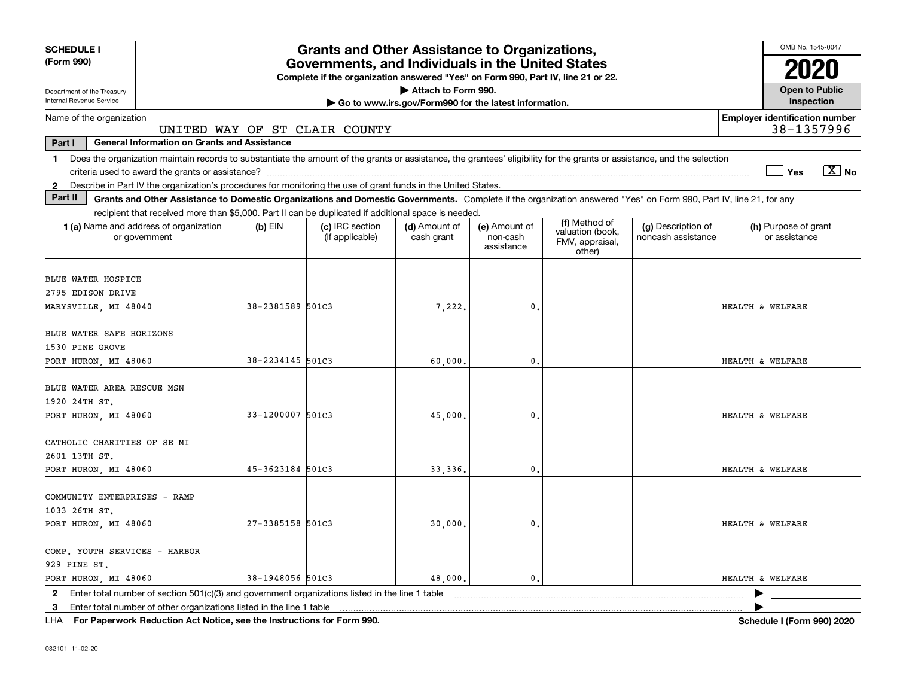**SCHEDULE I (Form 990)**

Department of the Treasury
Internal Revenue Service

# Grants and Other Assistance to Organizations, Governments, and Individuals in the United States

**Complete if the organization answered "Yes" on Form 990, Part IV, line 21 or 22.**
**▶ Attach to Form 990.**
**▶ Go to www.irs.gov/Form990 for the latest information.**

OMB No. 1545-0047
**2020**
**Open to Public Inspection**

Name of the organization: UNITED WAY OF ST CLAIR COUNTY

Employer identification number: 38-1357996

**Part I — General Information on Grants and Assistance**

1 Does the organization maintain records to substantiate the amount of the grants or assistance, the grantees' eligibility for the grants or assistance, and the selection criteria used to award the grants or assistance? ☐ Yes ☒ No

2 Describe in Part IV the organization's procedures for monitoring the use of grant funds in the United States.

**Part II — Grants and Other Assistance to Domestic Organizations and Domestic Governments.** Complete if the organization answered "Yes" on Form 990, Part IV, line 21, for any recipient that received more than $5,000. Part II can be duplicated if additional space is needed.

| 1 (a) Name and address of organization or government | (b) EIN | (c) IRC section (if applicable) | (d) Amount of cash grant | (e) Amount of non-cash assistance | (f) Method of valuation (book, FMV, appraisal, other) | (g) Description of noncash assistance | (h) Purpose of grant or assistance |
|---|---|---|---|---|---|---|---|
| BLUE WATER HOSPICE<br>2795 EDISON DRIVE<br>MARYSVILLE, MI 48040 | 38-2381589 | 501C3 | 7,222. | 0. | | | HEALTH & WELFARE |
| BLUE WATER SAFE HORIZONS<br>1530 PINE GROVE<br>PORT HURON, MI 48060 | 38-2234145 | 501C3 | 60,000. | 0. | | | HEALTH & WELFARE |
| BLUE WATER AREA RESCUE MSN<br>1920 24TH ST.<br>PORT HURON, MI 48060 | 33-1200007 | 501C3 | 45,000. | 0. | | | HEALTH & WELFARE |
| CATHOLIC CHARITIES OF SE MI<br>2601 13TH ST.<br>PORT HURON, MI 48060 | 45-3623184 | 501C3 | 33,336. | 0. | | | HEALTH & WELFARE |
| COMMUNITY ENTERPRISES - RAMP<br>1033 26TH ST.<br>PORT HURON, MI 48060 | 27-3385158 | 501C3 | 30,000. | 0. | | | HEALTH & WELFARE |
| COMP. YOUTH SERVICES - HARBOR<br>929 PINE ST.<br>PORT HURON, MI 48060 | 38-1948056 | 501C3 | 48,000. | 0. | | | HEALTH & WELFARE |

2 Enter total number of section 501(c)(3) and government organizations listed in the line 1 table ▶

3 Enter total number of other organizations listed in the line 1 table ▶

LHA **For Paperwork Reduction Act Notice, see the Instructions for Form 990.** **Schedule I (Form 990) 2020**

032101 11-02-20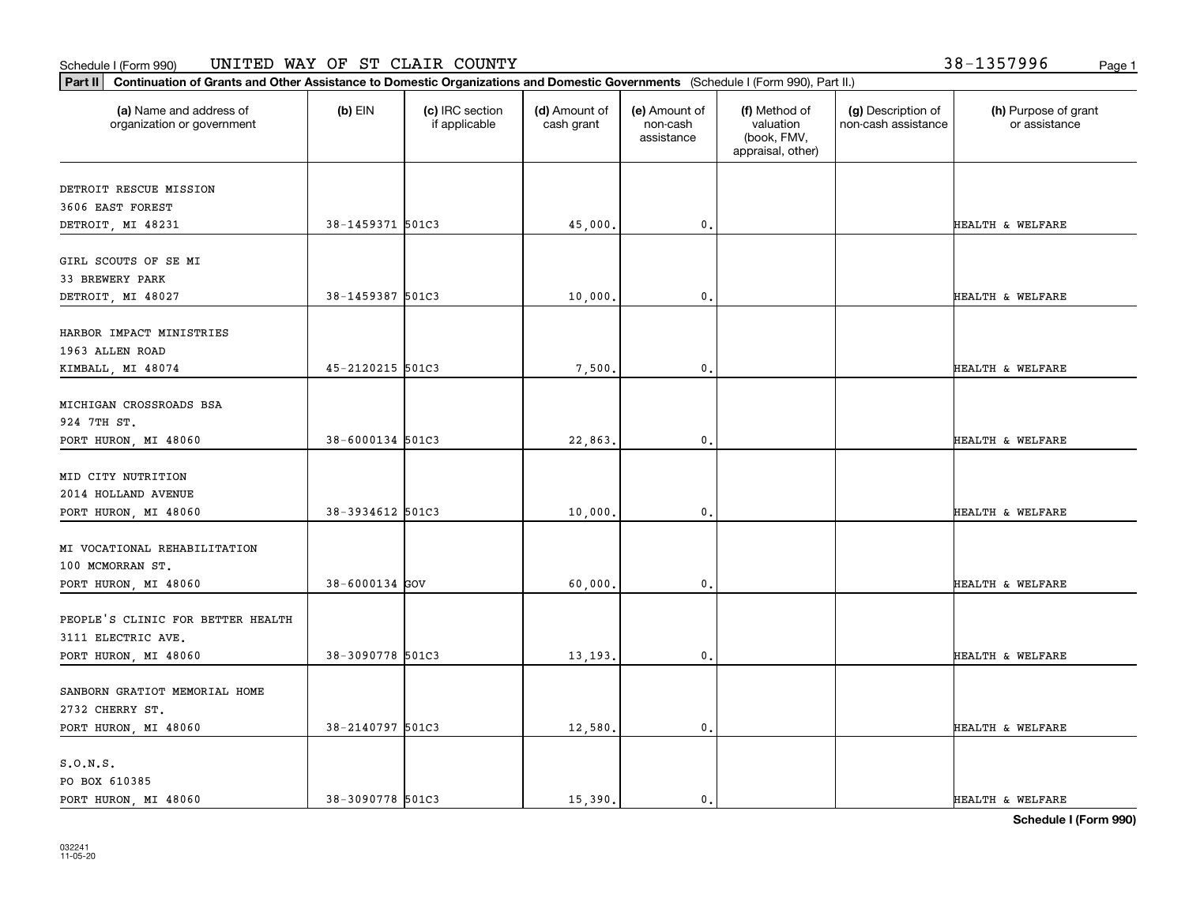Schedule I (Form 990) UNITED WAY OF ST CLAIR COUNTY 38-1357996

**Part II** **Continuation of Grants and Other Assistance to Domestic Organizations and Domestic Governments** (Schedule I (Form 990), Part II.)

| (a) Name and address of organization or government | (b) EIN | (c) IRC section if applicable | (d) Amount of cash grant | (e) Amount of non-cash assistance | (f) Method of valuation (book, FMV, appraisal, other) | (g) Description of non-cash assistance | (h) Purpose of grant or assistance |
|---|---|---|---|---|---|---|---|
| DETROIT RESCUE MISSION<br>3606 EAST FOREST<br>DETROIT, MI 48231 | 38-1459371 | 501C3 | 45,000. | 0. | | | HEALTH & WELFARE |
| GIRL SCOUTS OF SE MI<br>33 BREWERY PARK<br>DETROIT, MI 48027 | 38-1459387 | 501C3 | 10,000. | 0. | | | HEALTH & WELFARE |
| HARBOR IMPACT MINISTRIES<br>1963 ALLEN ROAD<br>KIMBALL, MI 48074 | 45-2120215 | 501C3 | 7,500. | 0. | | | HEALTH & WELFARE |
| MICHIGAN CROSSROADS BSA<br>924 7TH ST.<br>PORT HURON, MI 48060 | 38-6000134 | 501C3 | 22,863. | 0. | | | HEALTH & WELFARE |
| MID CITY NUTRITION<br>2014 HOLLAND AVENUE<br>PORT HURON, MI 48060 | 38-3934612 | 501C3 | 10,000. | 0. | | | HEALTH & WELFARE |
| MI VOCATIONAL REHABILITATION<br>100 MCMORRAN ST.<br>PORT HURON, MI 48060 | 38-6000134 | GOV | 60,000. | 0. | | | HEALTH & WELFARE |
| PEOPLE'S CLINIC FOR BETTER HEALTH<br>3111 ELECTRIC AVE.<br>PORT HURON, MI 48060 | 38-3090778 | 501C3 | 13,193. | 0. | | | HEALTH & WELFARE |
| SANBORN GRATIOT MEMORIAL HOME<br>2732 CHERRY ST.<br>PORT HURON, MI 48060 | 38-2140797 | 501C3 | 12,580. | 0. | | | HEALTH & WELFARE |
| S.O.N.S.<br>PO BOX 610385<br>PORT HURON, MI 48060 | 38-3090778 | 501C3 | 15,390. | 0. | | | HEALTH & WELFARE |

**Schedule I (Form 990)**

032241
11-05-20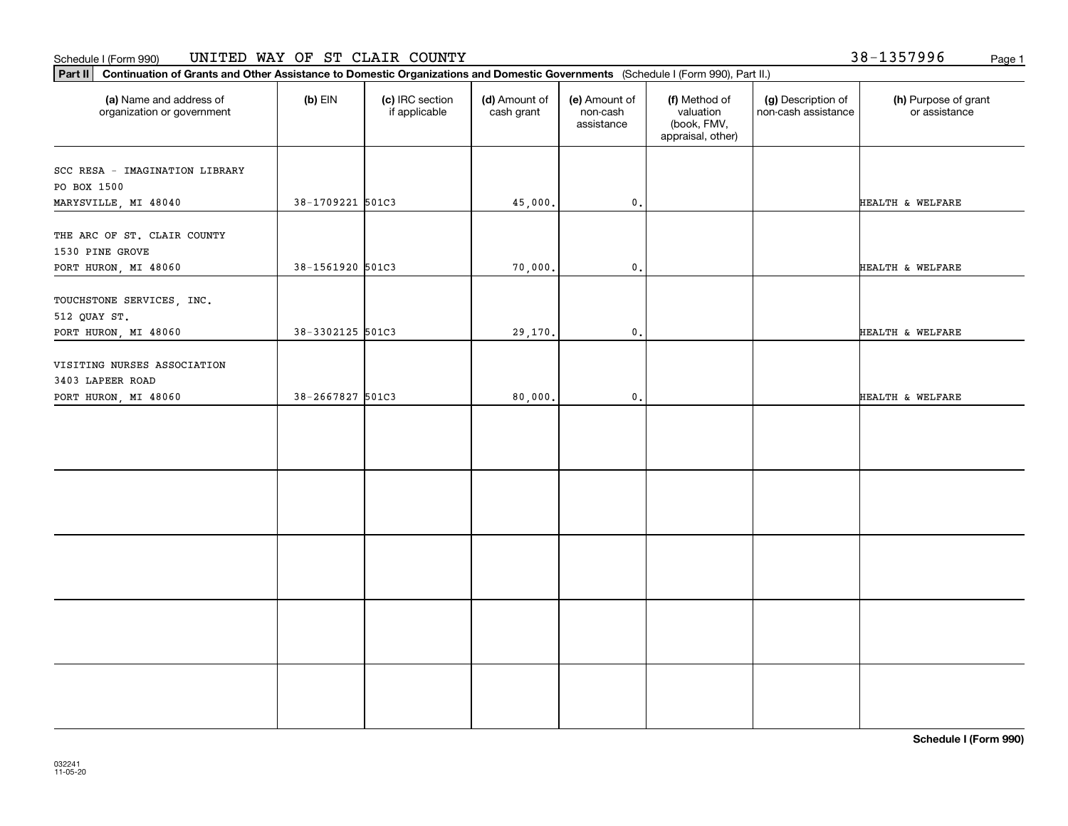Schedule I (Form 990) UNITED WAY OF ST CLAIR COUNTY 38-1357996

**Part II** **Continuation of Grants and Other Assistance to Domestic Organizations and Domestic Governments** (Schedule I (Form 990), Part II.)

| (a) Name and address of organization or government | (b) EIN | (c) IRC section if applicable | (d) Amount of cash grant | (e) Amount of non-cash assistance | (f) Method of valuation (book, FMV, appraisal, other) | (g) Description of non-cash assistance | (h) Purpose of grant or assistance |
|---|---|---|---|---|---|---|---|
| SCC RESA - IMAGINATION LIBRARY PO BOX 1500 MARYSVILLE, MI 48040 | 38-1709221 | 501C3 | 45,000. | 0. | | | HEALTH & WELFARE |
| THE ARC OF ST. CLAIR COUNTY 1530 PINE GROVE PORT HURON, MI 48060 | 38-1561920 | 501C3 | 70,000. | 0. | | | HEALTH & WELFARE |
| TOUCHSTONE SERVICES, INC. 512 QUAY ST. PORT HURON, MI 48060 | 38-3302125 | 501C3 | 29,170. | 0. | | | HEALTH & WELFARE |
| VISITING NURSES ASSOCIATION 3403 LAPEER ROAD PORT HURON, MI 48060 | 38-2667827 | 501C3 | 80,000. | 0. | | | HEALTH & WELFARE |
| | | | | | | | |
| | | | | | | | |
| | | | | | | | |
| | | | | | | | |
| | | | | | | | |

**Schedule I (Form 990)**

032241 11-05-20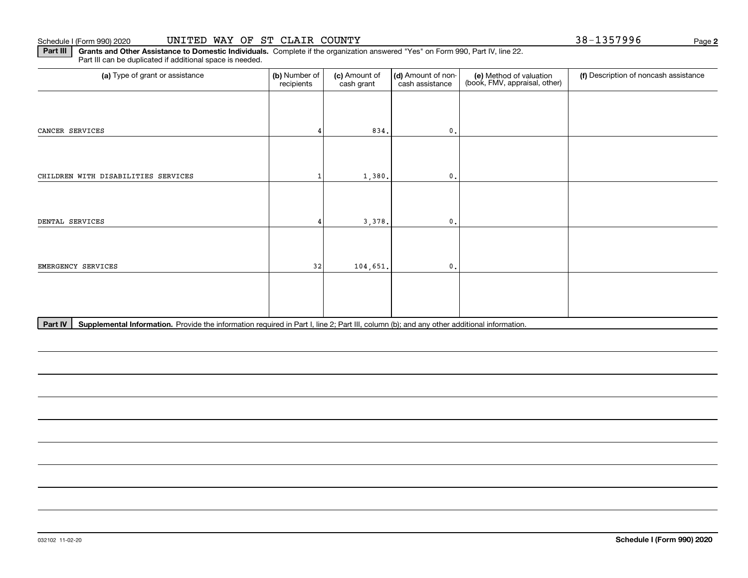Schedule I (Form 990) 2020 UNITED WAY OF ST CLAIR COUNTY 38-1357996

**Part III** **Grants and Other Assistance to Domestic Individuals.** Complete if the organization answered "Yes" on Form 990, Part IV, line 22. Part III can be duplicated if additional space is needed.

| (a) Type of grant or assistance | (b) Number of recipients | (c) Amount of cash grant | (d) Amount of non-cash assistance | (e) Method of valuation (book, FMV, appraisal, other) | (f) Description of noncash assistance |
|---|---|---|---|---|---|
| CANCER SERVICES | 4 | 834. | 0. | | |
| CHILDREN WITH DISABILITIES SERVICES | 1 | 1,380. | 0. | | |
| DENTAL SERVICES | 4 | 3,378. | 0. | | |
| EMERGENCY SERVICES | 32 | 104,651. | 0. | | |
| | | | | | |

**Part IV** **Supplemental Information.** Provide the information required in Part I, line 2; Part III, column (b); and any other additional information.

Schedule I (Form 990) 2020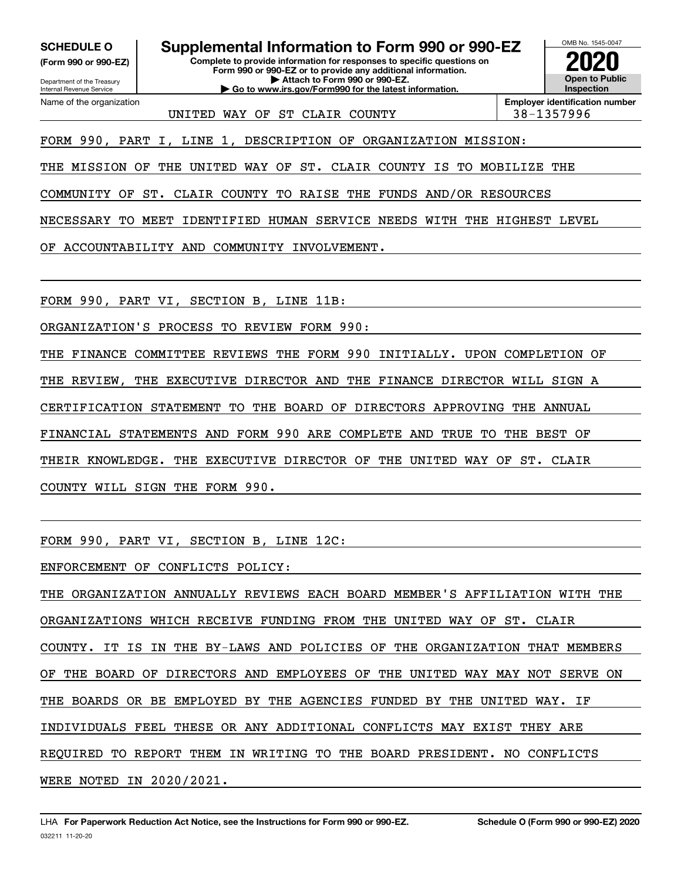**SCHEDULE O**
**(Form 990 or 990-EZ)**

Department of the Treasury
Internal Revenue Service

# Supplemental Information to Form 990 or 990-EZ

**Complete to provide information for responses to specific questions on Form 990 or 990-EZ or to provide any additional information.**
**▶ Attach to Form 990 or 990-EZ.**
**▶ Go to www.irs.gov/Form990 for the latest information.**

OMB No. 1545-0047

**2020**

**Open to Public Inspection**

| Name of the organization | Employer identification number |
|---|---|
| UNITED WAY OF ST CLAIR COUNTY | 38-1357996 |

FORM 990, PART I, LINE 1, DESCRIPTION OF ORGANIZATION MISSION:

THE MISSION OF THE UNITED WAY OF ST. CLAIR COUNTY IS TO MOBILIZE THE COMMUNITY OF ST. CLAIR COUNTY TO RAISE THE FUNDS AND/OR RESOURCES NECESSARY TO MEET IDENTIFIED HUMAN SERVICE NEEDS WITH THE HIGHEST LEVEL OF ACCOUNTABILITY AND COMMUNITY INVOLVEMENT.

FORM 990, PART VI, SECTION B, LINE 11B:

ORGANIZATION'S PROCESS TO REVIEW FORM 990:

THE FINANCE COMMITTEE REVIEWS THE FORM 990 INITIALLY. UPON COMPLETION OF THE REVIEW, THE EXECUTIVE DIRECTOR AND THE FINANCE DIRECTOR WILL SIGN A CERTIFICATION STATEMENT TO THE BOARD OF DIRECTORS APPROVING THE ANNUAL FINANCIAL STATEMENTS AND FORM 990 ARE COMPLETE AND TRUE TO THE BEST OF THEIR KNOWLEDGE. THE EXECUTIVE DIRECTOR OF THE UNITED WAY OF ST. CLAIR COUNTY WILL SIGN THE FORM 990.

FORM 990, PART VI, SECTION B, LINE 12C:

ENFORCEMENT OF CONFLICTS POLICY:

THE ORGANIZATION ANNUALLY REVIEWS EACH BOARD MEMBER'S AFFILIATION WITH THE ORGANIZATIONS WHICH RECEIVE FUNDING FROM THE UNITED WAY OF ST. CLAIR COUNTY. IT IS IN THE BY-LAWS AND POLICIES OF THE ORGANIZATION THAT MEMBERS OF THE BOARD OF DIRECTORS AND EMPLOYEES OF THE UNITED WAY MAY NOT SERVE ON THE BOARDS OR BE EMPLOYED BY THE AGENCIES FUNDED BY THE UNITED WAY. IF INDIVIDUALS FEEL THESE OR ANY ADDITIONAL CONFLICTS MAY EXIST THEY ARE REQUIRED TO REPORT THEM IN WRITING TO THE BOARD PRESIDENT. NO CONFLICTS WERE NOTED IN 2020/2021.

LHA **For Paperwork Reduction Act Notice, see the Instructions for Form 990 or 990-EZ.** **Schedule O (Form 990 or 990-EZ) 2020**
032211 11-20-20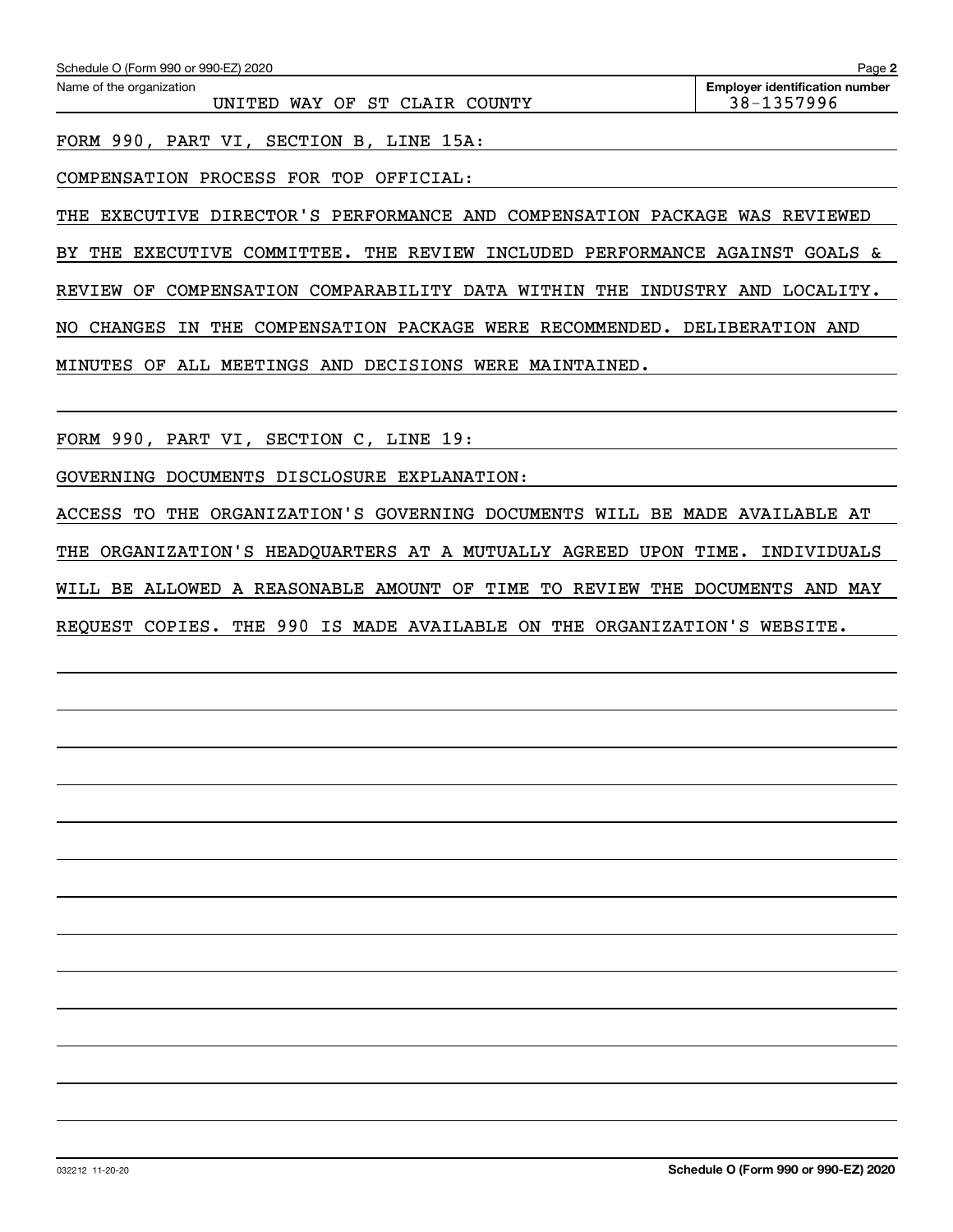Schedule O (Form 990 or 990-EZ) 2020 Page **2**

Name of the organization: UNITED WAY OF ST CLAIR COUNTY

**Employer identification number:** 38-1357996

FORM 990, PART VI, SECTION B, LINE 15A:

COMPENSATION PROCESS FOR TOP OFFICIAL:

THE EXECUTIVE DIRECTOR'S PERFORMANCE AND COMPENSATION PACKAGE WAS REVIEWED BY THE EXECUTIVE COMMITTEE. THE REVIEW INCLUDED PERFORMANCE AGAINST GOALS & REVIEW OF COMPENSATION COMPARABILITY DATA WITHIN THE INDUSTRY AND LOCALITY. NO CHANGES IN THE COMPENSATION PACKAGE WERE RECOMMENDED. DELIBERATION AND MINUTES OF ALL MEETINGS AND DECISIONS WERE MAINTAINED.

FORM 990, PART VI, SECTION C, LINE 19:

GOVERNING DOCUMENTS DISCLOSURE EXPLANATION:

ACCESS TO THE ORGANIZATION'S GOVERNING DOCUMENTS WILL BE MADE AVAILABLE AT THE ORGANIZATION'S HEADQUARTERS AT A MUTUALLY AGREED UPON TIME. INDIVIDUALS WILL BE ALLOWED A REASONABLE AMOUNT OF TIME TO REVIEW THE DOCUMENTS AND MAY REQUEST COPIES. THE 990 IS MADE AVAILABLE ON THE ORGANIZATION'S WEBSITE.

032212 11-20-20 **Schedule O (Form 990 or 990-EZ) 2020**